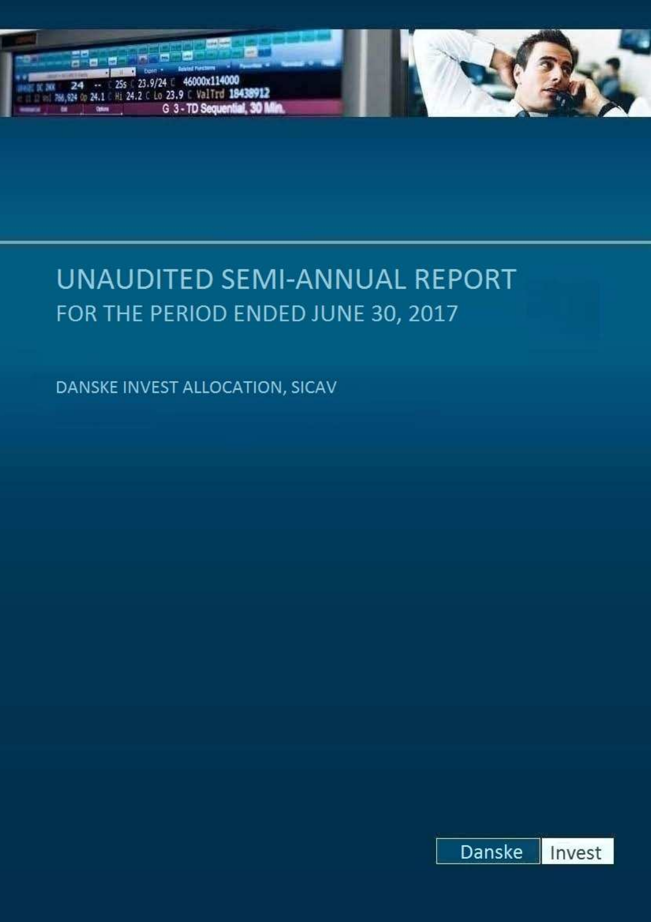# UNAUDITED SEMI-ANNUAL REPORT

## FOR THE PERIOD ENDED JUNE 30, 2017

DANSKE INVEST ALLOCATION, SICAV

Danske Invest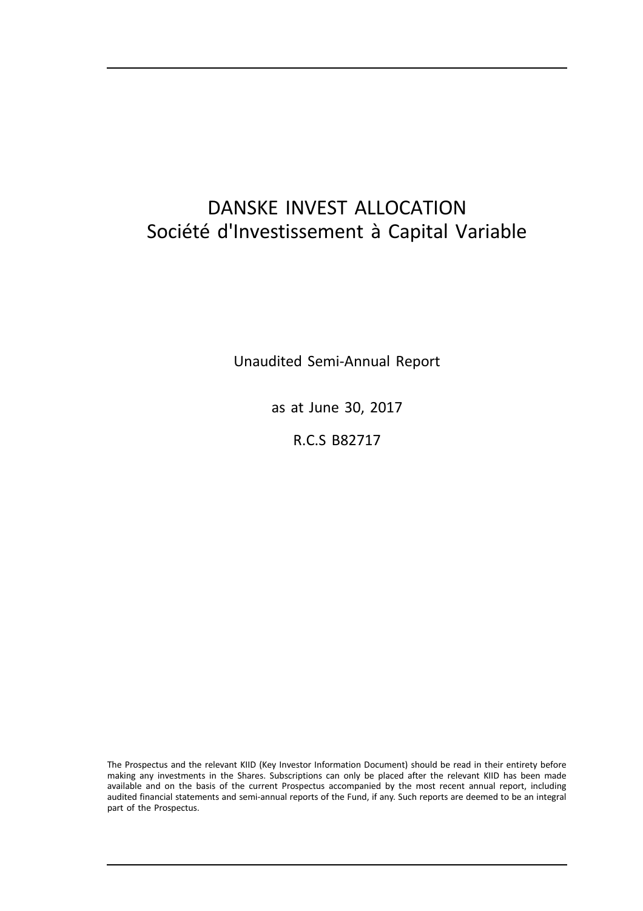# DANSKE INVEST ALLOCATION

## Société d'Investissement à Capital Variable

Unaudited Semi-Annual Report

as at June 30, 2017

R.C.S B82717

The Prospectus and the relevant KIID (Key Investor Information Document) should be read in their entirety before making any investments in the Shares. Subscriptions can only be placed after the relevant KIID has been made available and on the basis of the current Prospectus accompanied by the most recent annual report, including audited financial statements and semi-annual reports of the Fund, if any. Such reports are deemed to be an integral part of the Prospectus.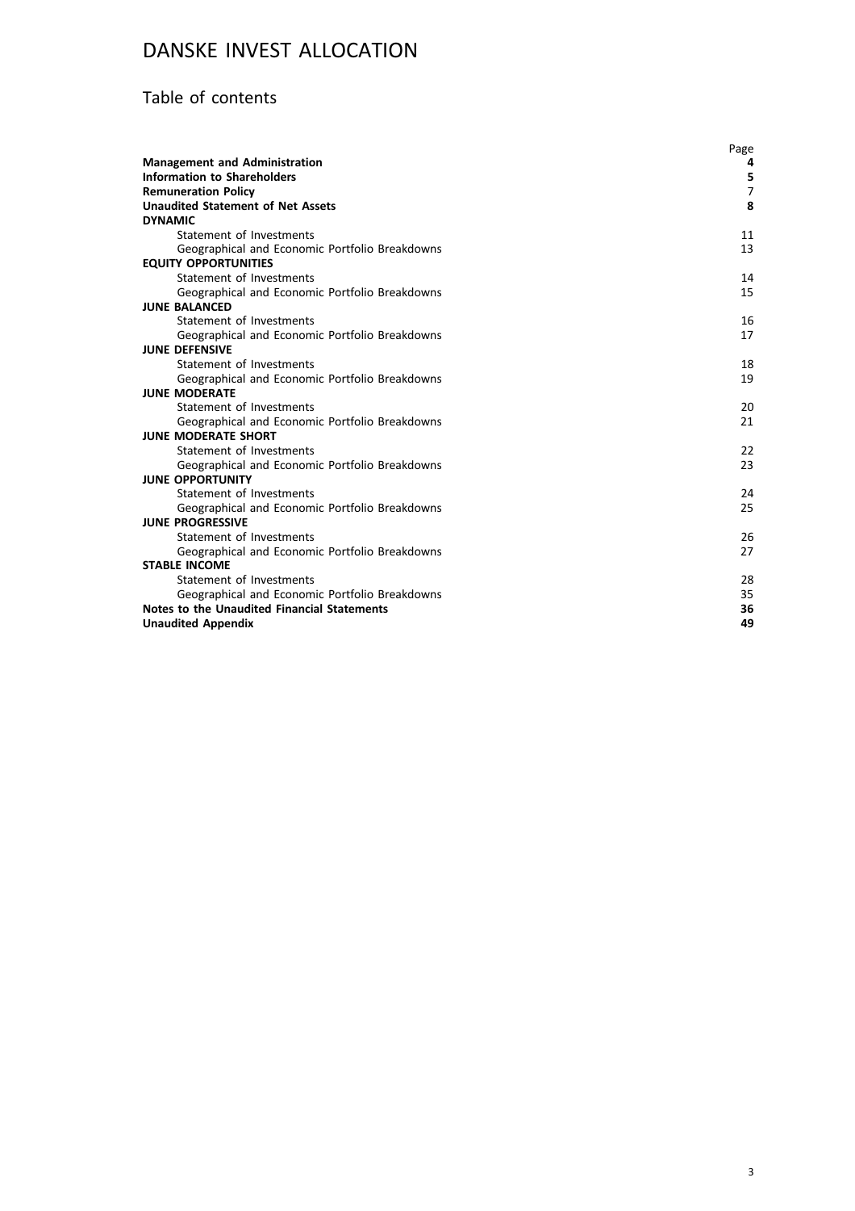# DANSKE INVEST ALLOCATION

## Table of contents

| | Page |
|---|---|
| **Management and Administration** | **4** |
| **Information to Shareholders** | **5** |
| **Remuneration Policy** | 7 |
| **Unaudited Statement of Net Assets** | **8** |
| **DYNAMIC** | |
| Statement of Investments | 11 |
| Geographical and Economic Portfolio Breakdowns | 13 |
| **EQUITY OPPORTUNITIES** | |
| Statement of Investments | 14 |
| Geographical and Economic Portfolio Breakdowns | 15 |
| **JUNE BALANCED** | |
| Statement of Investments | 16 |
| Geographical and Economic Portfolio Breakdowns | 17 |
| **JUNE DEFENSIVE** | |
| Statement of Investments | 18 |
| Geographical and Economic Portfolio Breakdowns | 19 |
| **JUNE MODERATE** | |
| Statement of Investments | 20 |
| Geographical and Economic Portfolio Breakdowns | 21 |
| **JUNE MODERATE SHORT** | |
| Statement of Investments | 22 |
| Geographical and Economic Portfolio Breakdowns | 23 |
| **JUNE OPPORTUNITY** | |
| Statement of Investments | 24 |
| Geographical and Economic Portfolio Breakdowns | 25 |
| **JUNE PROGRESSIVE** | |
| Statement of Investments | 26 |
| Geographical and Economic Portfolio Breakdowns | 27 |
| **STABLE INCOME** | |
| Statement of Investments | 28 |
| Geographical and Economic Portfolio Breakdowns | 35 |
| **Notes to the Unaudited Financial Statements** | **36** |
| **Unaudited Appendix** | **49** |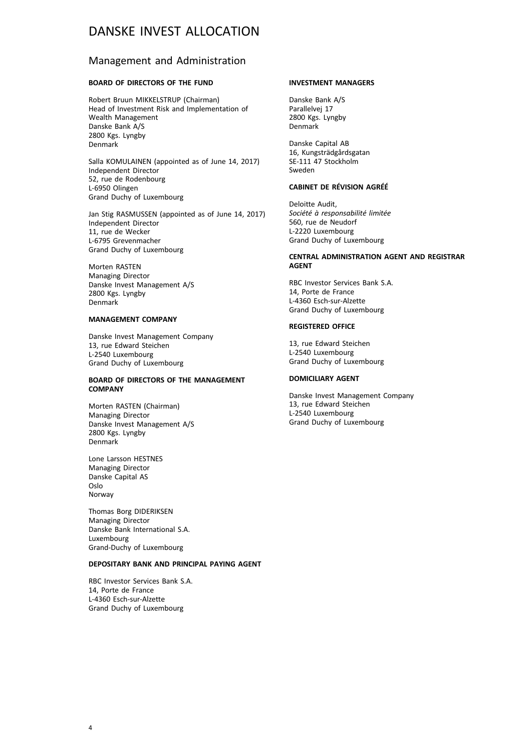# DANSKE INVEST ALLOCATION

## Management and Administration

**BOARD OF DIRECTORS OF THE FUND**

Robert Bruun MIKKELSTRUP (Chairman)
Head of Investment Risk and Implementation of Wealth Management
Danske Bank A/S
2800 Kgs. Lyngby
Denmark

Salla KOMULAINEN (appointed as of June 14, 2017)
Independent Director
52, rue de Rodenbourg
L-6950 Olingen
Grand Duchy of Luxembourg

Jan Stig RASMUSSEN (appointed as of June 14, 2017)
Independent Director
11, rue de Wecker
L-6795 Grevenmacher
Grand Duchy of Luxembourg

Morten RASTEN
Managing Director
Danske Invest Management A/S
2800 Kgs. Lyngby
Denmark

**MANAGEMENT COMPANY**

Danske Invest Management Company
13, rue Edward Steichen
L-2540 Luxembourg
Grand Duchy of Luxembourg

**BOARD OF DIRECTORS OF THE MANAGEMENT COMPANY**

Morten RASTEN (Chairman)
Managing Director
Danske Invest Management A/S
2800 Kgs. Lyngby
Denmark

Lone Larsson HESTNES
Managing Director
Danske Capital AS
Oslo
Norway

Thomas Borg DIDERIKSEN
Managing Director
Danske Bank International S.A.
Luxembourg
Grand-Duchy of Luxembourg

**DEPOSITARY BANK AND PRINCIPAL PAYING AGENT**

RBC Investor Services Bank S.A.
14, Porte de France
L-4360 Esch-sur-Alzette
Grand Duchy of Luxembourg

**INVESTMENT MANAGERS**

Danske Bank A/S
Parallelvej 17
2800 Kgs. Lyngby
Denmark

Danske Capital AB
16, Kungsträdgårdsgatan
SE-111 47 Stockholm
Sweden

**CABINET DE RÉVISION AGRÉÉ**

Deloitte Audit,
*Société à responsabilité limitée*
560, rue de Neudorf
L-2220 Luxembourg
Grand Duchy of Luxembourg

**CENTRAL ADMINISTRATION AGENT AND REGISTRAR AGENT**

RBC Investor Services Bank S.A.
14, Porte de France
L-4360 Esch-sur-Alzette
Grand Duchy of Luxembourg

**REGISTERED OFFICE**

13, rue Edward Steichen
L-2540 Luxembourg
Grand Duchy of Luxembourg

**DOMICILIARY AGENT**

Danske Invest Management Company
13, rue Edward Steichen
L-2540 Luxembourg
Grand Duchy of Luxembourg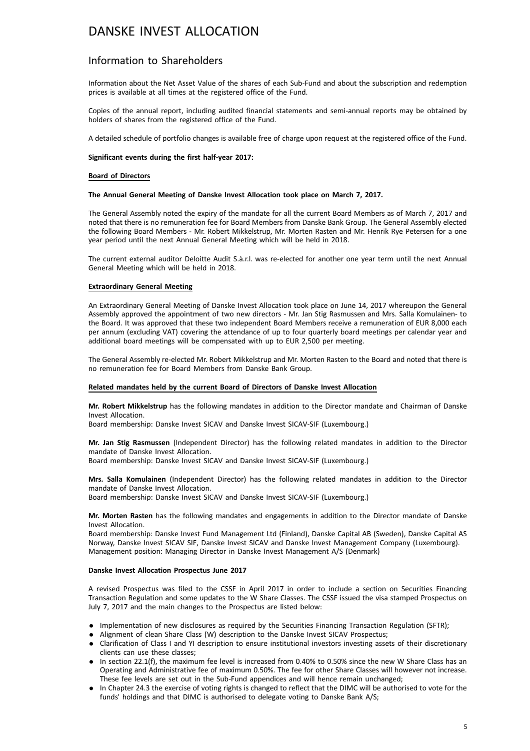# DANSKE INVEST ALLOCATION

## Information to Shareholders

Information about the Net Asset Value of the shares of each Sub-Fund and about the subscription and redemption prices is available at all times at the registered office of the Fund.

Copies of the annual report, including audited financial statements and semi-annual reports may be obtained by holders of shares from the registered office of the Fund.

A detailed schedule of portfolio changes is available free of charge upon request at the registered office of the Fund.

**Significant events during the first half-year 2017:**

**Board of Directors**

**The Annual General Meeting of Danske Invest Allocation took place on March 7, 2017.**

The General Assembly noted the expiry of the mandate for all the current Board Members as of March 7, 2017 and noted that there is no remuneration fee for Board Members from Danske Bank Group. The General Assembly elected the following Board Members - Mr. Robert Mikkelstrup, Mr. Morten Rasten and Mr. Henrik Rye Petersen for a one year period until the next Annual General Meeting which will be held in 2018.

The current external auditor Deloitte Audit S.à.r.l. was re-elected for another one year term until the next Annual General Meeting which will be held in 2018.

**Extraordinary General Meeting**

An Extraordinary General Meeting of Danske Invest Allocation took place on June 14, 2017 whereupon the General Assembly approved the appointment of two new directors - Mr. Jan Stig Rasmussen and Mrs. Salla Komulainen- to the Board. It was approved that these two independent Board Members receive a remuneration of EUR 8,000 each per annum (excluding VAT) covering the attendance of up to four quarterly board meetings per calendar year and additional board meetings will be compensated with up to EUR 2,500 per meeting.

The General Assembly re-elected Mr. Robert Mikkelstrup and Mr. Morten Rasten to the Board and noted that there is no remuneration fee for Board Members from Danske Bank Group.

**Related mandates held by the current Board of Directors of Danske Invest Allocation**

**Mr. Robert Mikkelstrup** has the following mandates in addition to the Director mandate and Chairman of Danske Invest Allocation.
Board membership: Danske Invest SICAV and Danske Invest SICAV-SIF (Luxembourg.)

**Mr. Jan Stig Rasmussen** (Independent Director) has the following related mandates in addition to the Director mandate of Danske Invest Allocation.
Board membership: Danske Invest SICAV and Danske Invest SICAV-SIF (Luxembourg.)

**Mrs. Salla Komulainen** (Independent Director) has the following related mandates in addition to the Director mandate of Danske Invest Allocation.
Board membership: Danske Invest SICAV and Danske Invest SICAV-SIF (Luxembourg.)

**Mr. Morten Rasten** has the following mandates and engagements in addition to the Director mandate of Danske Invest Allocation.
Board membership: Danske Invest Fund Management Ltd (Finland), Danske Capital AB (Sweden), Danske Capital AS Norway, Danske Invest SICAV SIF, Danske Invest SICAV and Danske Invest Management Company (Luxembourg).
Management position: Managing Director in Danske Invest Management A/S (Denmark)

**Danske Invest Allocation Prospectus June 2017**

A revised Prospectus was filed to the CSSF in April 2017 in order to include a section on Securities Financing Transaction Regulation and some updates to the W Share Classes. The CSSF issued the visa stamped Prospectus on July 7, 2017 and the main changes to the Prospectus are listed below:

- Implementation of new disclosures as required by the Securities Financing Transaction Regulation (SFTR);
- Alignment of clean Share Class (W) description to the Danske Invest SICAV Prospectus;
- Clarification of Class I and YI description to ensure institutional investors investing assets of their discretionary clients can use these classes;
- In section 22.1(f), the maximum fee level is increased from 0.40% to 0.50% since the new W Share Class has an Operating and Administrative fee of maximum 0.50%. The fee for other Share Classes will however not increase. These fee levels are set out in the Sub-Fund appendices and will hence remain unchanged;
- In Chapter 24.3 the exercise of voting rights is changed to reflect that the DIMC will be authorised to vote for the funds' holdings and that DIMC is authorised to delegate voting to Danske Bank A/S;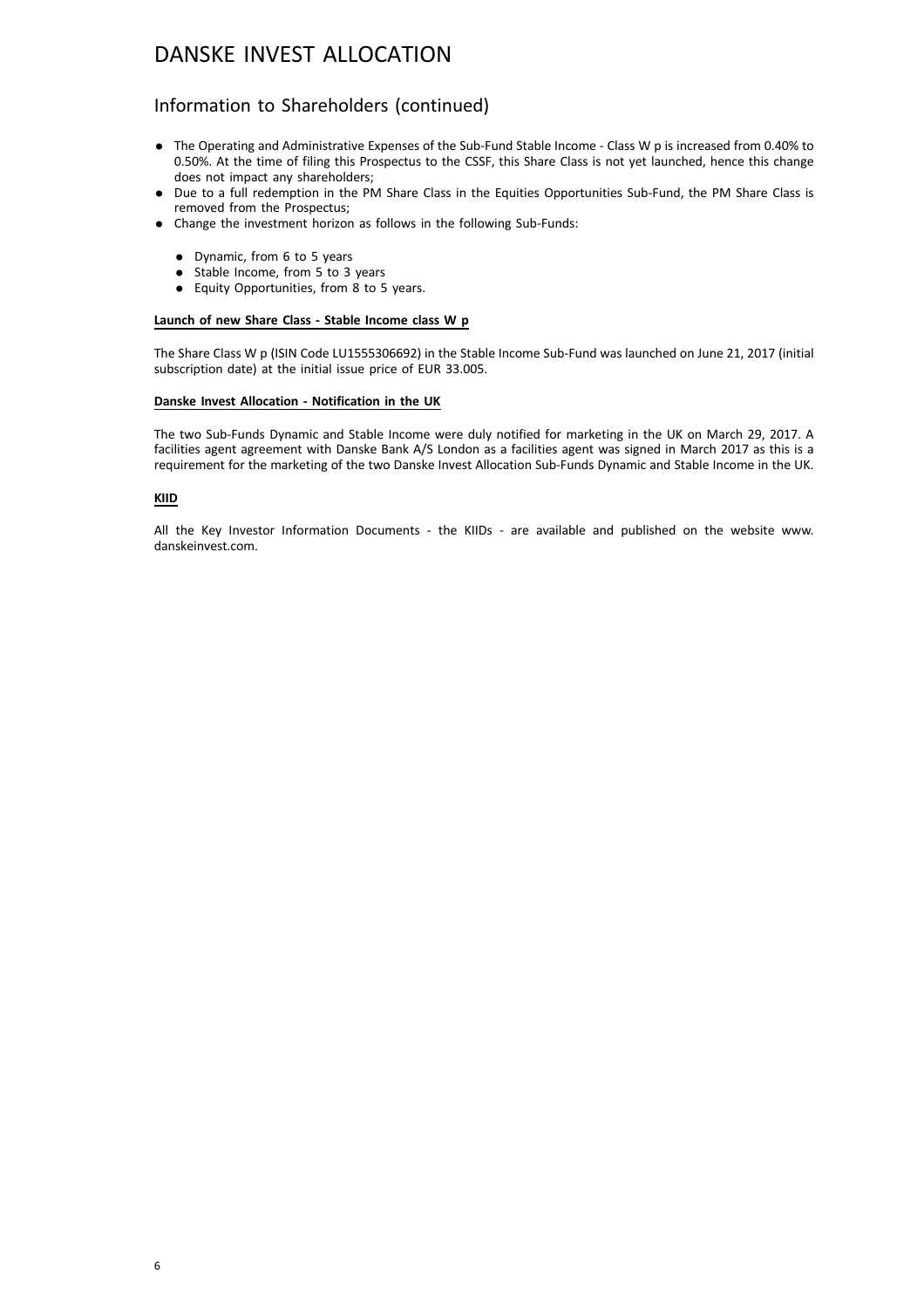# DANSKE INVEST ALLOCATION

## Information to Shareholders (continued)

- The Operating and Administrative Expenses of the Sub-Fund Stable Income - Class W p is increased from 0.40% to 0.50%. At the time of filing this Prospectus to the CSSF, this Share Class is not yet launched, hence this change does not impact any shareholders;
- Due to a full redemption in the PM Share Class in the Equities Opportunities Sub-Fund, the PM Share Class is removed from the Prospectus;
- Change the investment horizon as follows in the following Sub-Funds:
  - Dynamic, from 6 to 5 years
  - Stable Income, from 5 to 3 years
  - Equity Opportunities, from 8 to 5 years.

**Launch of new Share Class - Stable Income class W p**

The Share Class W p (ISIN Code LU1555306692) in the Stable Income Sub-Fund was launched on June 21, 2017 (initial subscription date) at the initial issue price of EUR 33.005.

**Danske Invest Allocation - Notification in the UK**

The two Sub-Funds Dynamic and Stable Income were duly notified for marketing in the UK on March 29, 2017. A facilities agent agreement with Danske Bank A/S London as a facilities agent was signed in March 2017 as this is a requirement for the marketing of the two Danske Invest Allocation Sub-Funds Dynamic and Stable Income in the UK.

**KIID**

All the Key Investor Information Documents - the KIIDs - are available and published on the website www.danskeinvest.com.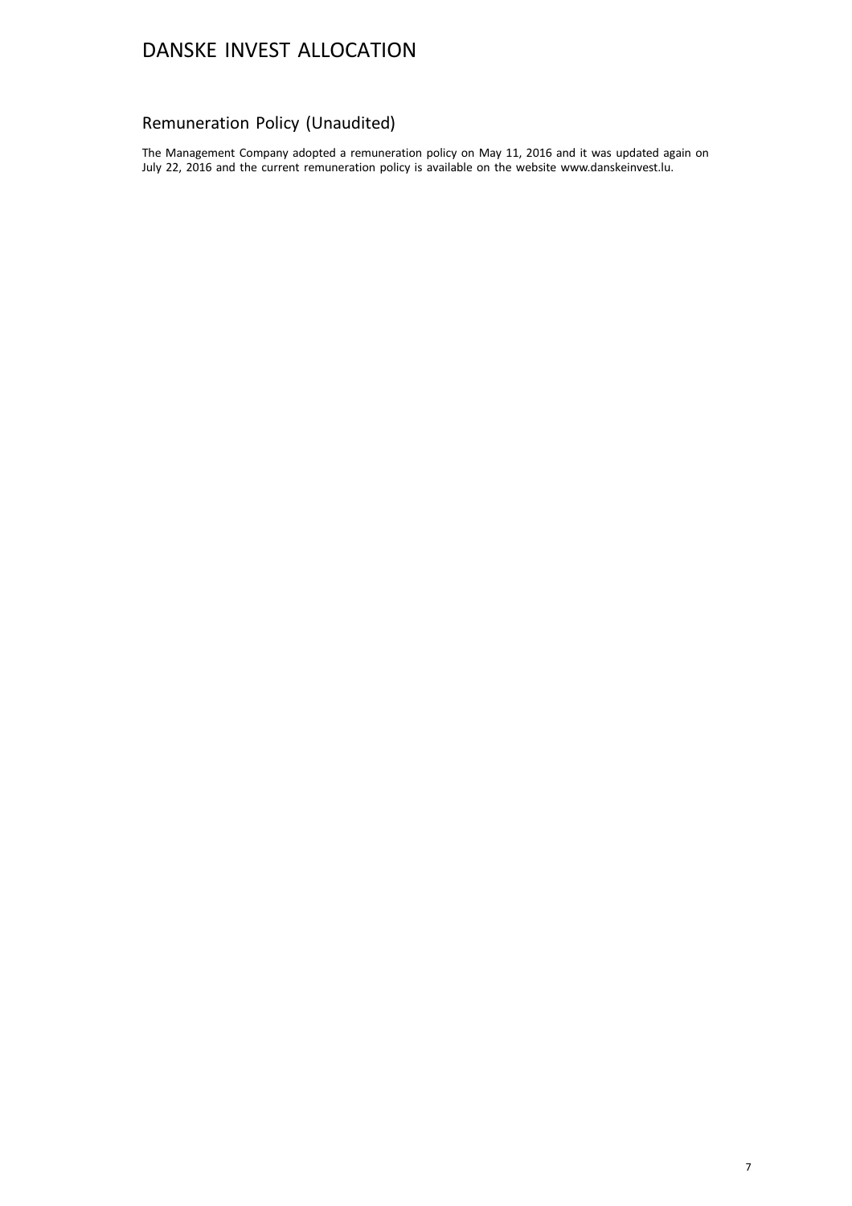## Remuneration Policy (Unaudited)

The Management Company adopted a remuneration policy on May 11, 2016 and it was updated again on July 22, 2016 and the current remuneration policy is available on the website www.danskeinvest.lu.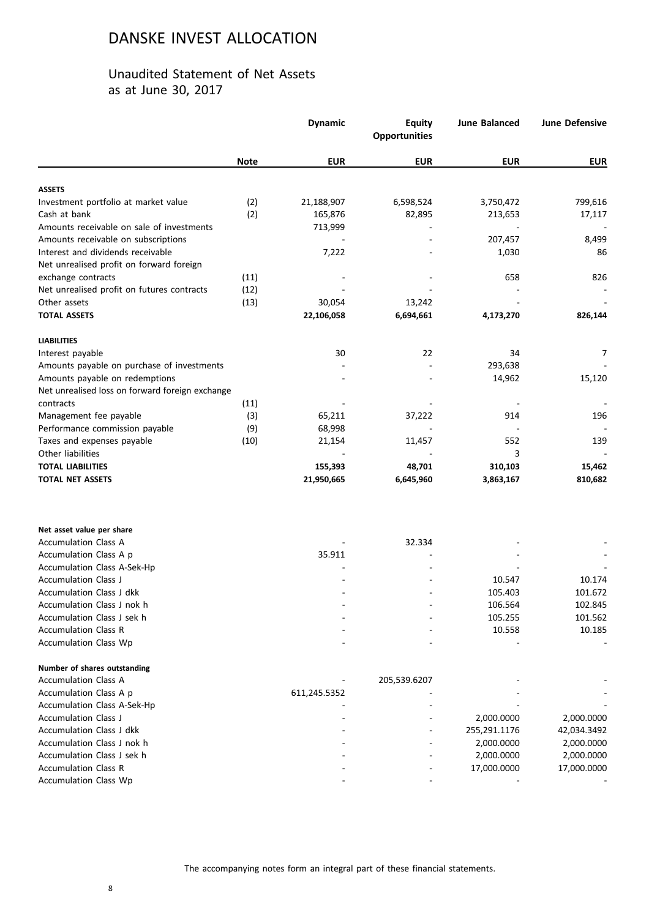# DANSKE INVEST ALLOCATION

## Unaudited Statement of Net Assets as at June 30, 2017

| | Note | Dynamic | Equity Opportunities | June Balanced | June Defensive |
|---|---|---|---|---|---|
| | | EUR | EUR | EUR | EUR |
| **ASSETS** | | | | | |
| Investment portfolio at market value | (2) | 21,188,907 | 6,598,524 | 3,750,472 | 799,616 |
| Cash at bank | (2) | 165,876 | 82,895 | 213,653 | 17,117 |
| Amounts receivable on sale of investments | | 713,999 | - | - | - |
| Amounts receivable on subscriptions | | - | - | 207,457 | 8,499 |
| Interest and dividends receivable | | 7,222 | - | 1,030 | 86 |
| Net unrealised profit on forward foreign exchange contracts | (11) | - | - | 658 | 826 |
| Net unrealised profit on futures contracts | (12) | - | - | - | - |
| Other assets | (13) | 30,054 | 13,242 | - | - |
| **TOTAL ASSETS** | | **22,106,058** | **6,694,661** | **4,173,270** | **826,144** |
| **LIABILITIES** | | | | | |
| Interest payable | | 30 | 22 | 34 | 7 |
| Amounts payable on purchase of investments | | - | - | 293,638 | - |
| Amounts payable on redemptions | | - | - | 14,962 | 15,120 |
| Net unrealised loss on forward foreign exchange contracts | (11) | - | - | - | - |
| Management fee payable | (3) | 65,211 | 37,222 | 914 | 196 |
| Performance commission payable | (9) | 68,998 | - | - | - |
| Taxes and expenses payable | (10) | 21,154 | 11,457 | 552 | 139 |
| Other liabilities | | - | - | 3 | - |
| **TOTAL LIABILITIES** | | **155,393** | **48,701** | **310,103** | **15,462** |
| **TOTAL NET ASSETS** | | **21,950,665** | **6,645,960** | **3,863,167** | **810,682** |
| **Net asset value per share** | | | | | |
| Accumulation Class A | | - | 32.334 | - | - |
| Accumulation Class A p | | 35.911 | - | - | - |
| Accumulation Class A-Sek-Hp | | - | - | - | - |
| Accumulation Class J | | - | - | 10.547 | 10.174 |
| Accumulation Class J dkk | | - | - | 105.403 | 101.672 |
| Accumulation Class J nok h | | - | - | 106.564 | 102.845 |
| Accumulation Class J sek h | | - | - | 105.255 | 101.562 |
| Accumulation Class R | | - | - | 10.558 | 10.185 |
| Accumulation Class Wp | | - | - | - | - |
| **Number of shares outstanding** | | | | | |
| Accumulation Class A | | - | 205,539.6207 | - | - |
| Accumulation Class A p | | 611,245.5352 | - | - | - |
| Accumulation Class A-Sek-Hp | | - | - | - | - |
| Accumulation Class J | | - | - | 2,000.0000 | 2,000.0000 |
| Accumulation Class J dkk | | - | - | 255,291.1176 | 42,034.3492 |
| Accumulation Class J nok h | | - | - | 2,000.0000 | 2,000.0000 |
| Accumulation Class J sek h | | - | - | 2,000.0000 | 2,000.0000 |
| Accumulation Class R | | - | - | 17,000.0000 | 17,000.0000 |
| Accumulation Class Wp | | - | - | - | - |

The accompanying notes form an integral part of these financial statements.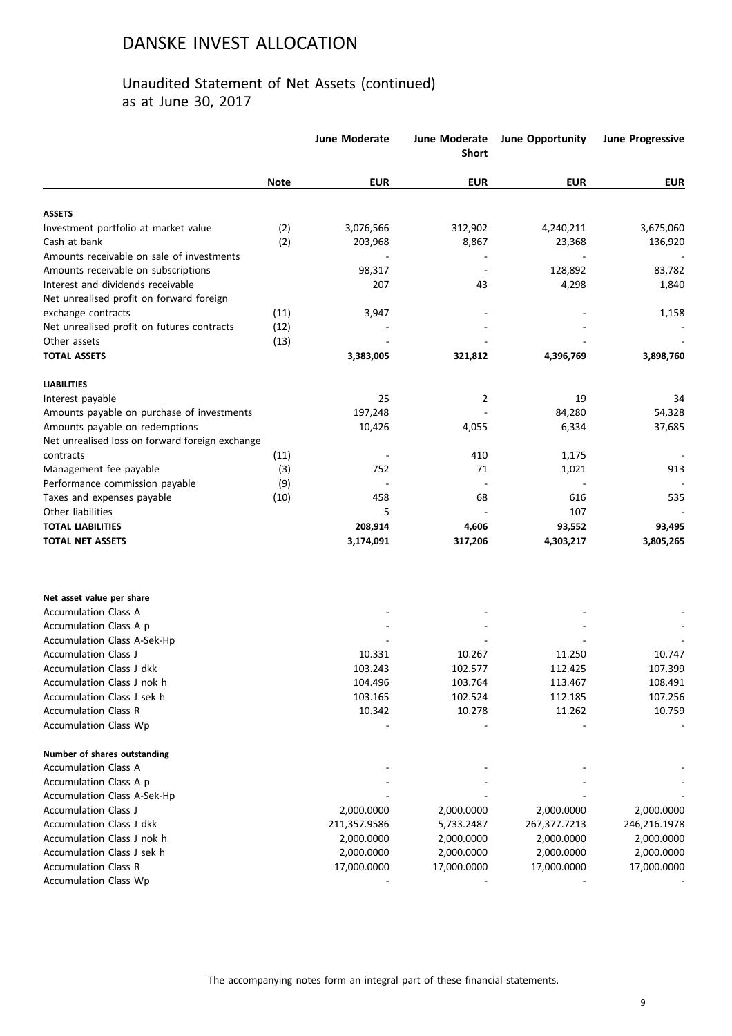# DANSKE INVEST ALLOCATION

## Unaudited Statement of Net Assets (continued)
as at June 30, 2017

| | Note | June Moderate | June Moderate Short | June Opportunity | June Progressive |
|---|---|---|---|---|---|
| | | **EUR** | **EUR** | **EUR** | **EUR** |
| **ASSETS** | | | | | |
| Investment portfolio at market value | (2) | 3,076,566 | 312,902 | 4,240,211 | 3,675,060 |
| Cash at bank | (2) | 203,968 | 8,867 | 23,368 | 136,920 |
| Amounts receivable on sale of investments | | - | - | - | - |
| Amounts receivable on subscriptions | | 98,317 | - | 128,892 | 83,782 |
| Interest and dividends receivable | | 207 | 43 | 4,298 | 1,840 |
| Net unrealised profit on forward foreign exchange contracts | (11) | 3,947 | - | - | 1,158 |
| Net unrealised profit on futures contracts | (12) | - | - | - | - |
| Other assets | (13) | - | - | - | - |
| **TOTAL ASSETS** | | **3,383,005** | **321,812** | **4,396,769** | **3,898,760** |
| **LIABILITIES** | | | | | |
| Interest payable | | 25 | 2 | 19 | 34 |
| Amounts payable on purchase of investments | | 197,248 | - | 84,280 | 54,328 |
| Amounts payable on redemptions | | 10,426 | 4,055 | 6,334 | 37,685 |
| Net unrealised loss on forward foreign exchange contracts | (11) | - | 410 | 1,175 | - |
| Management fee payable | (3) | 752 | 71 | 1,021 | 913 |
| Performance commission payable | (9) | - | - | - | - |
| Taxes and expenses payable | (10) | 458 | 68 | 616 | 535 |
| Other liabilities | | 5 | - | 107 | - |
| **TOTAL LIABILITIES** | | **208,914** | **4,606** | **93,552** | **93,495** |
| **TOTAL NET ASSETS** | | **3,174,091** | **317,206** | **4,303,217** | **3,805,265** |
| | | | | | |
| **Net asset value per share** | | | | | |
| Accumulation Class A | | - | - | - | - |
| Accumulation Class A p | | - | - | - | - |
| Accumulation Class A-Sek-Hp | | - | - | - | - |
| Accumulation Class J | | 10.331 | 10.267 | 11.250 | 10.747 |
| Accumulation Class J dkk | | 103.243 | 102.577 | 112.425 | 107.399 |
| Accumulation Class J nok h | | 104.496 | 103.764 | 113.467 | 108.491 |
| Accumulation Class J sek h | | 103.165 | 102.524 | 112.185 | 107.256 |
| Accumulation Class R | | 10.342 | 10.278 | 11.262 | 10.759 |
| Accumulation Class Wp | | - | - | - | - |
| | | | | | |
| **Number of shares outstanding** | | | | | |
| Accumulation Class A | | - | - | - | - |
| Accumulation Class A p | | - | - | - | - |
| Accumulation Class A-Sek-Hp | | - | - | - | - |
| Accumulation Class J | | 2,000.0000 | 2,000.0000 | 2,000.0000 | 2,000.0000 |
| Accumulation Class J dkk | | 211,357.9586 | 5,733.2487 | 267,377.7213 | 246,216.1978 |
| Accumulation Class J nok h | | 2,000.0000 | 2,000.0000 | 2,000.0000 | 2,000.0000 |
| Accumulation Class J sek h | | 2,000.0000 | 2,000.0000 | 2,000.0000 | 2,000.0000 |
| Accumulation Class R | | 17,000.0000 | 17,000.0000 | 17,000.0000 | 17,000.0000 |
| Accumulation Class Wp | | - | - | - | - |

The accompanying notes form an integral part of these financial statements.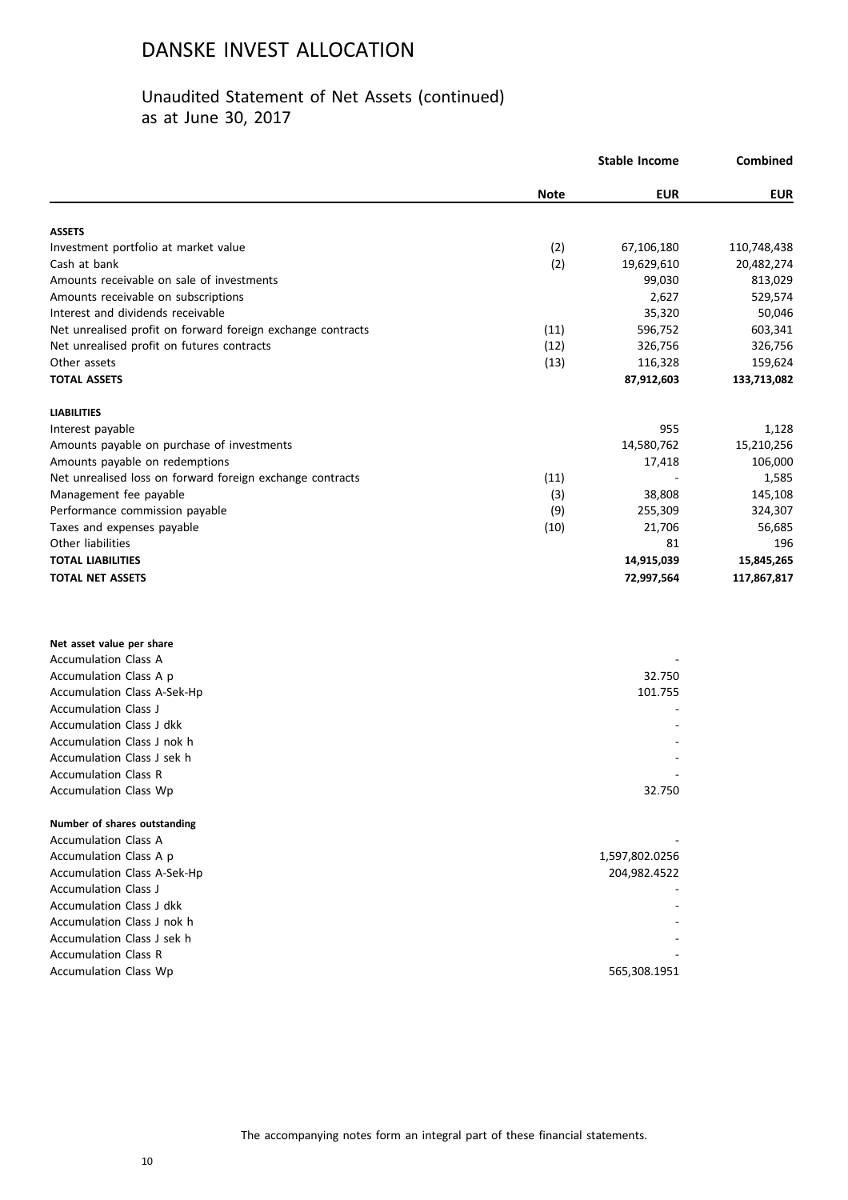# DANSKE INVEST ALLOCATION

## Unaudited Statement of Net Assets (continued)
as at June 30, 2017

| | Note | Stable Income EUR | Combined EUR |
|---|---|---|---|
| **ASSETS** | | | |
| Investment portfolio at market value | (2) | 67,106,180 | 110,748,438 |
| Cash at bank | (2) | 19,629,610 | 20,482,274 |
| Amounts receivable on sale of investments | | 99,030 | 813,029 |
| Amounts receivable on subscriptions | | 2,627 | 529,574 |
| Interest and dividends receivable | | 35,320 | 50,046 |
| Net unrealised profit on forward foreign exchange contracts | (11) | 596,752 | 603,341 |
| Net unrealised profit on futures contracts | (12) | 326,756 | 326,756 |
| Other assets | (13) | 116,328 | 159,624 |
| **TOTAL ASSETS** | | **87,912,603** | **133,713,082** |
| **LIABILITIES** | | | |
| Interest payable | | 955 | 1,128 |
| Amounts payable on purchase of investments | | 14,580,762 | 15,210,256 |
| Amounts payable on redemptions | | 17,418 | 106,000 |
| Net unrealised loss on forward foreign exchange contracts | (11) | - | 1,585 |
| Management fee payable | (3) | 38,808 | 145,108 |
| Performance commission payable | (9) | 255,309 | 324,307 |
| Taxes and expenses payable | (10) | 21,706 | 56,685 |
| Other liabilities | | 81 | 196 |
| **TOTAL LIABILITIES** | | **14,915,039** | **15,845,265** |
| **TOTAL NET ASSETS** | | **72,997,564** | **117,867,817** |
| | | | |
| **Net asset value per share** | | | |
| Accumulation Class A | | - | |
| Accumulation Class A p | | 32.750 | |
| Accumulation Class A-Sek-Hp | | 101.755 | |
| Accumulation Class J | | - | |
| Accumulation Class J dkk | | - | |
| Accumulation Class J nok h | | - | |
| Accumulation Class J sek h | | - | |
| Accumulation Class R | | - | |
| Accumulation Class Wp | | 32.750 | |
| | | | |
| **Number of shares outstanding** | | | |
| Accumulation Class A | | - | |
| Accumulation Class A p | | 1,597,802.0256 | |
| Accumulation Class A-Sek-Hp | | 204,982.4522 | |
| Accumulation Class J | | - | |
| Accumulation Class J dkk | | - | |
| Accumulation Class J nok h | | - | |
| Accumulation Class J sek h | | - | |
| Accumulation Class R | | - | |
| Accumulation Class Wp | | 565,308.1951 | |

The accompanying notes form an integral part of these financial statements.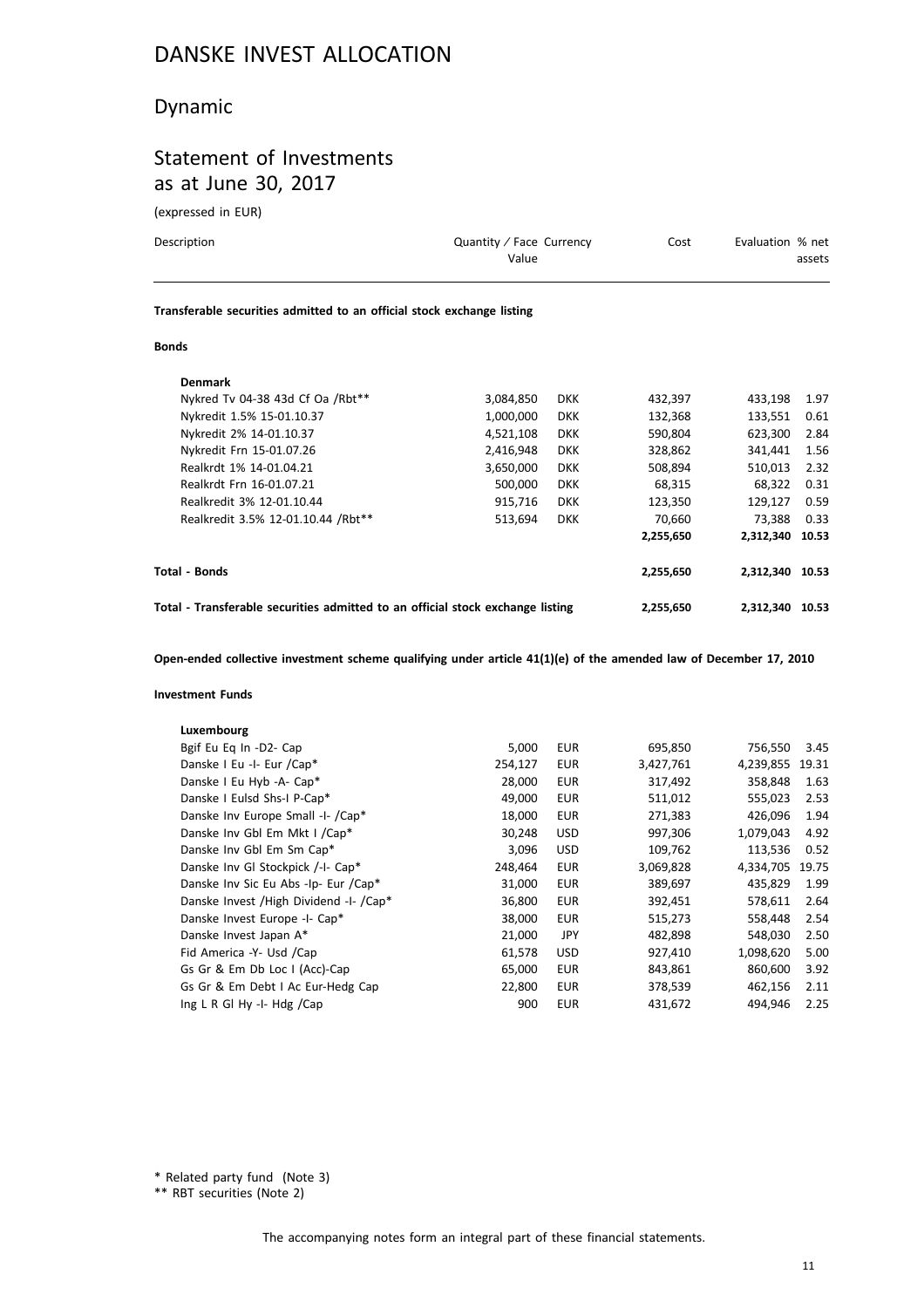# DANSKE INVEST ALLOCATION

## Dynamic

## Statement of Investments as at June 30, 2017

(expressed in EUR)

| Description | Quantity / Face Value | Currency | Cost | Evaluation | % net assets |
|---|---|---|---|---|---|
| **Transferable securities admitted to an official stock exchange listing** | | | | | |
| **Bonds** | | | | | |
| **Denmark** | | | | | |
| Nykred Tv 04-38 43d Cf Oa /Rbt** | 3,084,850 | DKK | 432,397 | 433,198 | 1.97 |
| Nykredit 1.5% 15-01.10.37 | 1,000,000 | DKK | 132,368 | 133,551 | 0.61 |
| Nykredit 2% 14-01.10.37 | 4,521,108 | DKK | 590,804 | 623,300 | 2.84 |
| Nykredit Frn 15-01.07.26 | 2,416,948 | DKK | 328,862 | 341,441 | 1.56 |
| Realkrdt 1% 14-01.04.21 | 3,650,000 | DKK | 508,894 | 510,013 | 2.32 |
| Realkrdt Frn 16-01.07.21 | 500,000 | DKK | 68,315 | 68,322 | 0.31 |
| Realkredit 3% 12-01.10.44 | 915,716 | DKK | 123,350 | 129,127 | 0.59 |
| Realkredit 3.5% 12-01.10.44 /Rbt** | 513,694 | DKK | 70,660 | 73,388 | 0.33 |
| | | | **2,255,650** | **2,312,340** | **10.53** |
| **Total - Bonds** | | | **2,255,650** | **2,312,340** | **10.53** |
| **Total - Transferable securities admitted to an official stock exchange listing** | | | **2,255,650** | **2,312,340** | **10.53** |
| **Open-ended collective investment scheme qualifying under article 41(1)(e) of the amended law of December 17, 2010** | | | | | |
| **Investment Funds** | | | | | |
| **Luxembourg** | | | | | |
| Bgif Eu Eq In -D2- Cap | 5,000 | EUR | 695,850 | 756,550 | 3.45 |
| Danske I Eu -I- Eur /Cap* | 254,127 | EUR | 3,427,761 | 4,239,855 | 19.31 |
| Danske I Eu Hyb -A- Cap* | 28,000 | EUR | 317,492 | 358,848 | 1.63 |
| Danske I Eulsd Shs-I P-Cap* | 49,000 | EUR | 511,012 | 555,023 | 2.53 |
| Danske Inv Europe Small -I- /Cap* | 18,000 | EUR | 271,383 | 426,096 | 1.94 |
| Danske Inv Gbl Em Mkt I /Cap* | 30,248 | USD | 997,306 | 1,079,043 | 4.92 |
| Danske Inv Gbl Em Sm Cap* | 3,096 | USD | 109,762 | 113,536 | 0.52 |
| Danske Inv Gl Stockpick /-I- Cap* | 248,464 | EUR | 3,069,828 | 4,334,705 | 19.75 |
| Danske Inv Sic Eu Abs -Ip- Eur /Cap* | 31,000 | EUR | 389,697 | 435,829 | 1.99 |
| Danske Invest /High Dividend -I- /Cap* | 36,800 | EUR | 392,451 | 578,611 | 2.64 |
| Danske Invest Europe -I- Cap* | 38,000 | EUR | 515,273 | 558,448 | 2.54 |
| Danske Invest Japan A* | 21,000 | JPY | 482,898 | 548,030 | 2.50 |
| Fid America -Y- Usd /Cap | 61,578 | USD | 927,410 | 1,098,620 | 5.00 |
| Gs Gr & Em Db Loc I (Acc)-Cap | 65,000 | EUR | 843,861 | 860,600 | 3.92 |
| Gs Gr & Em Debt I Ac Eur-Hedg Cap | 22,800 | EUR | 378,539 | 462,156 | 2.11 |
| Ing L R Gl Hy -I- Hdg /Cap | 900 | EUR | 431,672 | 494,946 | 2.25 |

\* Related party fund (Note 3)

\** RBT securities (Note 2)

The accompanying notes form an integral part of these financial statements.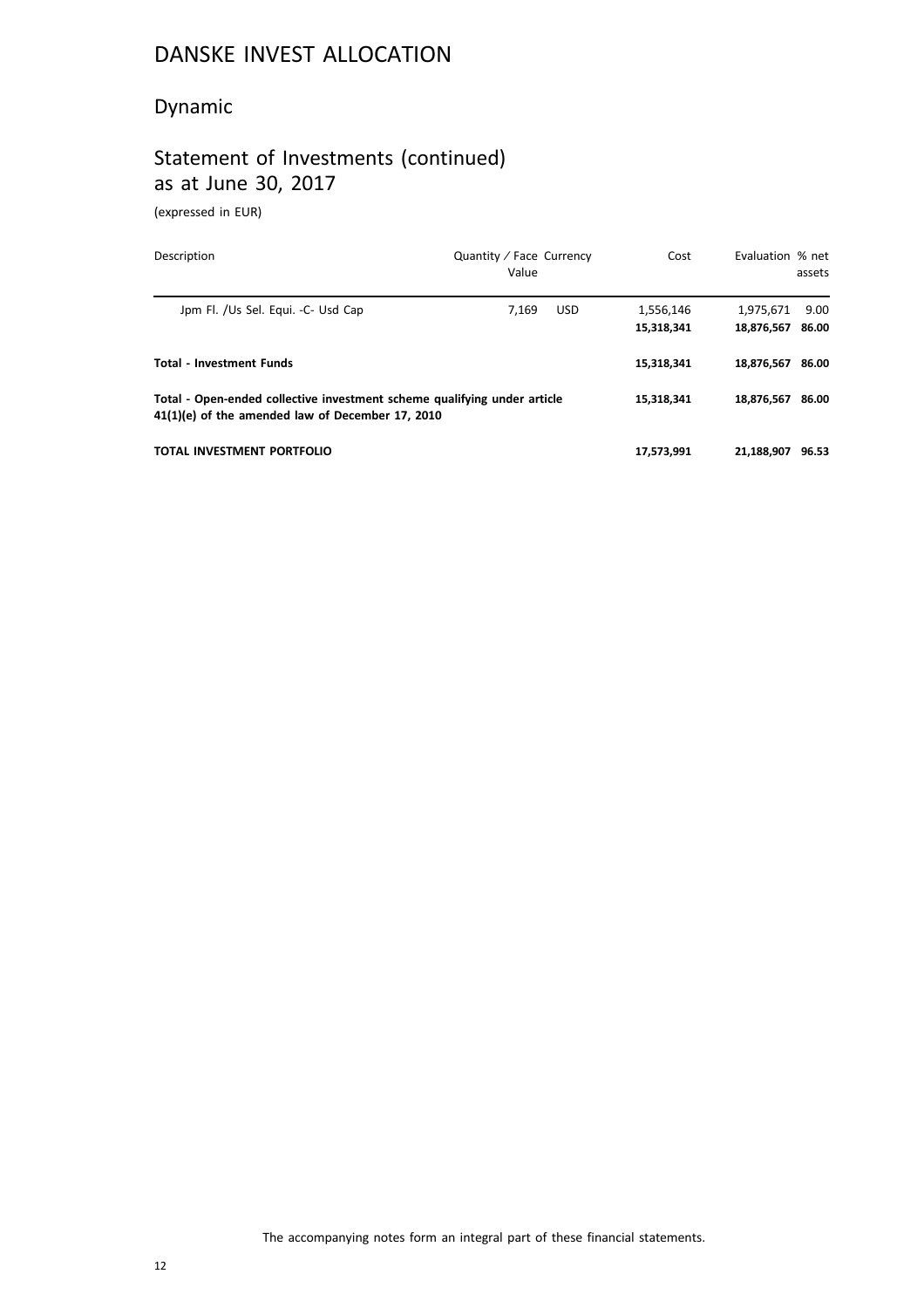# DANSKE INVEST ALLOCATION

## Dynamic

## Statement of Investments (continued) as at June 30, 2017

(expressed in EUR)

| Description | Quantity / Face Value | Currency | Cost | Evaluation | % net assets |
|---|---|---|---|---|---|
| Jpm Fl. /Us Sel. Equi. -C- Usd Cap | 7,169 | USD | 1,556,146 | 1,975,671 | 9.00 |
| | | | **15,318,341** | **18,876,567** | **86.00** |
| **Total - Investment Funds** | | | **15,318,341** | **18,876,567** | **86.00** |
| **Total - Open-ended collective investment scheme qualifying under article 41(1)(e) of the amended law of December 17, 2010** | | | **15,318,341** | **18,876,567** | **86.00** |
| **TOTAL INVESTMENT PORTFOLIO** | | | **17,573,991** | **21,188,907** | **96.53** |

The accompanying notes form an integral part of these financial statements.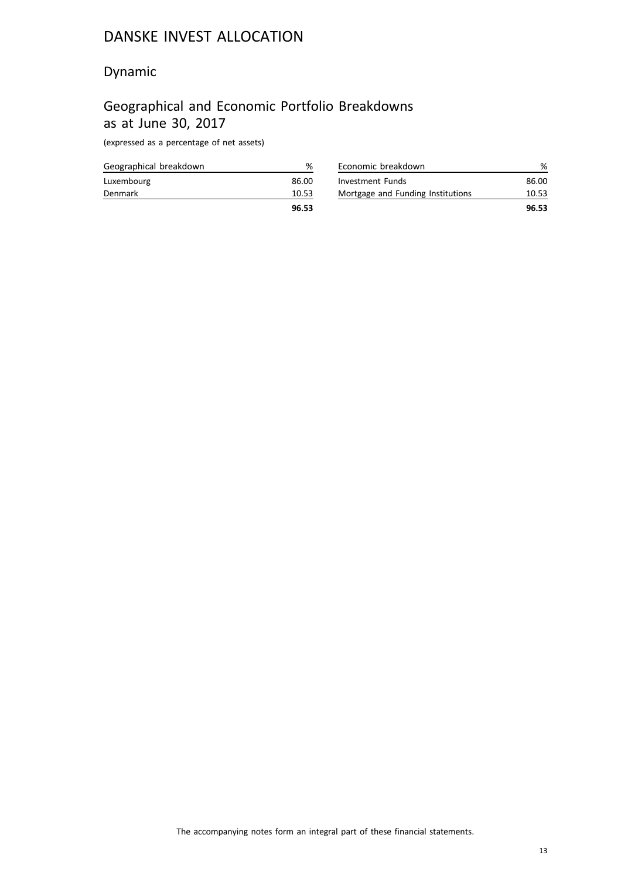# DANSKE INVEST ALLOCATION

## Dynamic

## Geographical and Economic Portfolio Breakdowns as at June 30, 2017

(expressed as a percentage of net assets)

| Geographical breakdown | % |
|---|---|
| Luxembourg | 86.00 |
| Denmark | 10.53 |
| | **96.53** |

| Economic breakdown | % |
|---|---|
| Investment Funds | 86.00 |
| Mortgage and Funding Institutions | 10.53 |
| | **96.53** |

The accompanying notes form an integral part of these financial statements.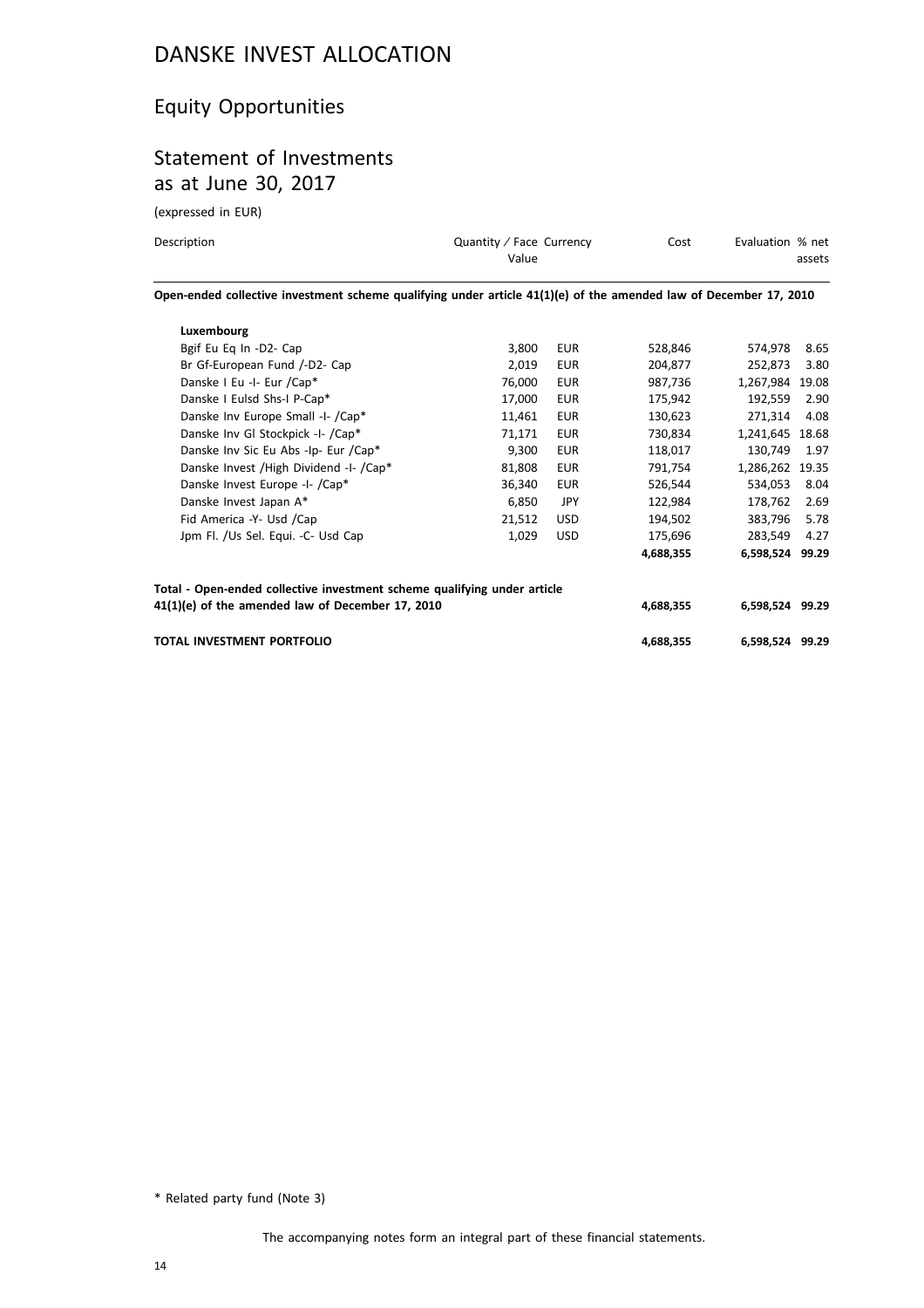# DANSKE INVEST ALLOCATION

## Equity Opportunities

## Statement of Investments as at June 30, 2017

(expressed in EUR)

| Description | Quantity / Face Value | Currency | Cost | Evaluation | % net assets |
|---|---|---|---|---|---|
| **Open-ended collective investment scheme qualifying under article 41(1)(e) of the amended law of December 17, 2010** | | | | | |
| **Luxembourg** | | | | | |
| Bgif Eu Eq In -D2- Cap | 3,800 | EUR | 528,846 | 574,978 | 8.65 |
| Br Gf-European Fund /-D2- Cap | 2,019 | EUR | 204,877 | 252,873 | 3.80 |
| Danske I Eu -I- Eur /Cap* | 76,000 | EUR | 987,736 | 1,267,984 | 19.08 |
| Danske I Eulsd Shs-I P-Cap* | 17,000 | EUR | 175,942 | 192,559 | 2.90 |
| Danske Inv Europe Small -I- /Cap* | 11,461 | EUR | 130,623 | 271,314 | 4.08 |
| Danske Inv Gl Stockpick -I- /Cap* | 71,171 | EUR | 730,834 | 1,241,645 | 18.68 |
| Danske Inv Sic Eu Abs -Ip- Eur /Cap* | 9,300 | EUR | 118,017 | 130,749 | 1.97 |
| Danske Invest /High Dividend -I- /Cap* | 81,808 | EUR | 791,754 | 1,286,262 | 19.35 |
| Danske Invest Europe -I- /Cap* | 36,340 | EUR | 526,544 | 534,053 | 8.04 |
| Danske Invest Japan A* | 6,850 | JPY | 122,984 | 178,762 | 2.69 |
| Fid America -Y- Usd /Cap | 21,512 | USD | 194,502 | 383,796 | 5.78 |
| Jpm Fl. /Us Sel. Equi. -C- Usd Cap | 1,029 | USD | 175,696 | 283,549 | 4.27 |
| | | | **4,688,355** | **6,598,524** | **99.29** |
| **Total - Open-ended collective investment scheme qualifying under article 41(1)(e) of the amended law of December 17, 2010** | | | **4,688,355** | **6,598,524** | **99.29** |
| **TOTAL INVESTMENT PORTFOLIO** | | | **4,688,355** | **6,598,524** | **99.29** |

\* Related party fund (Note 3)

The accompanying notes form an integral part of these financial statements.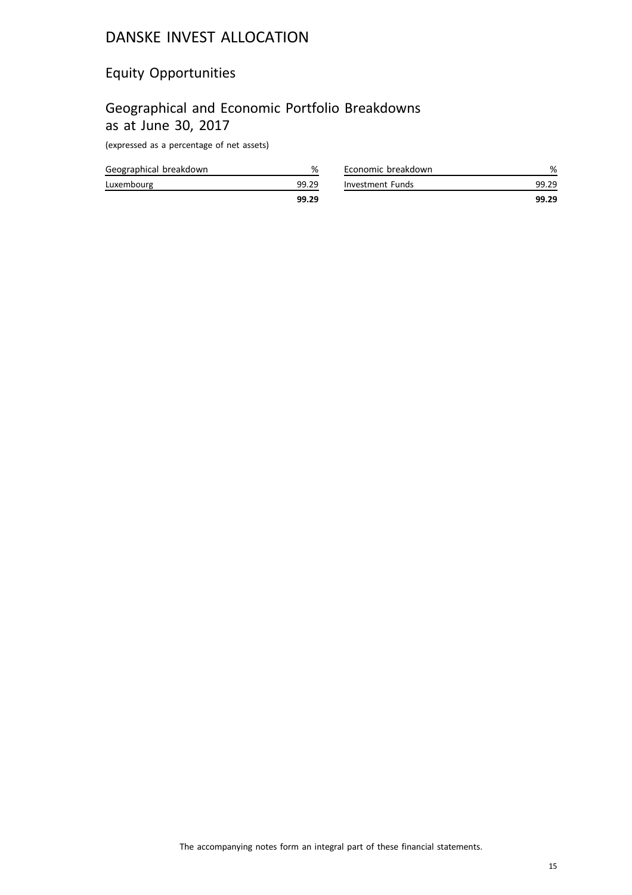# DANSKE INVEST ALLOCATION

## Equity Opportunities

## Geographical and Economic Portfolio Breakdowns as at June 30, 2017

(expressed as a percentage of net assets)

| Geographical breakdown | % |
|---|---|
| Luxembourg | 99.29 |
| | **99.29** |

| Economic breakdown | % |
|---|---|
| Investment Funds | 99.29 |
| | **99.29** |

The accompanying notes form an integral part of these financial statements.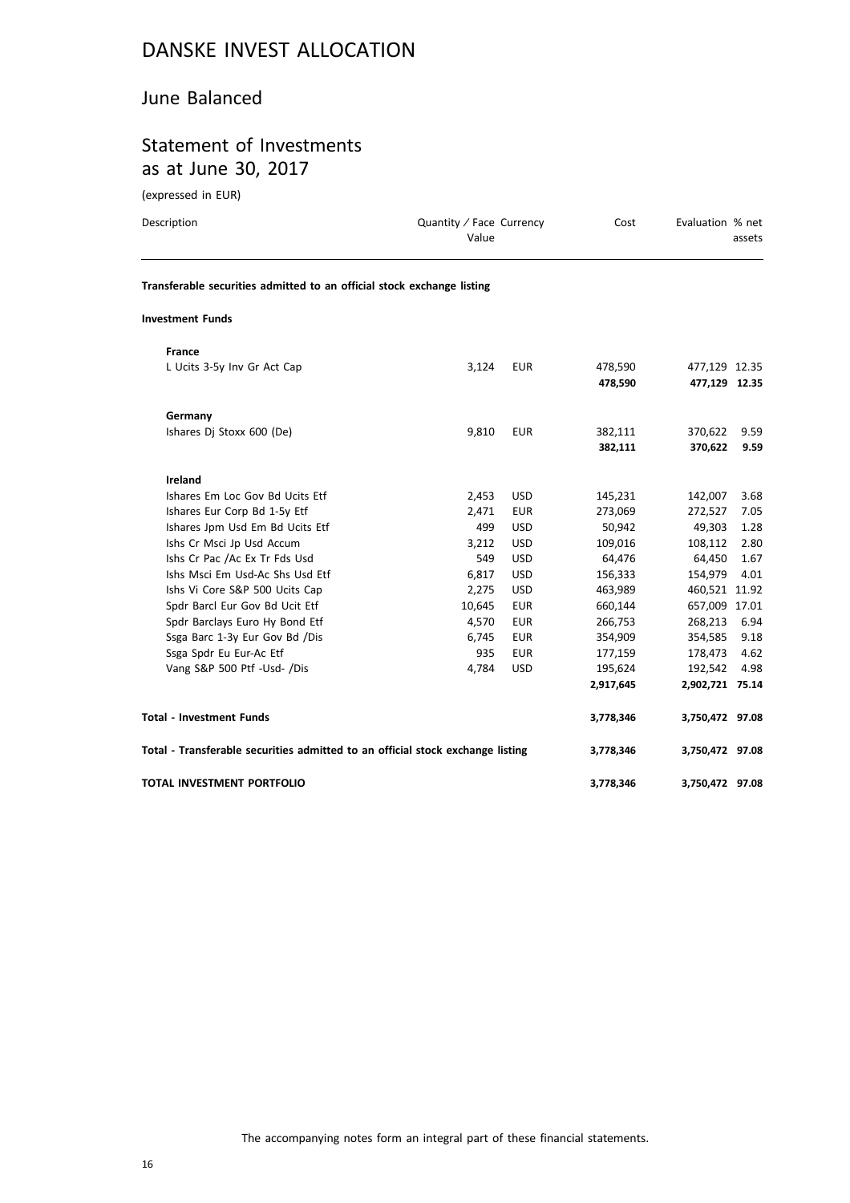# DANSKE INVEST ALLOCATION

## June Balanced

## Statement of Investments as at June 30, 2017

(expressed in EUR)

| Description | Quantity / Face Value | Currency | Cost | Evaluation | % net assets |
|---|---|---|---|---|---|
| **Transferable securities admitted to an official stock exchange listing** | | | | | |
| **Investment Funds** | | | | | |
| **France** | | | | | |
| L Ucits 3-5y Inv Gr Act Cap | 3,124 | EUR | 478,590 | 477,129 | 12.35 |
| | | | **478,590** | **477,129** | **12.35** |
| **Germany** | | | | | |
| Ishares Dj Stoxx 600 (De) | 9,810 | EUR | 382,111 | 370,622 | 9.59 |
| | | | **382,111** | **370,622** | **9.59** |
| **Ireland** | | | | | |
| Ishares Em Loc Gov Bd Ucits Etf | 2,453 | USD | 145,231 | 142,007 | 3.68 |
| Ishares Eur Corp Bd 1-5y Etf | 2,471 | EUR | 273,069 | 272,527 | 7.05 |
| Ishares Jpm Usd Em Bd Ucits Etf | 499 | USD | 50,942 | 49,303 | 1.28 |
| Ishs Cr Msci Jp Usd Accum | 3,212 | USD | 109,016 | 108,112 | 2.80 |
| Ishs Cr Pac /Ac Ex Tr Fds Usd | 549 | USD | 64,476 | 64,450 | 1.67 |
| Ishs Msci Em Usd-Ac Shs Usd Etf | 6,817 | USD | 156,333 | 154,979 | 4.01 |
| Ishs Vi Core S&P 500 Ucits Cap | 2,275 | USD | 463,989 | 460,521 | 11.92 |
| Spdr Barcl Eur Gov Bd Ucit Etf | 10,645 | EUR | 660,144 | 657,009 | 17.01 |
| Spdr Barclays Euro Hy Bond Etf | 4,570 | EUR | 266,753 | 268,213 | 6.94 |
| Ssga Barc 1-3y Eur Gov Bd /Dis | 6,745 | EUR | 354,909 | 354,585 | 9.18 |
| Ssga Spdr Eu Eur-Ac Etf | 935 | EUR | 177,159 | 178,473 | 4.62 |
| Vang S&P 500 Ptf -Usd- /Dis | 4,784 | USD | 195,624 | 192,542 | 4.98 |
| | | | **2,917,645** | **2,902,721** | **75.14** |
| **Total - Investment Funds** | | | **3,778,346** | **3,750,472** | **97.08** |
| **Total - Transferable securities admitted to an official stock exchange listing** | | | **3,778,346** | **3,750,472** | **97.08** |
| **TOTAL INVESTMENT PORTFOLIO** | | | **3,778,346** | **3,750,472** | **97.08** |

The accompanying notes form an integral part of these financial statements.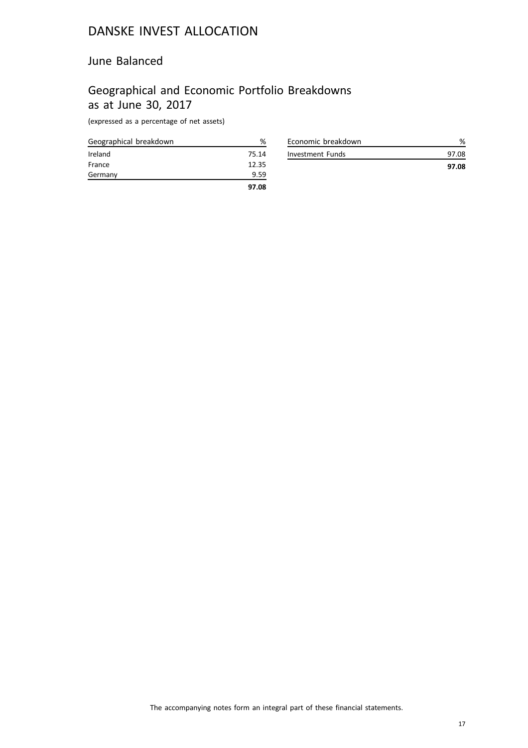# DANSKE INVEST ALLOCATION

## June Balanced

## Geographical and Economic Portfolio Breakdowns as at June 30, 2017

(expressed as a percentage of net assets)

| Geographical breakdown | % |
|---|---|
| Ireland | 75.14 |
| France | 12.35 |
| Germany | 9.59 |
| | **97.08** |

| Economic breakdown | % |
|---|---|
| Investment Funds | 97.08 |
| | **97.08** |

The accompanying notes form an integral part of these financial statements.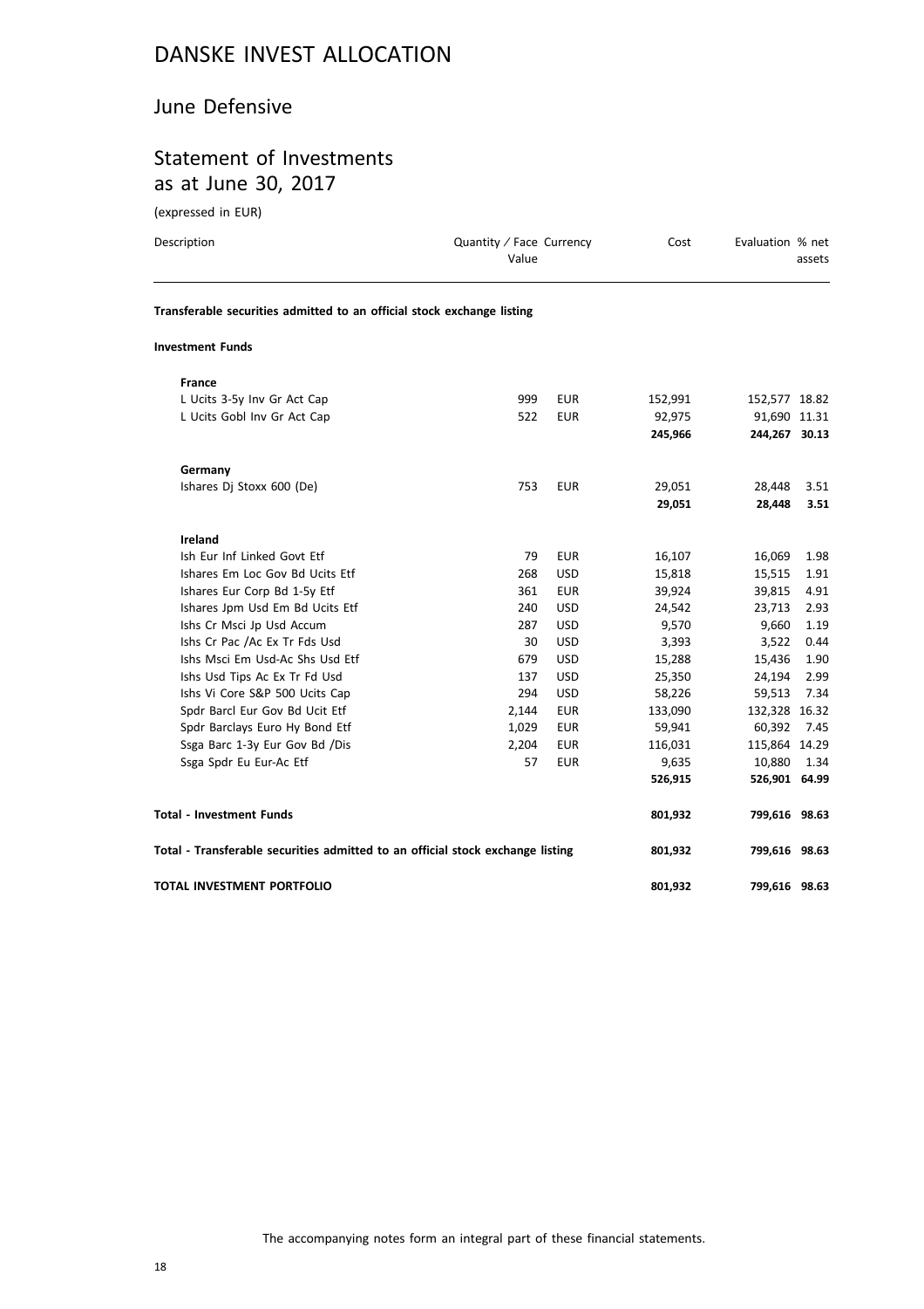# DANSKE INVEST ALLOCATION

## June Defensive

## Statement of Investments as at June 30, 2017

(expressed in EUR)

| Description | Quantity / Face Value | Currency | Cost | Evaluation | % net assets |
|---|---|---|---|---|---|
| **Transferable securities admitted to an official stock exchange listing** | | | | | |
| **Investment Funds** | | | | | |
| **France** | | | | | |
| L Ucits 3-5y Inv Gr Act Cap | 999 | EUR | 152,991 | 152,577 | 18.82 |
| L Ucits Gobl Inv Gr Act Cap | 522 | EUR | 92,975 | 91,690 | 11.31 |
| | | | **245,966** | **244,267** | **30.13** |
| **Germany** | | | | | |
| Ishares Dj Stoxx 600 (De) | 753 | EUR | 29,051 | 28,448 | 3.51 |
| | | | **29,051** | **28,448** | **3.51** |
| **Ireland** | | | | | |
| Ish Eur Inf Linked Govt Etf | 79 | EUR | 16,107 | 16,069 | 1.98 |
| Ishares Em Loc Gov Bd Ucits Etf | 268 | USD | 15,818 | 15,515 | 1.91 |
| Ishares Eur Corp Bd 1-5y Etf | 361 | EUR | 39,924 | 39,815 | 4.91 |
| Ishares Jpm Usd Em Bd Ucits Etf | 240 | USD | 24,542 | 23,713 | 2.93 |
| Ishs Cr Msci Jp Usd Accum | 287 | USD | 9,570 | 9,660 | 1.19 |
| Ishs Cr Pac /Ac Ex Tr Fds Usd | 30 | USD | 3,393 | 3,522 | 0.44 |
| Ishs Msci Em Usd-Ac Shs Usd Etf | 679 | USD | 15,288 | 15,436 | 1.90 |
| Ishs Usd Tips Ac Ex Tr Fd Usd | 137 | USD | 25,350 | 24,194 | 2.99 |
| Ishs Vi Core S&P 500 Ucits Cap | 294 | USD | 58,226 | 59,513 | 7.34 |
| Spdr Barcl Eur Gov Bd Ucit Etf | 2,144 | EUR | 133,090 | 132,328 | 16.32 |
| Spdr Barclays Euro Hy Bond Etf | 1,029 | EUR | 59,941 | 60,392 | 7.45 |
| Ssga Barc 1-3y Eur Gov Bd /Dis | 2,204 | EUR | 116,031 | 115,864 | 14.29 |
| Ssga Spdr Eu Eur-Ac Etf | 57 | EUR | 9,635 | 10,880 | 1.34 |
| | | | **526,915** | **526,901** | **64.99** |
| **Total - Investment Funds** | | | **801,932** | **799,616** | **98.63** |
| **Total - Transferable securities admitted to an official stock exchange listing** | | | **801,932** | **799,616** | **98.63** |
| **TOTAL INVESTMENT PORTFOLIO** | | | **801,932** | **799,616** | **98.63** |

The accompanying notes form an integral part of these financial statements.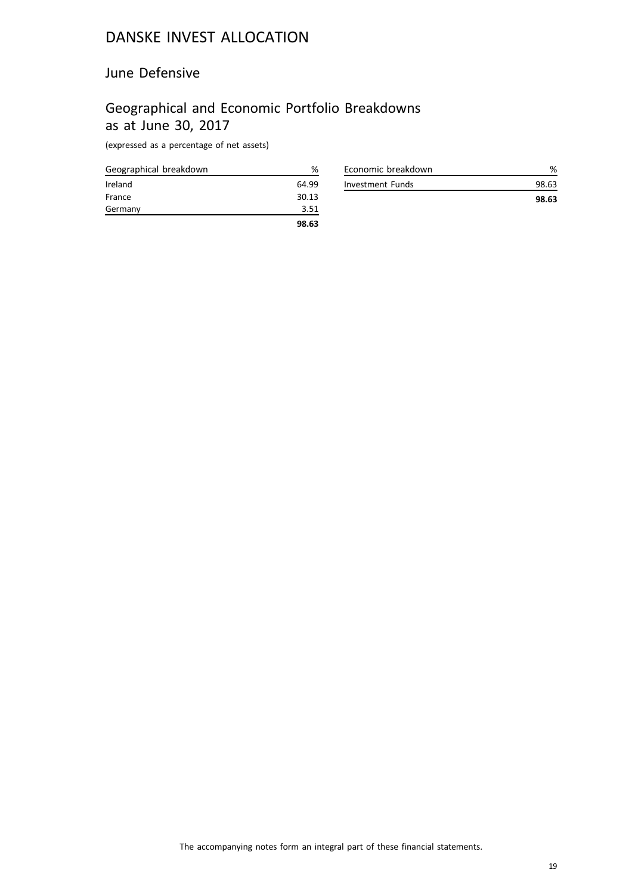# DANSKE INVEST ALLOCATION

## June Defensive

## Geographical and Economic Portfolio Breakdowns as at June 30, 2017

(expressed as a percentage of net assets)

| Geographical breakdown | % |
|---|---|
| Ireland | 64.99 |
| France | 30.13 |
| Germany | 3.51 |
| | **98.63** |

| Economic breakdown | % |
|---|---|
| Investment Funds | 98.63 |
| | **98.63** |

The accompanying notes form an integral part of these financial statements.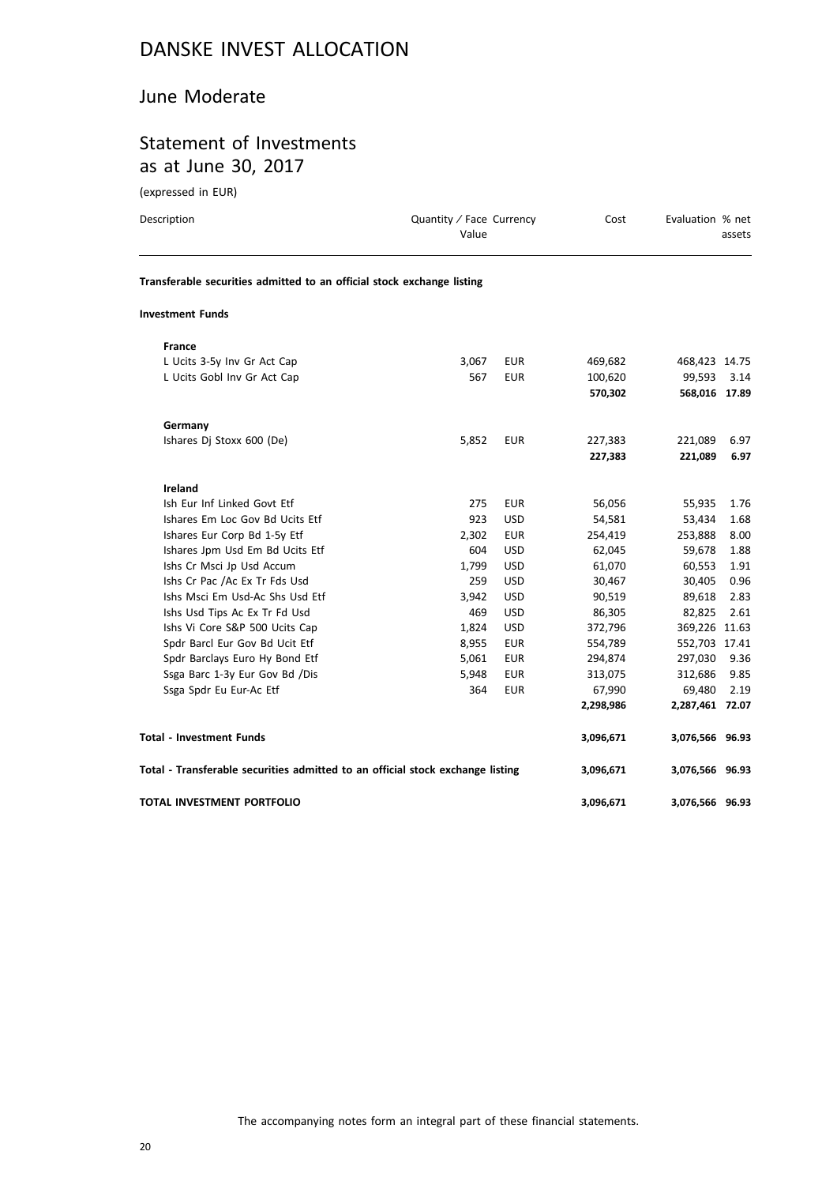# DANSKE INVEST ALLOCATION

## June Moderate

## Statement of Investments as at June 30, 2017

(expressed in EUR)

| Description | Quantity / Face Value | Currency | Cost | Evaluation | % net assets |
|---|---|---|---|---|---|
| **Transferable securities admitted to an official stock exchange listing** | | | | | |
| **Investment Funds** | | | | | |
| **France** | | | | | |
| L Ucits 3-5y Inv Gr Act Cap | 3,067 | EUR | 469,682 | 468,423 | 14.75 |
| L Ucits Gobl Inv Gr Act Cap | 567 | EUR | 100,620 | 99,593 | 3.14 |
| | | | **570,302** | **568,016** | **17.89** |
| **Germany** | | | | | |
| Ishares Dj Stoxx 600 (De) | 5,852 | EUR | 227,383 | 221,089 | 6.97 |
| | | | **227,383** | **221,089** | **6.97** |
| **Ireland** | | | | | |
| Ish Eur Inf Linked Govt Etf | 275 | EUR | 56,056 | 55,935 | 1.76 |
| Ishares Em Loc Gov Bd Ucits Etf | 923 | USD | 54,581 | 53,434 | 1.68 |
| Ishares Eur Corp Bd 1-5y Etf | 2,302 | EUR | 254,419 | 253,888 | 8.00 |
| Ishares Jpm Usd Em Bd Ucits Etf | 604 | USD | 62,045 | 59,678 | 1.88 |
| Ishs Cr Msci Jp Usd Accum | 1,799 | USD | 61,070 | 60,553 | 1.91 |
| Ishs Cr Pac /Ac Ex Tr Fds Usd | 259 | USD | 30,467 | 30,405 | 0.96 |
| Ishs Msci Em Usd-Ac Shs Usd Etf | 3,942 | USD | 90,519 | 89,618 | 2.83 |
| Ishs Usd Tips Ac Ex Tr Fd Usd | 469 | USD | 86,305 | 82,825 | 2.61 |
| Ishs Vi Core S&P 500 Ucits Cap | 1,824 | USD | 372,796 | 369,226 | 11.63 |
| Spdr Barcl Eur Gov Bd Ucit Etf | 8,955 | EUR | 554,789 | 552,703 | 17.41 |
| Spdr Barclays Euro Hy Bond Etf | 5,061 | EUR | 294,874 | 297,030 | 9.36 |
| Ssga Barc 1-3y Eur Gov Bd /Dis | 5,948 | EUR | 313,075 | 312,686 | 9.85 |
| Ssga Spdr Eu Eur-Ac Etf | 364 | EUR | 67,990 | 69,480 | 2.19 |
| | | | **2,298,986** | **2,287,461** | **72.07** |
| **Total - Investment Funds** | | | **3,096,671** | **3,076,566** | **96.93** |
| **Total - Transferable securities admitted to an official stock exchange listing** | | | **3,096,671** | **3,076,566** | **96.93** |
| **TOTAL INVESTMENT PORTFOLIO** | | | **3,096,671** | **3,076,566** | **96.93** |

The accompanying notes form an integral part of these financial statements.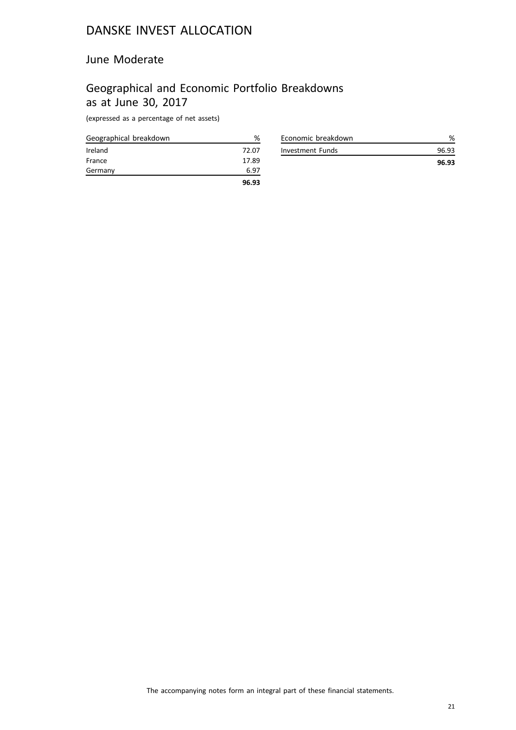# DANSKE INVEST ALLOCATION

## June Moderate

## Geographical and Economic Portfolio Breakdowns as at June 30, 2017

(expressed as a percentage of net assets)

| Geographical breakdown | % |
|---|---|
| Ireland | 72.07 |
| France | 17.89 |
| Germany | 6.97 |
| | **96.93** |

| Economic breakdown | % |
|---|---|
| Investment Funds | 96.93 |
| | **96.93** |

The accompanying notes form an integral part of these financial statements.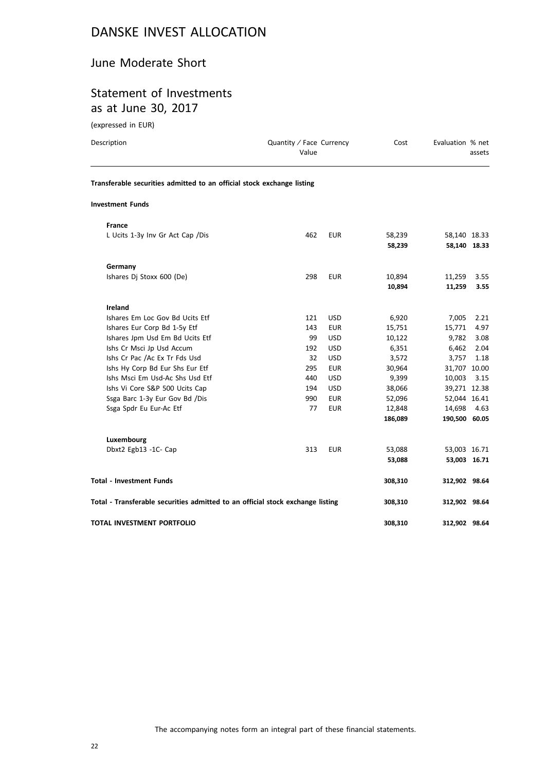# DANSKE INVEST ALLOCATION

## June Moderate Short

## Statement of Investments as at June 30, 2017

(expressed in EUR)

| Description | Quantity / Face Value | Currency | Cost | Evaluation | % net assets |
|---|---|---|---|---|---|
| **Transferable securities admitted to an official stock exchange listing** | | | | | |
| **Investment Funds** | | | | | |
| **France** | | | | | |
| L Ucits 1-3y Inv Gr Act Cap /Dis | 462 | EUR | 58,239 | 58,140 | 18.33 |
| | | | **58,239** | **58,140** | **18.33** |
| **Germany** | | | | | |
| Ishares Dj Stoxx 600 (De) | 298 | EUR | 10,894 | 11,259 | 3.55 |
| | | | **10,894** | **11,259** | **3.55** |
| **Ireland** | | | | | |
| Ishares Em Loc Gov Bd Ucits Etf | 121 | USD | 6,920 | 7,005 | 2.21 |
| Ishares Eur Corp Bd 1-5y Etf | 143 | EUR | 15,751 | 15,771 | 4.97 |
| Ishares Jpm Usd Em Bd Ucits Etf | 99 | USD | 10,122 | 9,782 | 3.08 |
| Ishs Cr Msci Jp Usd Accum | 192 | USD | 6,351 | 6,462 | 2.04 |
| Ishs Cr Pac /Ac Ex Tr Fds Usd | 32 | USD | 3,572 | 3,757 | 1.18 |
| Ishs Hy Corp Bd Eur Shs Eur Etf | 295 | EUR | 30,964 | 31,707 | 10.00 |
| Ishs Msci Em Usd-Ac Shs Usd Etf | 440 | USD | 9,399 | 10,003 | 3.15 |
| Ishs Vi Core S&P 500 Ucits Cap | 194 | USD | 38,066 | 39,271 | 12.38 |
| Ssga Barc 1-3y Eur Gov Bd /Dis | 990 | EUR | 52,096 | 52,044 | 16.41 |
| Ssga Spdr Eu Eur-Ac Etf | 77 | EUR | 12,848 | 14,698 | 4.63 |
| | | | **186,089** | **190,500** | **60.05** |
| **Luxembourg** | | | | | |
| Dbxt2 Egb13 -1C- Cap | 313 | EUR | 53,088 | 53,003 | 16.71 |
| | | | **53,088** | **53,003** | **16.71** |
| **Total - Investment Funds** | | | **308,310** | **312,902** | **98.64** |
| **Total - Transferable securities admitted to an official stock exchange listing** | | | **308,310** | **312,902** | **98.64** |
| **TOTAL INVESTMENT PORTFOLIO** | | | **308,310** | **312,902** | **98.64** |

The accompanying notes form an integral part of these financial statements.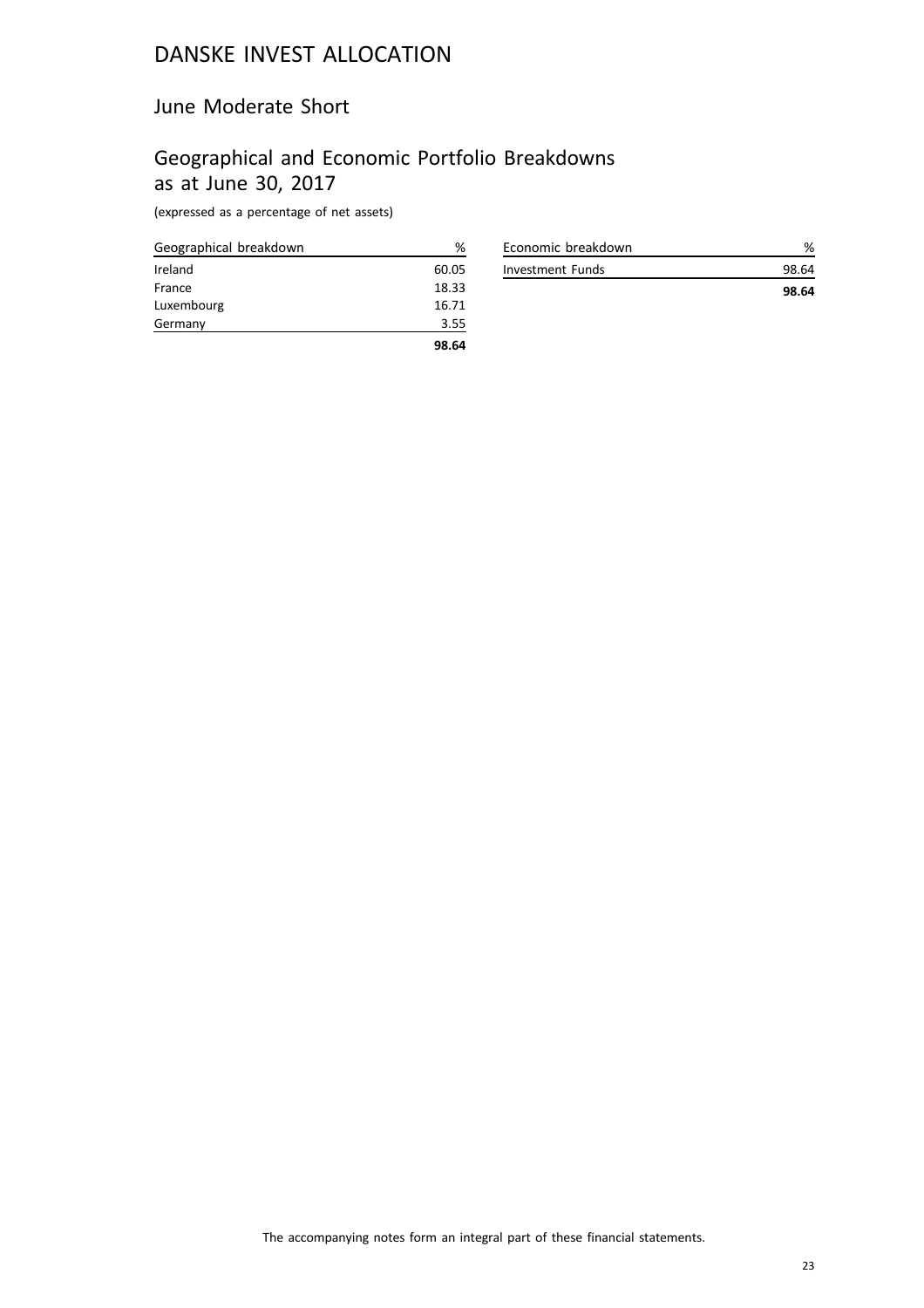# DANSKE INVEST ALLOCATION

## June Moderate Short

## Geographical and Economic Portfolio Breakdowns as at June 30, 2017

(expressed as a percentage of net assets)

| Geographical breakdown | % |
|---|---|
| Ireland | 60.05 |
| France | 18.33 |
| Luxembourg | 16.71 |
| Germany | 3.55 |
| | **98.64** |

| Economic breakdown | % |
|---|---|
| Investment Funds | 98.64 |
| | **98.64** |

The accompanying notes form an integral part of these financial statements.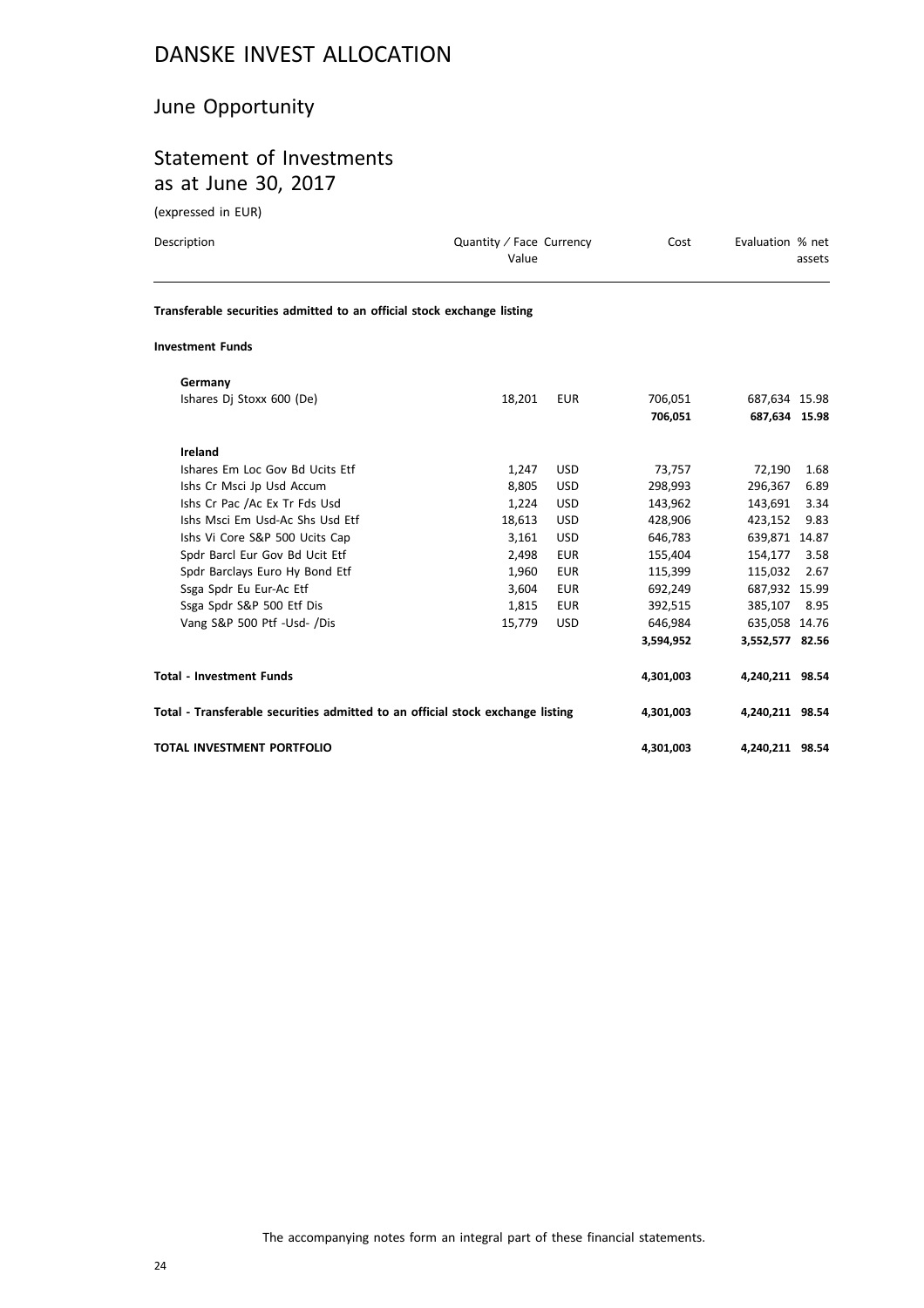# DANSKE INVEST ALLOCATION

## June Opportunity

## Statement of Investments as at June 30, 2017

(expressed in EUR)

| Description | Quantity / Face Value | Currency | Cost | Evaluation | % net assets |
|---|---|---|---|---|---|
| **Transferable securities admitted to an official stock exchange listing** | | | | | |
| **Investment Funds** | | | | | |
| **Germany** | | | | | |
| Ishares Dj Stoxx 600 (De) | 18,201 | EUR | 706,051 | 687,634 | 15.98 |
| | | | **706,051** | **687,634** | **15.98** |
| **Ireland** | | | | | |
| Ishares Em Loc Gov Bd Ucits Etf | 1,247 | USD | 73,757 | 72,190 | 1.68 |
| Ishs Cr Msci Jp Usd Accum | 8,805 | USD | 298,993 | 296,367 | 6.89 |
| Ishs Cr Pac /Ac Ex Tr Fds Usd | 1,224 | USD | 143,962 | 143,691 | 3.34 |
| Ishs Msci Em Usd-Ac Shs Usd Etf | 18,613 | USD | 428,906 | 423,152 | 9.83 |
| Ishs Vi Core S&P 500 Ucits Cap | 3,161 | USD | 646,783 | 639,871 | 14.87 |
| Spdr Barcl Eur Gov Bd Ucit Etf | 2,498 | EUR | 155,404 | 154,177 | 3.58 |
| Spdr Barclays Euro Hy Bond Etf | 1,960 | EUR | 115,399 | 115,032 | 2.67 |
| Ssga Spdr Eu Eur-Ac Etf | 3,604 | EUR | 692,249 | 687,932 | 15.99 |
| Ssga Spdr S&P 500 Etf Dis | 1,815 | EUR | 392,515 | 385,107 | 8.95 |
| Vang S&P 500 Ptf -Usd- /Dis | 15,779 | USD | 646,984 | 635,058 | 14.76 |
| | | | **3,594,952** | **3,552,577** | **82.56** |
| **Total - Investment Funds** | | | **4,301,003** | **4,240,211** | **98.54** |
| **Total - Transferable securities admitted to an official stock exchange listing** | | | **4,301,003** | **4,240,211** | **98.54** |
| **TOTAL INVESTMENT PORTFOLIO** | | | **4,301,003** | **4,240,211** | **98.54** |

The accompanying notes form an integral part of these financial statements.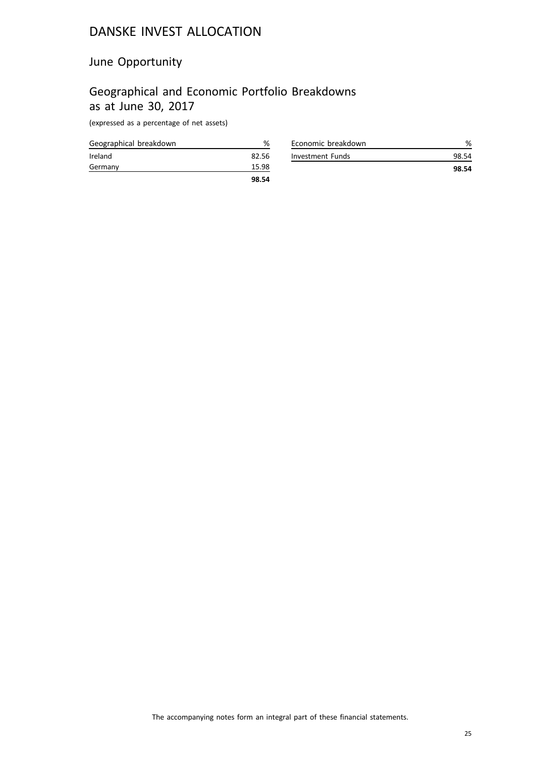# DANSKE INVEST ALLOCATION

## June Opportunity

## Geographical and Economic Portfolio Breakdowns as at June 30, 2017

(expressed as a percentage of net assets)

| Geographical breakdown | % |
|---|---|
| Ireland | 82.56 |
| Germany | 15.98 |
| | **98.54** |

| Economic breakdown | % |
|---|---|
| Investment Funds | 98.54 |
| | **98.54** |

The accompanying notes form an integral part of these financial statements.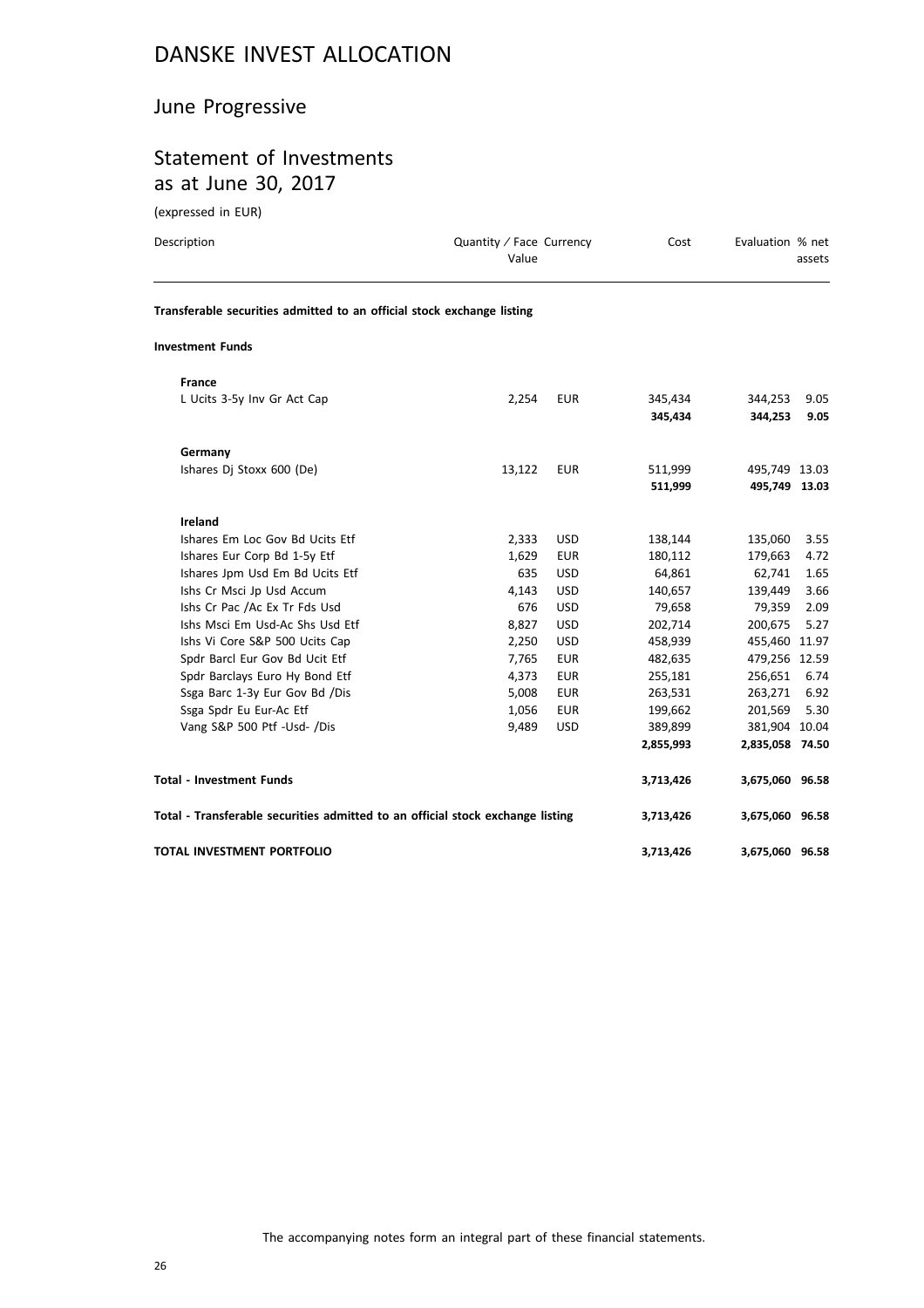# DANSKE INVEST ALLOCATION

## June Progressive

## Statement of Investments as at June 30, 2017

(expressed in EUR)

| Description | Quantity / Face Value | Currency | Cost | Evaluation | % net assets |
|---|---|---|---|---|---|
| **Transferable securities admitted to an official stock exchange listing** | | | | | |
| **Investment Funds** | | | | | |
| **France** | | | | | |
| L Ucits 3-5y Inv Gr Act Cap | 2,254 | EUR | 345,434 | 344,253 | 9.05 |
| | | | **345,434** | **344,253** | **9.05** |
| **Germany** | | | | | |
| Ishares Dj Stoxx 600 (De) | 13,122 | EUR | 511,999 | 495,749 | 13.03 |
| | | | **511,999** | **495,749** | **13.03** |
| **Ireland** | | | | | |
| Ishares Em Loc Gov Bd Ucits Etf | 2,333 | USD | 138,144 | 135,060 | 3.55 |
| Ishares Eur Corp Bd 1-5y Etf | 1,629 | EUR | 180,112 | 179,663 | 4.72 |
| Ishares Jpm Usd Em Bd Ucits Etf | 635 | USD | 64,861 | 62,741 | 1.65 |
| Ishs Cr Msci Jp Usd Accum | 4,143 | USD | 140,657 | 139,449 | 3.66 |
| Ishs Cr Pac /Ac Ex Tr Fds Usd | 676 | USD | 79,658 | 79,359 | 2.09 |
| Ishs Msci Em Usd-Ac Shs Usd Etf | 8,827 | USD | 202,714 | 200,675 | 5.27 |
| Ishs Vi Core S&P 500 Ucits Cap | 2,250 | USD | 458,939 | 455,460 | 11.97 |
| Spdr Barcl Eur Gov Bd Ucit Etf | 7,765 | EUR | 482,635 | 479,256 | 12.59 |
| Spdr Barclays Euro Hy Bond Etf | 4,373 | EUR | 255,181 | 256,651 | 6.74 |
| Ssga Barc 1-3y Eur Gov Bd /Dis | 5,008 | EUR | 263,531 | 263,271 | 6.92 |
| Ssga Spdr Eu Eur-Ac Etf | 1,056 | EUR | 199,662 | 201,569 | 5.30 |
| Vang S&P 500 Ptf -Usd- /Dis | 9,489 | USD | 389,899 | 381,904 | 10.04 |
| | | | **2,855,993** | **2,835,058** | **74.50** |
| **Total - Investment Funds** | | | **3,713,426** | **3,675,060** | **96.58** |
| **Total - Transferable securities admitted to an official stock exchange listing** | | | **3,713,426** | **3,675,060** | **96.58** |
| **TOTAL INVESTMENT PORTFOLIO** | | | **3,713,426** | **3,675,060** | **96.58** |

The accompanying notes form an integral part of these financial statements.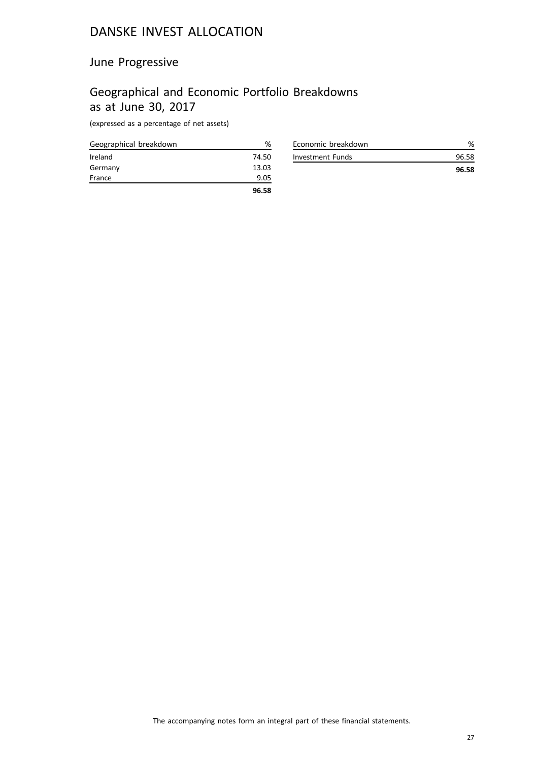# DANSKE INVEST ALLOCATION

## June Progressive

## Geographical and Economic Portfolio Breakdowns as at June 30, 2017

(expressed as a percentage of net assets)

| Geographical breakdown | % |
|---|---|
| Ireland | 74.50 |
| Germany | 13.03 |
| France | 9.05 |
| | **96.58** |

| Economic breakdown | % |
|---|---|
| Investment Funds | 96.58 |
| | **96.58** |

The accompanying notes form an integral part of these financial statements.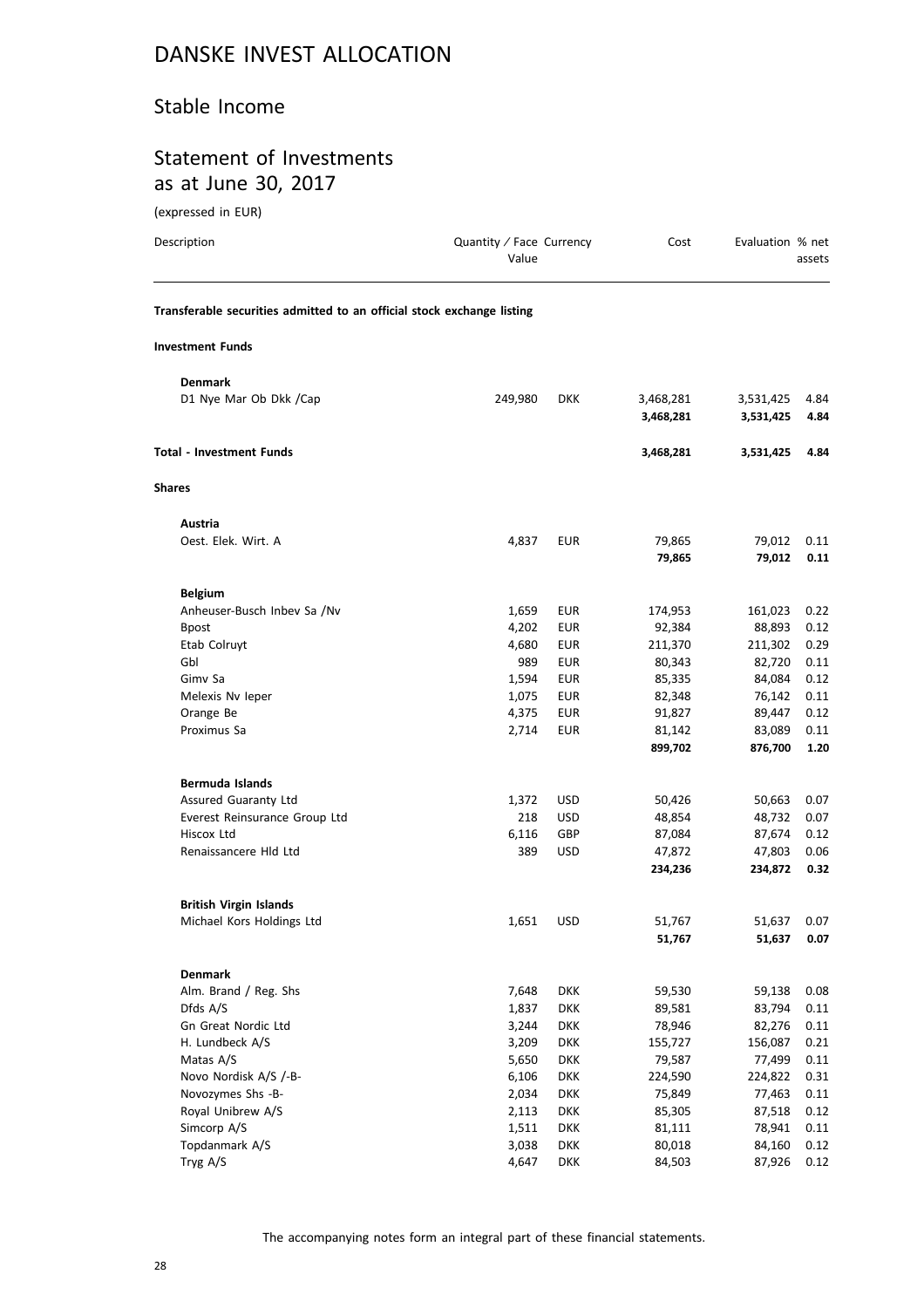# DANSKE INVEST ALLOCATION

## Stable Income

## Statement of Investments as at June 30, 2017

(expressed in EUR)

| Description | Quantity / Face Value | Currency | Cost | Evaluation | % net assets |
|---|---|---|---|---|---|
| **Transferable securities admitted to an official stock exchange listing** | | | | | |
| **Investment Funds** | | | | | |
| **Denmark** | | | | | |
| D1 Nye Mar Ob Dkk /Cap | 249,980 | DKK | 3,468,281 | 3,531,425 | 4.84 |
| | | | **3,468,281** | **3,531,425** | **4.84** |
| **Total - Investment Funds** | | | **3,468,281** | **3,531,425** | **4.84** |
| **Shares** | | | | | |
| **Austria** | | | | | |
| Oest. Elek. Wirt. A | 4,837 | EUR | 79,865 | 79,012 | 0.11 |
| | | | **79,865** | **79,012** | **0.11** |
| **Belgium** | | | | | |
| Anheuser-Busch Inbev Sa /Nv | 1,659 | EUR | 174,953 | 161,023 | 0.22 |
| Bpost | 4,202 | EUR | 92,384 | 88,893 | 0.12 |
| Etab Colruyt | 4,680 | EUR | 211,370 | 211,302 | 0.29 |
| Gbl | 989 | EUR | 80,343 | 82,720 | 0.11 |
| Gimv Sa | 1,594 | EUR | 85,335 | 84,084 | 0.12 |
| Melexis Nv Ieper | 1,075 | EUR | 82,348 | 76,142 | 0.11 |
| Orange Be | 4,375 | EUR | 91,827 | 89,447 | 0.12 |
| Proximus Sa | 2,714 | EUR | 81,142 | 83,089 | 0.11 |
| | | | **899,702** | **876,700** | **1.20** |
| **Bermuda Islands** | | | | | |
| Assured Guaranty Ltd | 1,372 | USD | 50,426 | 50,663 | 0.07 |
| Everest Reinsurance Group Ltd | 218 | USD | 48,854 | 48,732 | 0.07 |
| Hiscox Ltd | 6,116 | GBP | 87,084 | 87,674 | 0.12 |
| Renaissancere Hld Ltd | 389 | USD | 47,872 | 47,803 | 0.06 |
| | | | **234,236** | **234,872** | **0.32** |
| **British Virgin Islands** | | | | | |
| Michael Kors Holdings Ltd | 1,651 | USD | 51,767 | 51,637 | 0.07 |
| | | | **51,767** | **51,637** | **0.07** |
| **Denmark** | | | | | |
| Alm. Brand / Reg. Shs | 7,648 | DKK | 59,530 | 59,138 | 0.08 |
| Dfds A/S | 1,837 | DKK | 89,581 | 83,794 | 0.11 |
| Gn Great Nordic Ltd | 3,244 | DKK | 78,946 | 82,276 | 0.11 |
| H. Lundbeck A/S | 3,209 | DKK | 155,727 | 156,087 | 0.21 |
| Matas A/S | 5,650 | DKK | 79,587 | 77,499 | 0.11 |
| Novo Nordisk A/S /-B- | 6,106 | DKK | 224,590 | 224,822 | 0.31 |
| Novozymes Shs -B- | 2,034 | DKK | 75,849 | 77,463 | 0.11 |
| Royal Unibrew A/S | 2,113 | DKK | 85,305 | 87,518 | 0.12 |
| Simcorp A/S | 1,511 | DKK | 81,111 | 78,941 | 0.11 |
| Topdanmark A/S | 3,038 | DKK | 80,018 | 84,160 | 0.12 |
| Tryg A/S | 4,647 | DKK | 84,503 | 87,926 | 0.12 |

The accompanying notes form an integral part of these financial statements.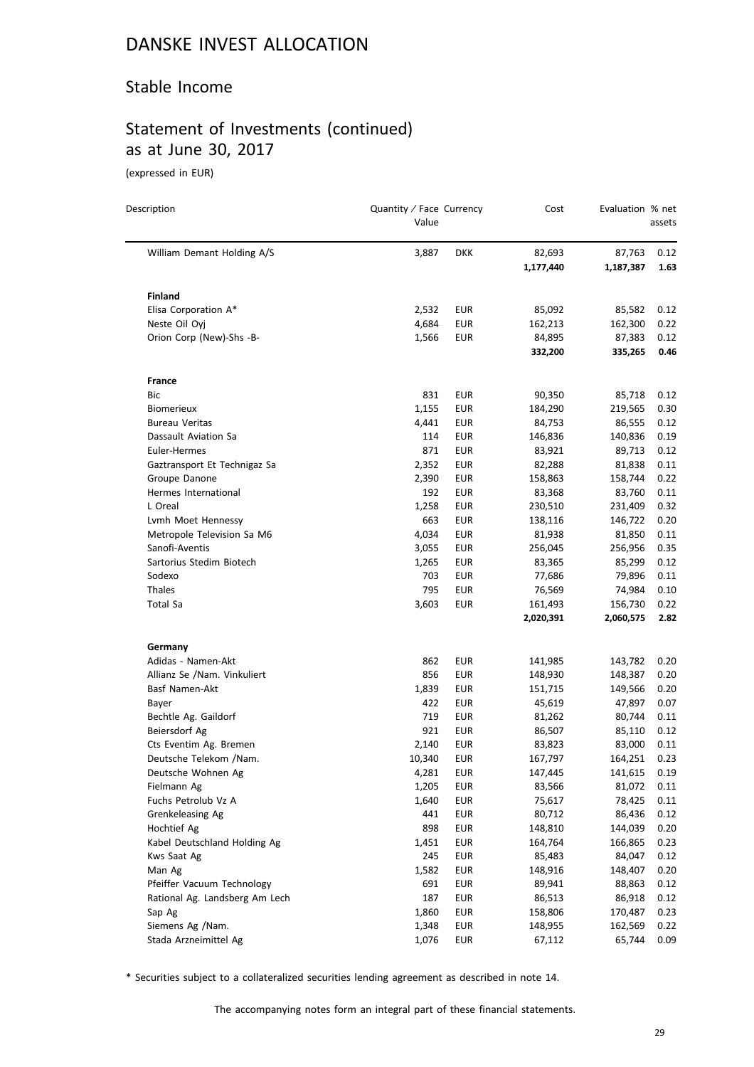# DANSKE INVEST ALLOCATION

## Stable Income

## Statement of Investments (continued) as at June 30, 2017

(expressed in EUR)

| Description | Quantity / Face Value | Currency | Cost | Evaluation | % net assets |
|---|---|---|---|---|---|
| William Demant Holding A/S | 3,887 | DKK | 82,693 | 87,763 | 0.12 |
| | | | **1,177,440** | **1,187,387** | **1.63** |
| **Finland** | | | | | |
| Elisa Corporation A* | 2,532 | EUR | 85,092 | 85,582 | 0.12 |
| Neste Oil Oyj | 4,684 | EUR | 162,213 | 162,300 | 0.22 |
| Orion Corp (New)-Shs -B- | 1,566 | EUR | 84,895 | 87,383 | 0.12 |
| | | | **332,200** | **335,265** | **0.46** |
| **France** | | | | | |
| Bic | 831 | EUR | 90,350 | 85,718 | 0.12 |
| Biomerieux | 1,155 | EUR | 184,290 | 219,565 | 0.30 |
| Bureau Veritas | 4,441 | EUR | 84,753 | 86,555 | 0.12 |
| Dassault Aviation Sa | 114 | EUR | 146,836 | 140,836 | 0.19 |
| Euler-Hermes | 871 | EUR | 83,921 | 89,713 | 0.12 |
| Gaztransport Et Technigaz Sa | 2,352 | EUR | 82,288 | 81,838 | 0.11 |
| Groupe Danone | 2,390 | EUR | 158,863 | 158,744 | 0.22 |
| Hermes International | 192 | EUR | 83,368 | 83,760 | 0.11 |
| L Oreal | 1,258 | EUR | 230,510 | 231,409 | 0.32 |
| Lvmh Moet Hennessy | 663 | EUR | 138,116 | 146,722 | 0.20 |
| Metropole Television Sa M6 | 4,034 | EUR | 81,938 | 81,850 | 0.11 |
| Sanofi-Aventis | 3,055 | EUR | 256,045 | 256,956 | 0.35 |
| Sartorius Stedim Biotech | 1,265 | EUR | 83,365 | 85,299 | 0.12 |
| Sodexo | 703 | EUR | 77,686 | 79,896 | 0.11 |
| Thales | 795 | EUR | 76,569 | 74,984 | 0.10 |
| Total Sa | 3,603 | EUR | 161,493 | 156,730 | 0.22 |
| | | | **2,020,391** | **2,060,575** | **2.82** |
| **Germany** | | | | | |
| Adidas - Namen-Akt | 862 | EUR | 141,985 | 143,782 | 0.20 |
| Allianz Se /Nam. Vinkuliert | 856 | EUR | 148,930 | 148,387 | 0.20 |
| Basf Namen-Akt | 1,839 | EUR | 151,715 | 149,566 | 0.20 |
| Bayer | 422 | EUR | 45,619 | 47,897 | 0.07 |
| Bechtle Ag. Gaildorf | 719 | EUR | 81,262 | 80,744 | 0.11 |
| Beiersdorf Ag | 921 | EUR | 86,507 | 85,110 | 0.12 |
| Cts Eventim Ag. Bremen | 2,140 | EUR | 83,823 | 83,000 | 0.11 |
| Deutsche Telekom /Nam. | 10,340 | EUR | 167,797 | 164,251 | 0.23 |
| Deutsche Wohnen Ag | 4,281 | EUR | 147,445 | 141,615 | 0.19 |
| Fielmann Ag | 1,205 | EUR | 83,566 | 81,072 | 0.11 |
| Fuchs Petrolub Vz A | 1,640 | EUR | 75,617 | 78,425 | 0.11 |
| Grenkeleasing Ag | 441 | EUR | 80,712 | 86,436 | 0.12 |
| Hochtief Ag | 898 | EUR | 148,810 | 144,039 | 0.20 |
| Kabel Deutschland Holding Ag | 1,451 | EUR | 164,764 | 166,865 | 0.23 |
| Kws Saat Ag | 245 | EUR | 85,483 | 84,047 | 0.12 |
| Man Ag | 1,582 | EUR | 148,916 | 148,407 | 0.20 |
| Pfeiffer Vacuum Technology | 691 | EUR | 89,941 | 88,863 | 0.12 |
| Rational Ag. Landsberg Am Lech | 187 | EUR | 86,513 | 86,918 | 0.12 |
| Sap Ag | 1,860 | EUR | 158,806 | 170,487 | 0.23 |
| Siemens Ag /Nam. | 1,348 | EUR | 148,955 | 162,569 | 0.22 |
| Stada Arzneimittel Ag | 1,076 | EUR | 67,112 | 65,744 | 0.09 |

* Securities subject to a collateralized securities lending agreement as described in note 14.

The accompanying notes form an integral part of these financial statements.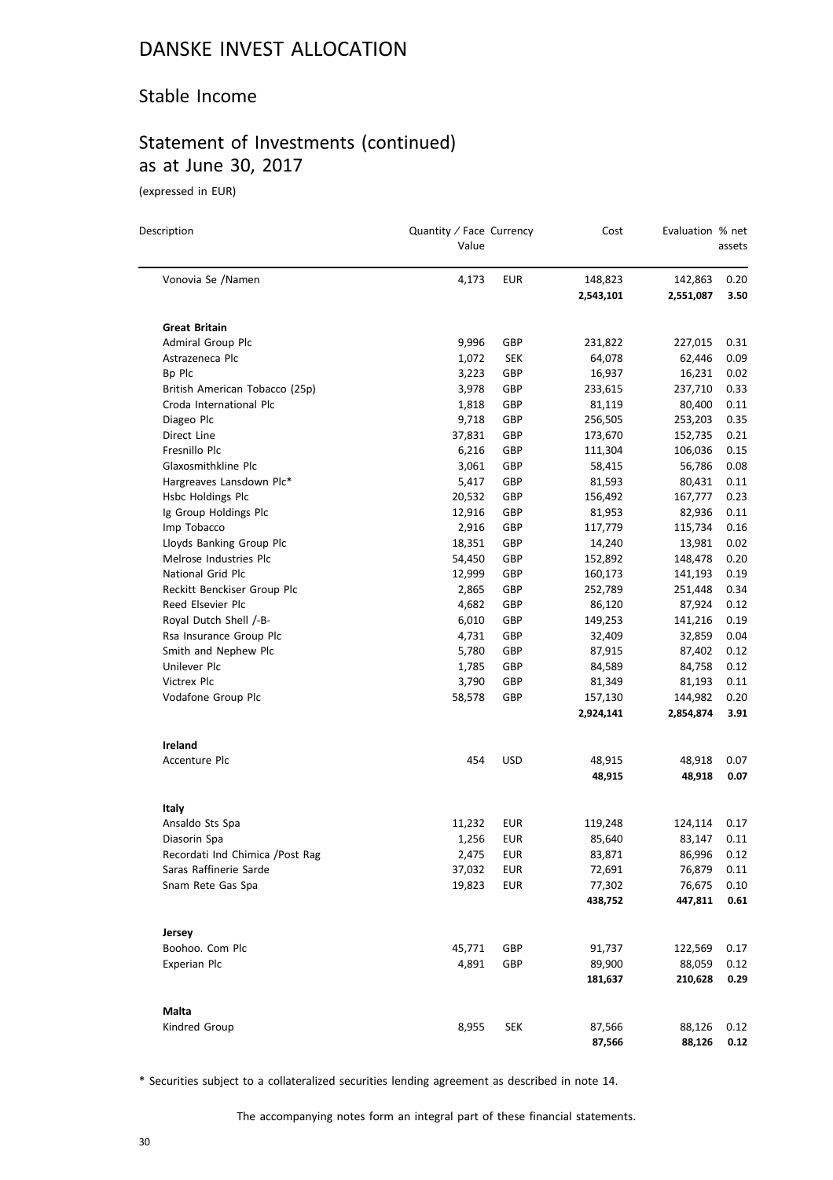# DANSKE INVEST ALLOCATION

## Stable Income

## Statement of Investments (continued) as at June 30, 2017

(expressed in EUR)

| Description | Quantity / Face Value | Currency | Cost | Evaluation | % net assets |
|---|---|---|---|---|---|
| Vonovia Se /Namen | 4,173 | EUR | 148,823 | 142,863 | 0.20 |
| | | | **2,543,101** | **2,551,087** | **3.50** |
| **Great Britain** | | | | | |
| Admiral Group Plc | 9,996 | GBP | 231,822 | 227,015 | 0.31 |
| Astrazeneca Plc | 1,072 | SEK | 64,078 | 62,446 | 0.09 |
| Bp Plc | 3,223 | GBP | 16,937 | 16,231 | 0.02 |
| British American Tobacco (25p) | 3,978 | GBP | 233,615 | 237,710 | 0.33 |
| Croda International Plc | 1,818 | GBP | 81,119 | 80,400 | 0.11 |
| Diageo Plc | 9,718 | GBP | 256,505 | 253,203 | 0.35 |
| Direct Line | 37,831 | GBP | 173,670 | 152,735 | 0.21 |
| Fresnillo Plc | 6,216 | GBP | 111,304 | 106,036 | 0.15 |
| Glaxosmithkline Plc | 3,061 | GBP | 58,415 | 56,786 | 0.08 |
| Hargreaves Lansdown Plc* | 5,417 | GBP | 81,593 | 80,431 | 0.11 |
| Hsbc Holdings Plc | 20,532 | GBP | 156,492 | 167,777 | 0.23 |
| Ig Group Holdings Plc | 12,916 | GBP | 81,953 | 82,936 | 0.11 |
| Imp Tobacco | 2,916 | GBP | 117,779 | 115,734 | 0.16 |
| Lloyds Banking Group Plc | 18,351 | GBP | 14,240 | 13,981 | 0.02 |
| Melrose Industries Plc | 54,450 | GBP | 152,892 | 148,478 | 0.20 |
| National Grid Plc | 12,999 | GBP | 160,173 | 141,193 | 0.19 |
| Reckitt Benckiser Group Plc | 2,865 | GBP | 252,789 | 251,448 | 0.34 |
| Reed Elsevier Plc | 4,682 | GBP | 86,120 | 87,924 | 0.12 |
| Royal Dutch Shell /-B- | 6,010 | GBP | 149,253 | 141,216 | 0.19 |
| Rsa Insurance Group Plc | 4,731 | GBP | 32,409 | 32,859 | 0.04 |
| Smith and Nephew Plc | 5,780 | GBP | 87,915 | 87,402 | 0.12 |
| Unilever Plc | 1,785 | GBP | 84,589 | 84,758 | 0.12 |
| Victrex Plc | 3,790 | GBP | 81,349 | 81,193 | 0.11 |
| Vodafone Group Plc | 58,578 | GBP | 157,130 | 144,982 | 0.20 |
| | | | **2,924,141** | **2,854,874** | **3.91** |
| **Ireland** | | | | | |
| Accenture Plc | 454 | USD | 48,915 | 48,918 | 0.07 |
| | | | **48,915** | **48,918** | **0.07** |
| **Italy** | | | | | |
| Ansaldo Sts Spa | 11,232 | EUR | 119,248 | 124,114 | 0.17 |
| Diasorin Spa | 1,256 | EUR | 85,640 | 83,147 | 0.11 |
| Recordati Ind Chimica /Post Rag | 2,475 | EUR | 83,871 | 86,996 | 0.12 |
| Saras Raffinerie Sarde | 37,032 | EUR | 72,691 | 76,879 | 0.11 |
| Snam Rete Gas Spa | 19,823 | EUR | 77,302 | 76,675 | 0.10 |
| | | | **438,752** | **447,811** | **0.61** |
| **Jersey** | | | | | |
| Boohoo. Com Plc | 45,771 | GBP | 91,737 | 122,569 | 0.17 |
| Experian Plc | 4,891 | GBP | 89,900 | 88,059 | 0.12 |
| | | | **181,637** | **210,628** | **0.29** |
| **Malta** | | | | | |
| Kindred Group | 8,955 | SEK | 87,566 | 88,126 | 0.12 |
| | | | **87,566** | **88,126** | **0.12** |

* Securities subject to a collateralized securities lending agreement as described in note 14.

The accompanying notes form an integral part of these financial statements.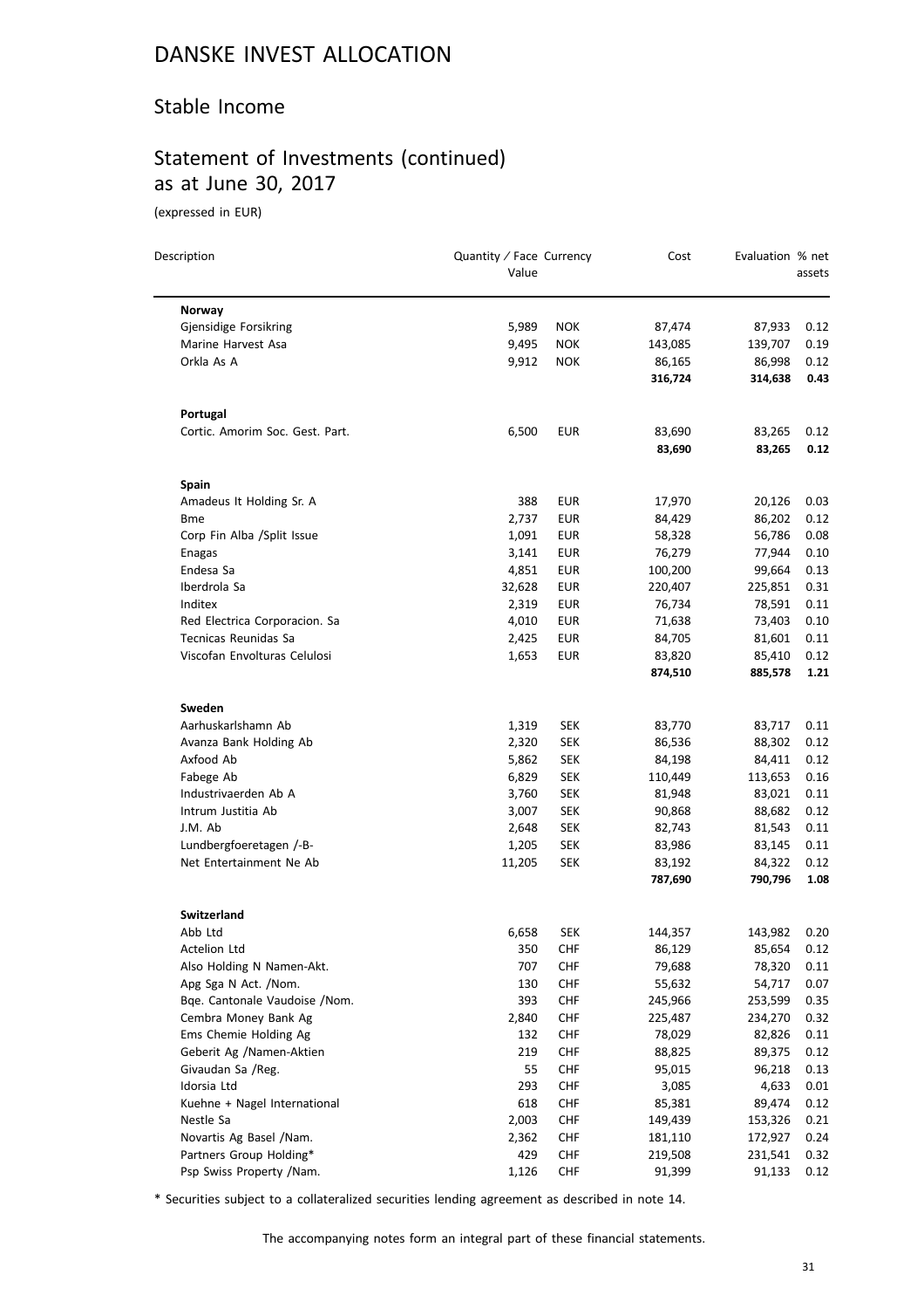# DANSKE INVEST ALLOCATION

## Stable Income

## Statement of Investments (continued) as at June 30, 2017

(expressed in EUR)

| Description | Quantity / Face Value | Currency | Cost | Evaluation | % net assets |
|---|---|---|---|---|---|
| **Norway** | | | | | |
| Gjensidige Forsikring | 5,989 | NOK | 87,474 | 87,933 | 0.12 |
| Marine Harvest Asa | 9,495 | NOK | 143,085 | 139,707 | 0.19 |
| Orkla As A | 9,912 | NOK | 86,165 | 86,998 | 0.12 |
| | | | **316,724** | **314,638** | **0.43** |
| **Portugal** | | | | | |
| Cortic. Amorim Soc. Gest. Part. | 6,500 | EUR | 83,690 | 83,265 | 0.12 |
| | | | **83,690** | **83,265** | **0.12** |
| **Spain** | | | | | |
| Amadeus It Holding Sr. A | 388 | EUR | 17,970 | 20,126 | 0.03 |
| Bme | 2,737 | EUR | 84,429 | 86,202 | 0.12 |
| Corp Fin Alba /Split Issue | 1,091 | EUR | 58,328 | 56,786 | 0.08 |
| Enagas | 3,141 | EUR | 76,279 | 77,944 | 0.10 |
| Endesa Sa | 4,851 | EUR | 100,200 | 99,664 | 0.13 |
| Iberdrola Sa | 32,628 | EUR | 220,407 | 225,851 | 0.31 |
| Inditex | 2,319 | EUR | 76,734 | 78,591 | 0.11 |
| Red Electrica Corporacion. Sa | 4,010 | EUR | 71,638 | 73,403 | 0.10 |
| Tecnicas Reunidas Sa | 2,425 | EUR | 84,705 | 81,601 | 0.11 |
| Viscofan Envolturas Celulosi | 1,653 | EUR | 83,820 | 85,410 | 0.12 |
| | | | **874,510** | **885,578** | **1.21** |
| **Sweden** | | | | | |
| Aarhuskarlshamn Ab | 1,319 | SEK | 83,770 | 83,717 | 0.11 |
| Avanza Bank Holding Ab | 2,320 | SEK | 86,536 | 88,302 | 0.12 |
| Axfood Ab | 5,862 | SEK | 84,198 | 84,411 | 0.12 |
| Fabege Ab | 6,829 | SEK | 110,449 | 113,653 | 0.16 |
| Industrivaerden Ab A | 3,760 | SEK | 81,948 | 83,021 | 0.11 |
| Intrum Justitia Ab | 3,007 | SEK | 90,868 | 88,682 | 0.12 |
| J.M. Ab | 2,648 | SEK | 82,743 | 81,543 | 0.11 |
| Lundbergfoeretagen /-B- | 1,205 | SEK | 83,986 | 83,145 | 0.11 |
| Net Entertainment Ne Ab | 11,205 | SEK | 83,192 | 84,322 | 0.12 |
| | | | **787,690** | **790,796** | **1.08** |
| **Switzerland** | | | | | |
| Abb Ltd | 6,658 | SEK | 144,357 | 143,982 | 0.20 |
| Actelion Ltd | 350 | CHF | 86,129 | 85,654 | 0.12 |
| Also Holding N Namen-Akt. | 707 | CHF | 79,688 | 78,320 | 0.11 |
| Apg Sga N Act. /Nom. | 130 | CHF | 55,632 | 54,717 | 0.07 |
| Bqe. Cantonale Vaudoise /Nom. | 393 | CHF | 245,966 | 253,599 | 0.35 |
| Cembra Money Bank Ag | 2,840 | CHF | 225,487 | 234,270 | 0.32 |
| Ems Chemie Holding Ag | 132 | CHF | 78,029 | 82,826 | 0.11 |
| Geberit Ag /Namen-Aktien | 219 | CHF | 88,825 | 89,375 | 0.12 |
| Givaudan Sa /Reg. | 55 | CHF | 95,015 | 96,218 | 0.13 |
| Idorsia Ltd | 293 | CHF | 3,085 | 4,633 | 0.01 |
| Kuehne + Nagel International | 618 | CHF | 85,381 | 89,474 | 0.12 |
| Nestle Sa | 2,003 | CHF | 149,439 | 153,326 | 0.21 |
| Novartis Ag Basel /Nam. | 2,362 | CHF | 181,110 | 172,927 | 0.24 |
| Partners Group Holding* | 429 | CHF | 219,508 | 231,541 | 0.32 |
| Psp Swiss Property /Nam. | 1,126 | CHF | 91,399 | 91,133 | 0.12 |

* Securities subject to a collateralized securities lending agreement as described in note 14.

The accompanying notes form an integral part of these financial statements.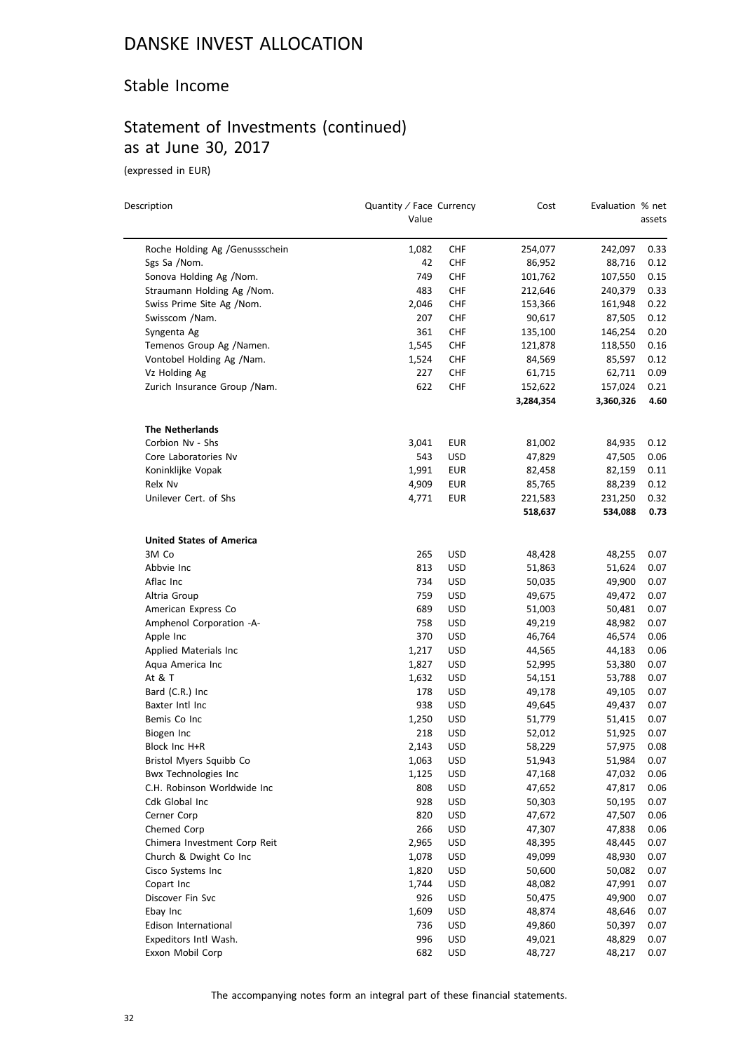# DANSKE INVEST ALLOCATION

## Stable Income

## Statement of Investments (continued) as at June 30, 2017

(expressed in EUR)

| Description | Quantity / Face Value | Currency | Cost | Evaluation | % net assets |
|---|---|---|---|---|---|
| Roche Holding Ag /Genussschein | 1,082 | CHF | 254,077 | 242,097 | 0.33 |
| Sgs Sa /Nom. | 42 | CHF | 86,952 | 88,716 | 0.12 |
| Sonova Holding Ag /Nom. | 749 | CHF | 101,762 | 107,550 | 0.15 |
| Straumann Holding Ag /Nom. | 483 | CHF | 212,646 | 240,379 | 0.33 |
| Swiss Prime Site Ag /Nom. | 2,046 | CHF | 153,366 | 161,948 | 0.22 |
| Swisscom /Nam. | 207 | CHF | 90,617 | 87,505 | 0.12 |
| Syngenta Ag | 361 | CHF | 135,100 | 146,254 | 0.20 |
| Temenos Group Ag /Namen. | 1,545 | CHF | 121,878 | 118,550 | 0.16 |
| Vontobel Holding Ag /Nam. | 1,524 | CHF | 84,569 | 85,597 | 0.12 |
| Vz Holding Ag | 227 | CHF | 61,715 | 62,711 | 0.09 |
| Zurich Insurance Group /Nam. | 622 | CHF | 152,622 | 157,024 | 0.21 |
| | | | **3,284,354** | **3,360,326** | **4.60** |
| **The Netherlands** | | | | | |
| Corbion Nv - Shs | 3,041 | EUR | 81,002 | 84,935 | 0.12 |
| Core Laboratories Nv | 543 | USD | 47,829 | 47,505 | 0.06 |
| Koninklijke Vopak | 1,991 | EUR | 82,458 | 82,159 | 0.11 |
| Relx Nv | 4,909 | EUR | 85,765 | 88,239 | 0.12 |
| Unilever Cert. of Shs | 4,771 | EUR | 221,583 | 231,250 | 0.32 |
| | | | **518,637** | **534,088** | **0.73** |
| **United States of America** | | | | | |
| 3M Co | 265 | USD | 48,428 | 48,255 | 0.07 |
| Abbvie Inc | 813 | USD | 51,863 | 51,624 | 0.07 |
| Aflac Inc | 734 | USD | 50,035 | 49,900 | 0.07 |
| Altria Group | 759 | USD | 49,675 | 49,472 | 0.07 |
| American Express Co | 689 | USD | 51,003 | 50,481 | 0.07 |
| Amphenol Corporation -A- | 758 | USD | 49,219 | 48,982 | 0.07 |
| Apple Inc | 370 | USD | 46,764 | 46,574 | 0.06 |
| Applied Materials Inc | 1,217 | USD | 44,565 | 44,183 | 0.06 |
| Aqua America Inc | 1,827 | USD | 52,995 | 53,380 | 0.07 |
| At & T | 1,632 | USD | 54,151 | 53,788 | 0.07 |
| Bard (C.R.) Inc | 178 | USD | 49,178 | 49,105 | 0.07 |
| Baxter Intl Inc | 938 | USD | 49,645 | 49,437 | 0.07 |
| Bemis Co Inc | 1,250 | USD | 51,779 | 51,415 | 0.07 |
| Biogen Inc | 218 | USD | 52,012 | 51,925 | 0.07 |
| Block Inc H+R | 2,143 | USD | 58,229 | 57,975 | 0.08 |
| Bristol Myers Squibb Co | 1,063 | USD | 51,943 | 51,984 | 0.07 |
| Bwx Technologies Inc | 1,125 | USD | 47,168 | 47,032 | 0.06 |
| C.H. Robinson Worldwide Inc | 808 | USD | 47,652 | 47,817 | 0.06 |
| Cdk Global Inc | 928 | USD | 50,303 | 50,195 | 0.07 |
| Cerner Corp | 820 | USD | 47,672 | 47,507 | 0.06 |
| Chemed Corp | 266 | USD | 47,307 | 47,838 | 0.06 |
| Chimera Investment Corp Reit | 2,965 | USD | 48,395 | 48,445 | 0.07 |
| Church & Dwight Co Inc | 1,078 | USD | 49,099 | 48,930 | 0.07 |
| Cisco Systems Inc | 1,820 | USD | 50,600 | 50,082 | 0.07 |
| Copart Inc | 1,744 | USD | 48,082 | 47,991 | 0.07 |
| Discover Fin Svc | 926 | USD | 50,475 | 49,900 | 0.07 |
| Ebay Inc | 1,609 | USD | 48,874 | 48,646 | 0.07 |
| Edison International | 736 | USD | 49,860 | 50,397 | 0.07 |
| Expeditors Intl Wash. | 996 | USD | 49,021 | 48,829 | 0.07 |
| Exxon Mobil Corp | 682 | USD | 48,727 | 48,217 | 0.07 |

The accompanying notes form an integral part of these financial statements.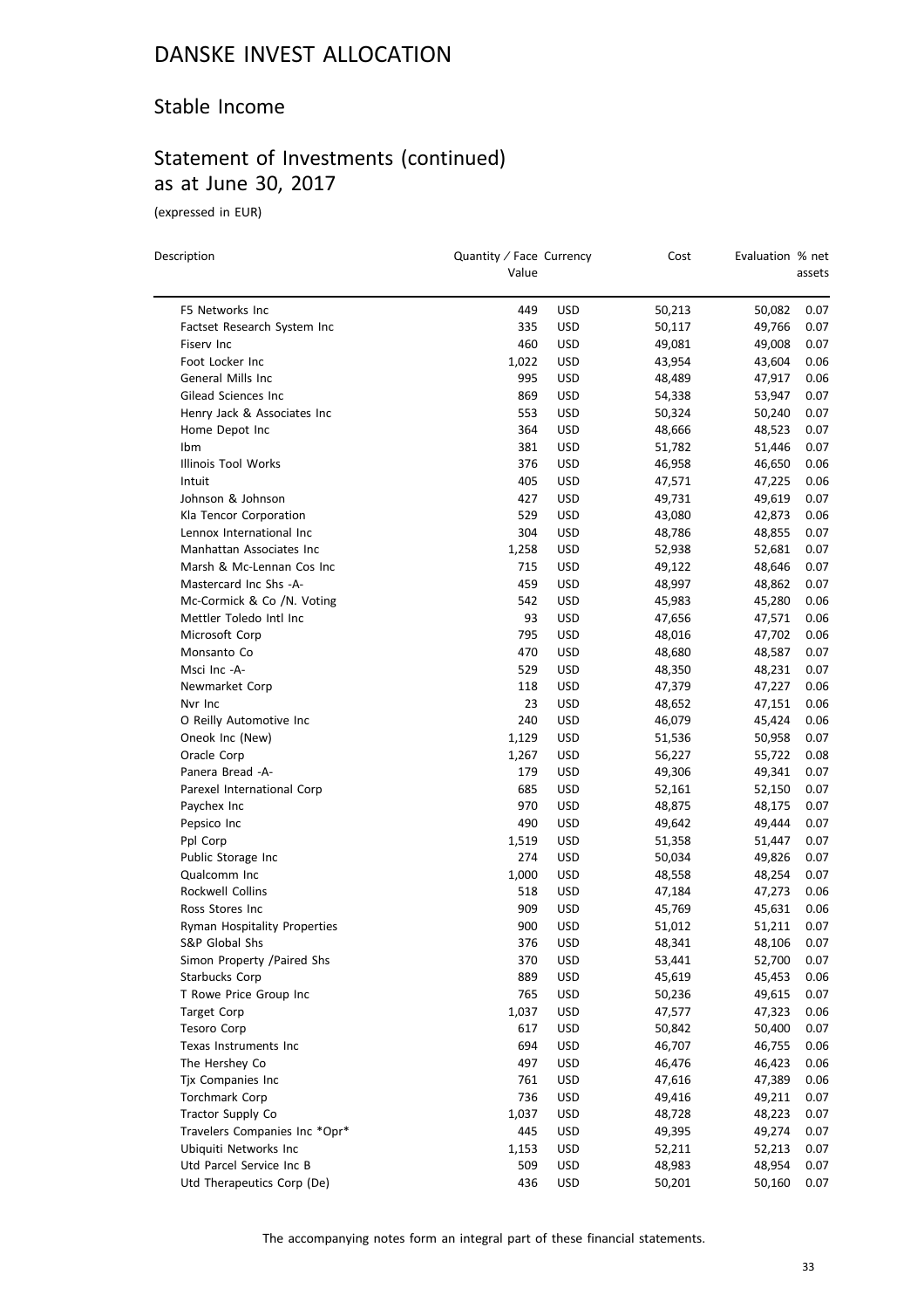# DANSKE INVEST ALLOCATION

## Stable Income

## Statement of Investments (continued) as at June 30, 2017

(expressed in EUR)

| Description | Quantity / Face Value | Currency | Cost | Evaluation | % net assets |
|---|---|---|---|---|---|
| F5 Networks Inc | 449 | USD | 50,213 | 50,082 | 0.07 |
| Factset Research System Inc | 335 | USD | 50,117 | 49,766 | 0.07 |
| Fiserv Inc | 460 | USD | 49,081 | 49,008 | 0.07 |
| Foot Locker Inc | 1,022 | USD | 43,954 | 43,604 | 0.06 |
| General Mills Inc | 995 | USD | 48,489 | 47,917 | 0.06 |
| Gilead Sciences Inc | 869 | USD | 54,338 | 53,947 | 0.07 |
| Henry Jack & Associates Inc | 553 | USD | 50,324 | 50,240 | 0.07 |
| Home Depot Inc | 364 | USD | 48,666 | 48,523 | 0.07 |
| Ibm | 381 | USD | 51,782 | 51,446 | 0.07 |
| Illinois Tool Works | 376 | USD | 46,958 | 46,650 | 0.06 |
| Intuit | 405 | USD | 47,571 | 47,225 | 0.06 |
| Johnson & Johnson | 427 | USD | 49,731 | 49,619 | 0.07 |
| Kla Tencor Corporation | 529 | USD | 43,080 | 42,873 | 0.06 |
| Lennox International Inc | 304 | USD | 48,786 | 48,855 | 0.07 |
| Manhattan Associates Inc | 1,258 | USD | 52,938 | 52,681 | 0.07 |
| Marsh & Mc-Lennan Cos Inc | 715 | USD | 49,122 | 48,646 | 0.07 |
| Mastercard Inc Shs -A- | 459 | USD | 48,997 | 48,862 | 0.07 |
| Mc-Cormick & Co /N. Voting | 542 | USD | 45,983 | 45,280 | 0.06 |
| Mettler Toledo Intl Inc | 93 | USD | 47,656 | 47,571 | 0.06 |
| Microsoft Corp | 795 | USD | 48,016 | 47,702 | 0.06 |
| Monsanto Co | 470 | USD | 48,680 | 48,587 | 0.07 |
| Msci Inc -A- | 529 | USD | 48,350 | 48,231 | 0.07 |
| Newmarket Corp | 118 | USD | 47,379 | 47,227 | 0.06 |
| Nvr Inc | 23 | USD | 48,652 | 47,151 | 0.06 |
| O Reilly Automotive Inc | 240 | USD | 46,079 | 45,424 | 0.06 |
| Oneok Inc (New) | 1,129 | USD | 51,536 | 50,958 | 0.07 |
| Oracle Corp | 1,267 | USD | 56,227 | 55,722 | 0.08 |
| Panera Bread -A- | 179 | USD | 49,306 | 49,341 | 0.07 |
| Parexel International Corp | 685 | USD | 52,161 | 52,150 | 0.07 |
| Paychex Inc | 970 | USD | 48,875 | 48,175 | 0.07 |
| Pepsico Inc | 490 | USD | 49,642 | 49,444 | 0.07 |
| Ppl Corp | 1,519 | USD | 51,358 | 51,447 | 0.07 |
| Public Storage Inc | 274 | USD | 50,034 | 49,826 | 0.07 |
| Qualcomm Inc | 1,000 | USD | 48,558 | 48,254 | 0.07 |
| Rockwell Collins | 518 | USD | 47,184 | 47,273 | 0.06 |
| Ross Stores Inc | 909 | USD | 45,769 | 45,631 | 0.06 |
| Ryman Hospitality Properties | 900 | USD | 51,012 | 51,211 | 0.07 |
| S&P Global Shs | 376 | USD | 48,341 | 48,106 | 0.07 |
| Simon Property /Paired Shs | 370 | USD | 53,441 | 52,700 | 0.07 |
| Starbucks Corp | 889 | USD | 45,619 | 45,453 | 0.06 |
| T Rowe Price Group Inc | 765 | USD | 50,236 | 49,615 | 0.07 |
| Target Corp | 1,037 | USD | 47,577 | 47,323 | 0.06 |
| Tesoro Corp | 617 | USD | 50,842 | 50,400 | 0.07 |
| Texas Instruments Inc | 694 | USD | 46,707 | 46,755 | 0.06 |
| The Hershey Co | 497 | USD | 46,476 | 46,423 | 0.06 |
| Tjx Companies Inc | 761 | USD | 47,616 | 47,389 | 0.06 |
| Torchmark Corp | 736 | USD | 49,416 | 49,211 | 0.07 |
| Tractor Supply Co | 1,037 | USD | 48,728 | 48,223 | 0.07 |
| Travelers Companies Inc *Opr* | 445 | USD | 49,395 | 49,274 | 0.07 |
| Ubiquiti Networks Inc | 1,153 | USD | 52,211 | 52,213 | 0.07 |
| Utd Parcel Service Inc B | 509 | USD | 48,983 | 48,954 | 0.07 |
| Utd Therapeutics Corp (De) | 436 | USD | 50,201 | 50,160 | 0.07 |

The accompanying notes form an integral part of these financial statements.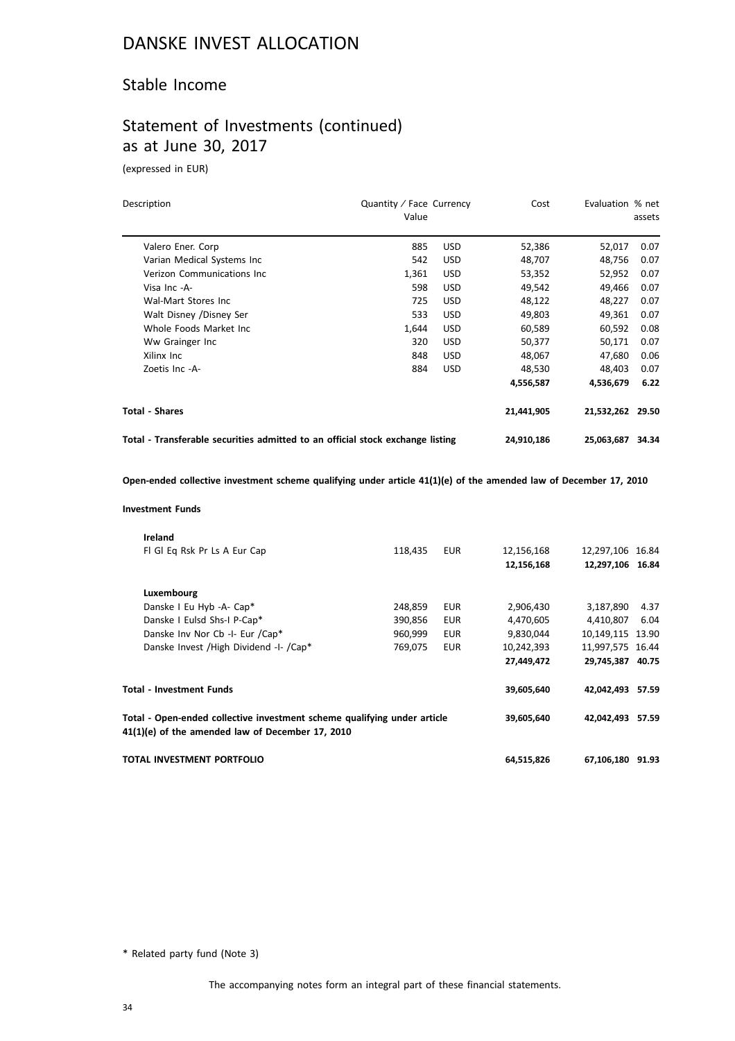# DANSKE INVEST ALLOCATION

## Stable Income

## Statement of Investments (continued) as at June 30, 2017

(expressed in EUR)

| Description | Quantity / Face Value | Currency | Cost | Evaluation | % net assets |
|---|---|---|---|---|---|
| Valero Ener. Corp | 885 | USD | 52,386 | 52,017 | 0.07 |
| Varian Medical Systems Inc | 542 | USD | 48,707 | 48,756 | 0.07 |
| Verizon Communications Inc | 1,361 | USD | 53,352 | 52,952 | 0.07 |
| Visa Inc -A- | 598 | USD | 49,542 | 49,466 | 0.07 |
| Wal-Mart Stores Inc | 725 | USD | 48,122 | 48,227 | 0.07 |
| Walt Disney /Disney Ser | 533 | USD | 49,803 | 49,361 | 0.07 |
| Whole Foods Market Inc | 1,644 | USD | 60,589 | 60,592 | 0.08 |
| Ww Grainger Inc | 320 | USD | 50,377 | 50,171 | 0.07 |
| Xilinx Inc | 848 | USD | 48,067 | 47,680 | 0.06 |
| Zoetis Inc -A- | 884 | USD | 48,530 | 48,403 | 0.07 |
| | | | **4,556,587** | **4,536,679** | **6.22** |
| **Total - Shares** | | | **21,441,905** | **21,532,262** | **29.50** |
| **Total - Transferable securities admitted to an official stock exchange listing** | | | **24,910,186** | **25,063,687** | **34.34** |

**Open-ended collective investment scheme qualifying under article 41(1)(e) of the amended law of December 17, 2010**

**Investment Funds**

| Description | Quantity / Face Value | Currency | Cost | Evaluation | % net assets |
|---|---|---|---|---|---|
| **Ireland** | | | | | |
| Fl Gl Eq Rsk Pr Ls A Eur Cap | 118,435 | EUR | 12,156,168 | 12,297,106 | 16.84 |
| | | | **12,156,168** | **12,297,106** | **16.84** |
| **Luxembourg** | | | | | |
| Danske I Eu Hyb -A- Cap* | 248,859 | EUR | 2,906,430 | 3,187,890 | 4.37 |
| Danske I Eulsd Shs-I P-Cap* | 390,856 | EUR | 4,470,605 | 4,410,807 | 6.04 |
| Danske Inv Nor Cb -I- Eur /Cap* | 960,999 | EUR | 9,830,044 | 10,149,115 | 13.90 |
| Danske Invest /High Dividend -I- /Cap* | 769,075 | EUR | 10,242,393 | 11,997,575 | 16.44 |
| | | | **27,449,472** | **29,745,387** | **40.75** |
| **Total - Investment Funds** | | | **39,605,640** | **42,042,493** | **57.59** |
| **Total - Open-ended collective investment scheme qualifying under article 41(1)(e) of the amended law of December 17, 2010** | | | **39,605,640** | **42,042,493** | **57.59** |
| **TOTAL INVESTMENT PORTFOLIO** | | | **64,515,826** | **67,106,180** | **91.93** |

\* Related party fund (Note 3)

The accompanying notes form an integral part of these financial statements.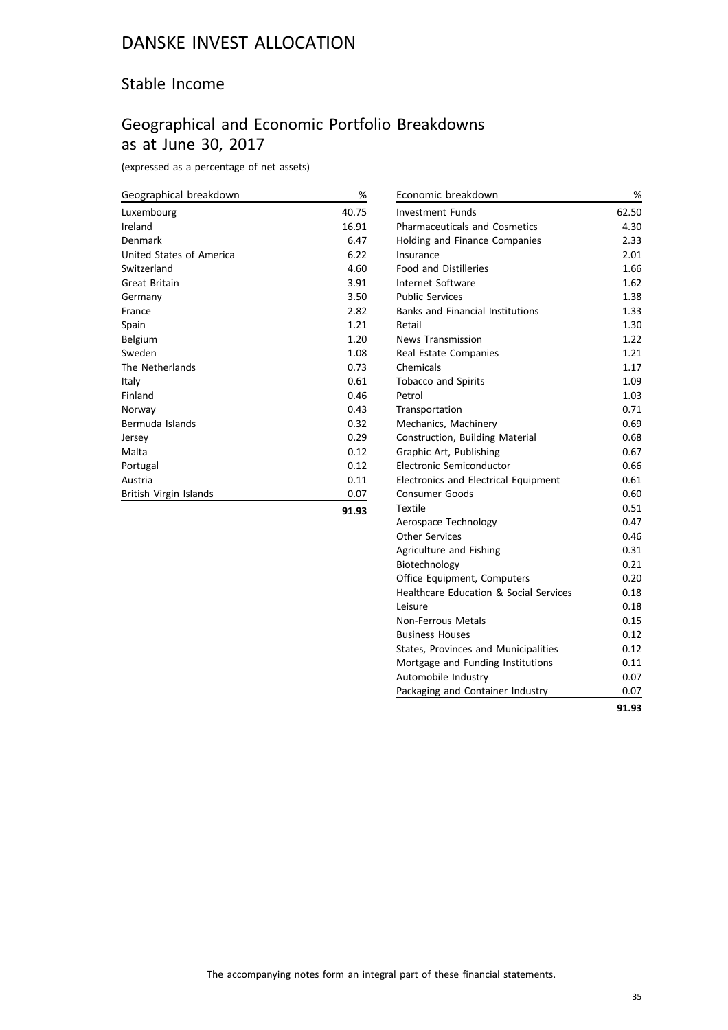# DANSKE INVEST ALLOCATION

## Stable Income

## Geographical and Economic Portfolio Breakdowns as at June 30, 2017

(expressed as a percentage of net assets)

| Geographical breakdown | % |
|---|---|
| Luxembourg | 40.75 |
| Ireland | 16.91 |
| Denmark | 6.47 |
| United States of America | 6.22 |
| Switzerland | 4.60 |
| Great Britain | 3.91 |
| Germany | 3.50 |
| France | 2.82 |
| Spain | 1.21 |
| Belgium | 1.20 |
| Sweden | 1.08 |
| The Netherlands | 0.73 |
| Italy | 0.61 |
| Finland | 0.46 |
| Norway | 0.43 |
| Bermuda Islands | 0.32 |
| Jersey | 0.29 |
| Malta | 0.12 |
| Portugal | 0.12 |
| Austria | 0.11 |
| British Virgin Islands | 0.07 |
| | **91.93** |

| Economic breakdown | % |
|---|---|
| Investment Funds | 62.50 |
| Pharmaceuticals and Cosmetics | 4.30 |
| Holding and Finance Companies | 2.33 |
| Insurance | 2.01 |
| Food and Distilleries | 1.66 |
| Internet Software | 1.62 |
| Public Services | 1.38 |
| Banks and Financial Institutions | 1.33 |
| Retail | 1.30 |
| News Transmission | 1.22 |
| Real Estate Companies | 1.21 |
| Chemicals | 1.17 |
| Tobacco and Spirits | 1.09 |
| Petrol | 1.03 |
| Transportation | 0.71 |
| Mechanics, Machinery | 0.69 |
| Construction, Building Material | 0.68 |
| Graphic Art, Publishing | 0.67 |
| Electronic Semiconductor | 0.66 |
| Electronics and Electrical Equipment | 0.61 |
| Consumer Goods | 0.60 |
| Textile | 0.51 |
| Aerospace Technology | 0.47 |
| Other Services | 0.46 |
| Agriculture and Fishing | 0.31 |
| Biotechnology | 0.21 |
| Office Equipment, Computers | 0.20 |
| Healthcare Education & Social Services | 0.18 |
| Leisure | 0.18 |
| Non-Ferrous Metals | 0.15 |
| Business Houses | 0.12 |
| States, Provinces and Municipalities | 0.12 |
| Mortgage and Funding Institutions | 0.11 |
| Automobile Industry | 0.07 |
| Packaging and Container Industry | 0.07 |
| | **91.93** |

The accompanying notes form an integral part of these financial statements.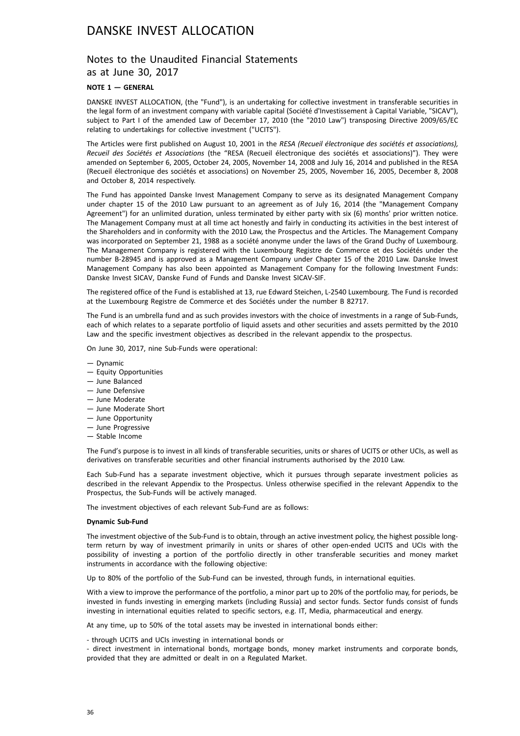# DANSKE INVEST ALLOCATION

## Notes to the Unaudited Financial Statements as at June 30, 2017

### NOTE 1 — GENERAL

DANSKE INVEST ALLOCATION, (the "Fund"), is an undertaking for collective investment in transferable securities in the legal form of an investment company with variable capital (Société d'Investissement à Capital Variable, "SICAV"), subject to Part I of the amended Law of December 17, 2010 (the "2010 Law") transposing Directive 2009/65/EC relating to undertakings for collective investment ("UCITS").

The Articles were first published on August 10, 2001 in the *RESA (Recueil électronique des sociétés et associations), Recueil des Sociétés et Associations* (the "RESA (Recueil électronique des sociétés et associations)"). They were amended on September 6, 2005, October 24, 2005, November 14, 2008 and July 16, 2014 and published in the RESA (Recueil électronique des sociétés et associations) on November 25, 2005, November 16, 2005, December 8, 2008 and October 8, 2014 respectively.

The Fund has appointed Danske Invest Management Company to serve as its designated Management Company under chapter 15 of the 2010 Law pursuant to an agreement as of July 16, 2014 (the "Management Company Agreement") for an unlimited duration, unless terminated by either party with six (6) months' prior written notice. The Management Company must at all time act honestly and fairly in conducting its activities in the best interest of the Shareholders and in conformity with the 2010 Law, the Prospectus and the Articles. The Management Company was incorporated on September 21, 1988 as a société anonyme under the laws of the Grand Duchy of Luxembourg. The Management Company is registered with the Luxembourg Registre de Commerce et des Sociétés under the number B-28945 and is approved as a Management Company under Chapter 15 of the 2010 Law. Danske Invest Management Company has also been appointed as Management Company for the following Investment Funds: Danske Invest SICAV, Danske Fund of Funds and Danske Invest SICAV-SIF.

The registered office of the Fund is established at 13, rue Edward Steichen, L-2540 Luxembourg. The Fund is recorded at the Luxembourg Registre de Commerce et des Sociétés under the number B 82717.

The Fund is an umbrella fund and as such provides investors with the choice of investments in a range of Sub-Funds, each of which relates to a separate portfolio of liquid assets and other securities and assets permitted by the 2010 Law and the specific investment objectives as described in the relevant appendix to the prospectus.

On June 30, 2017, nine Sub-Funds were operational:

— Dynamic
— Equity Opportunities
— June Balanced
— June Defensive
— June Moderate
— June Moderate Short
— June Opportunity
— June Progressive
— Stable Income

The Fund's purpose is to invest in all kinds of transferable securities, units or shares of UCITS or other UCIs, as well as derivatives on transferable securities and other financial instruments authorised by the 2010 Law.

Each Sub-Fund has a separate investment objective, which it pursues through separate investment policies as described in the relevant Appendix to the Prospectus. Unless otherwise specified in the relevant Appendix to the Prospectus, the Sub-Funds will be actively managed.

The investment objectives of each relevant Sub-Fund are as follows:

**Dynamic Sub-Fund**

The investment objective of the Sub-Fund is to obtain, through an active investment policy, the highest possible long-term return by way of investment primarily in units or shares of other open-ended UCITS and UCIs with the possibility of investing a portion of the portfolio directly in other transferable securities and money market instruments in accordance with the following objective:

Up to 80% of the portfolio of the Sub-Fund can be invested, through funds, in international equities.

With a view to improve the performance of the portfolio, a minor part up to 20% of the portfolio may, for periods, be invested in funds investing in emerging markets (including Russia) and sector funds. Sector funds consist of funds investing in international equities related to specific sectors, e.g. IT, Media, pharmaceutical and energy.

At any time, up to 50% of the total assets may be invested in international bonds either:

- through UCITS and UCIs investing in international bonds or
- direct investment in international bonds, mortgage bonds, money market instruments and corporate bonds, provided that they are admitted or dealt in on a Regulated Market.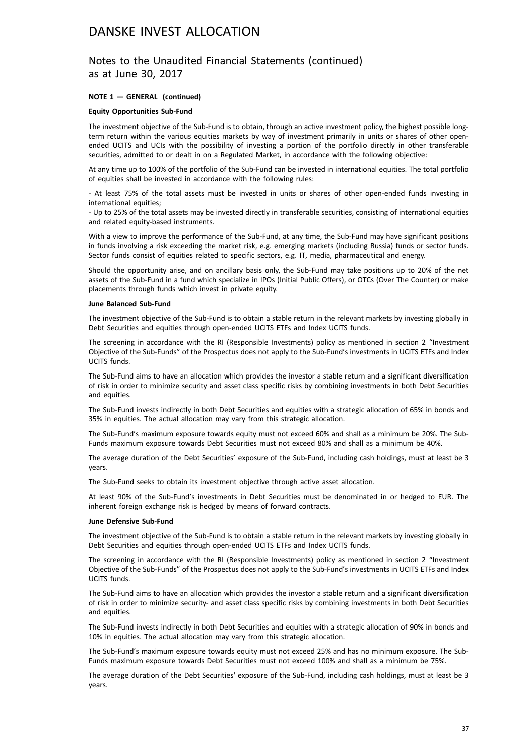# DANSKE INVEST ALLOCATION

## Notes to the Unaudited Financial Statements (continued) as at June 30, 2017

**NOTE 1 — GENERAL (continued)**

**Equity Opportunities Sub-Fund**

The investment objective of the Sub-Fund is to obtain, through an active investment policy, the highest possible long-term return within the various equities markets by way of investment primarily in units or shares of other open-ended UCITS and UCIs with the possibility of investing a portion of the portfolio directly in other transferable securities, admitted to or dealt in on a Regulated Market, in accordance with the following objective:

At any time up to 100% of the portfolio of the Sub-Fund can be invested in international equities. The total portfolio of equities shall be invested in accordance with the following rules:

- At least 75% of the total assets must be invested in units or shares of other open-ended funds investing in international equities;
- Up to 25% of the total assets may be invested directly in transferable securities, consisting of international equities and related equity-based instruments.

With a view to improve the performance of the Sub-Fund, at any time, the Sub-Fund may have significant positions in funds involving a risk exceeding the market risk, e.g. emerging markets (including Russia) funds or sector funds. Sector funds consist of equities related to specific sectors, e.g. IT, media, pharmaceutical and energy.

Should the opportunity arise, and on ancillary basis only, the Sub-Fund may take positions up to 20% of the net assets of the Sub-Fund in a fund which specialize in IPOs (Initial Public Offers), or OTCs (Over The Counter) or make placements through funds which invest in private equity.

**June Balanced Sub-Fund**

The investment objective of the Sub-Fund is to obtain a stable return in the relevant markets by investing globally in Debt Securities and equities through open-ended UCITS ETFs and Index UCITS funds.

The screening in accordance with the RI (Responsible Investments) policy as mentioned in section 2 "Investment Objective of the Sub-Funds" of the Prospectus does not apply to the Sub-Fund's investments in UCITS ETFs and Index UCITS funds.

The Sub-Fund aims to have an allocation which provides the investor a stable return and a significant diversification of risk in order to minimize security and asset class specific risks by combining investments in both Debt Securities and equities.

The Sub-Fund invests indirectly in both Debt Securities and equities with a strategic allocation of 65% in bonds and 35% in equities. The actual allocation may vary from this strategic allocation.

The Sub-Fund's maximum exposure towards equity must not exceed 60% and shall as a minimum be 20%. The Sub-Funds maximum exposure towards Debt Securities must not exceed 80% and shall as a minimum be 40%.

The average duration of the Debt Securities' exposure of the Sub-Fund, including cash holdings, must at least be 3 years.

The Sub-Fund seeks to obtain its investment objective through active asset allocation.

At least 90% of the Sub-Fund's investments in Debt Securities must be denominated in or hedged to EUR. The inherent foreign exchange risk is hedged by means of forward contracts.

**June Defensive Sub-Fund**

The investment objective of the Sub-Fund is to obtain a stable return in the relevant markets by investing globally in Debt Securities and equities through open-ended UCITS ETFs and Index UCITS funds.

The screening in accordance with the RI (Responsible Investments) policy as mentioned in section 2 "Investment Objective of the Sub-Funds" of the Prospectus does not apply to the Sub-Fund's investments in UCITS ETFs and Index UCITS funds.

The Sub-Fund aims to have an allocation which provides the investor a stable return and a significant diversification of risk in order to minimize security- and asset class specific risks by combining investments in both Debt Securities and equities.

The Sub-Fund invests indirectly in both Debt Securities and equities with a strategic allocation of 90% in bonds and 10% in equities. The actual allocation may vary from this strategic allocation.

The Sub-Fund's maximum exposure towards equity must not exceed 25% and has no minimum exposure. The Sub-Funds maximum exposure towards Debt Securities must not exceed 100% and shall as a minimum be 75%.

The average duration of the Debt Securities' exposure of the Sub-Fund, including cash holdings, must at least be 3 years.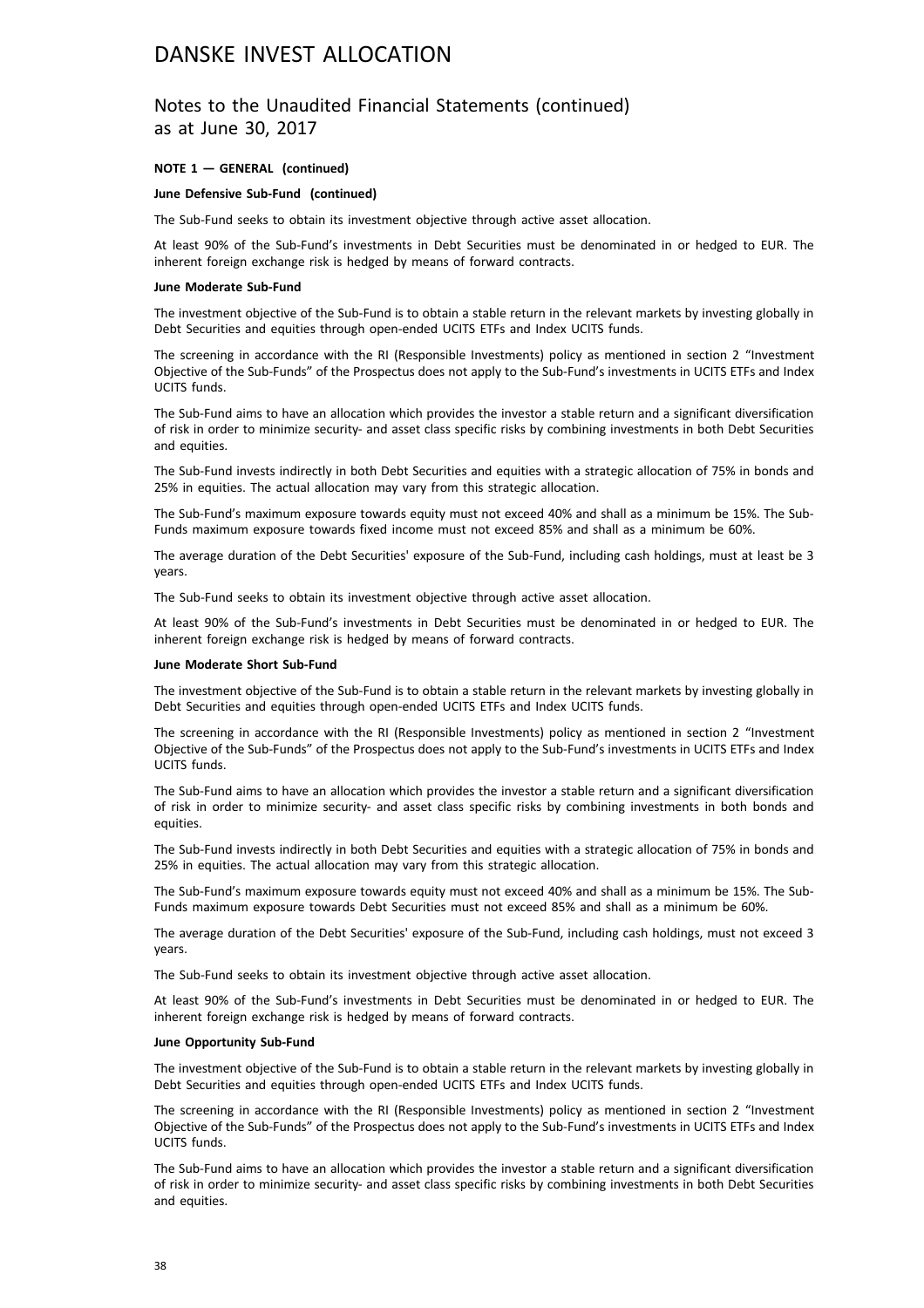## Notes to the Unaudited Financial Statements (continued) as at June 30, 2017

**NOTE 1 — GENERAL (continued)**

**June Defensive Sub-Fund (continued)**

The Sub-Fund seeks to obtain its investment objective through active asset allocation.

At least 90% of the Sub-Fund's investments in Debt Securities must be denominated in or hedged to EUR. The inherent foreign exchange risk is hedged by means of forward contracts.

**June Moderate Sub-Fund**

The investment objective of the Sub-Fund is to obtain a stable return in the relevant markets by investing globally in Debt Securities and equities through open-ended UCITS ETFs and Index UCITS funds.

The screening in accordance with the RI (Responsible Investments) policy as mentioned in section 2 "Investment Objective of the Sub-Funds" of the Prospectus does not apply to the Sub-Fund's investments in UCITS ETFs and Index UCITS funds.

The Sub-Fund aims to have an allocation which provides the investor a stable return and a significant diversification of risk in order to minimize security- and asset class specific risks by combining investments in both Debt Securities and equities.

The Sub-Fund invests indirectly in both Debt Securities and equities with a strategic allocation of 75% in bonds and 25% in equities. The actual allocation may vary from this strategic allocation.

The Sub-Fund's maximum exposure towards equity must not exceed 40% and shall as a minimum be 15%. The Sub-Funds maximum exposure towards fixed income must not exceed 85% and shall as a minimum be 60%.

The average duration of the Debt Securities' exposure of the Sub-Fund, including cash holdings, must at least be 3 years.

The Sub-Fund seeks to obtain its investment objective through active asset allocation.

At least 90% of the Sub-Fund's investments in Debt Securities must be denominated in or hedged to EUR. The inherent foreign exchange risk is hedged by means of forward contracts.

**June Moderate Short Sub-Fund**

The investment objective of the Sub-Fund is to obtain a stable return in the relevant markets by investing globally in Debt Securities and equities through open-ended UCITS ETFs and Index UCITS funds.

The screening in accordance with the RI (Responsible Investments) policy as mentioned in section 2 "Investment Objective of the Sub-Funds" of the Prospectus does not apply to the Sub-Fund's investments in UCITS ETFs and Index UCITS funds.

The Sub-Fund aims to have an allocation which provides the investor a stable return and a significant diversification of risk in order to minimize security- and asset class specific risks by combining investments in both bonds and equities.

The Sub-Fund invests indirectly in both Debt Securities and equities with a strategic allocation of 75% in bonds and 25% in equities. The actual allocation may vary from this strategic allocation.

The Sub-Fund's maximum exposure towards equity must not exceed 40% and shall as a minimum be 15%. The Sub-Funds maximum exposure towards Debt Securities must not exceed 85% and shall as a minimum be 60%.

The average duration of the Debt Securities' exposure of the Sub-Fund, including cash holdings, must not exceed 3 years.

The Sub-Fund seeks to obtain its investment objective through active asset allocation.

At least 90% of the Sub-Fund's investments in Debt Securities must be denominated in or hedged to EUR. The inherent foreign exchange risk is hedged by means of forward contracts.

**June Opportunity Sub-Fund**

The investment objective of the Sub-Fund is to obtain a stable return in the relevant markets by investing globally in Debt Securities and equities through open-ended UCITS ETFs and Index UCITS funds.

The screening in accordance with the RI (Responsible Investments) policy as mentioned in section 2 "Investment Objective of the Sub-Funds" of the Prospectus does not apply to the Sub-Fund's investments in UCITS ETFs and Index UCITS funds.

The Sub-Fund aims to have an allocation which provides the investor a stable return and a significant diversification of risk in order to minimize security- and asset class specific risks by combining investments in both Debt Securities and equities.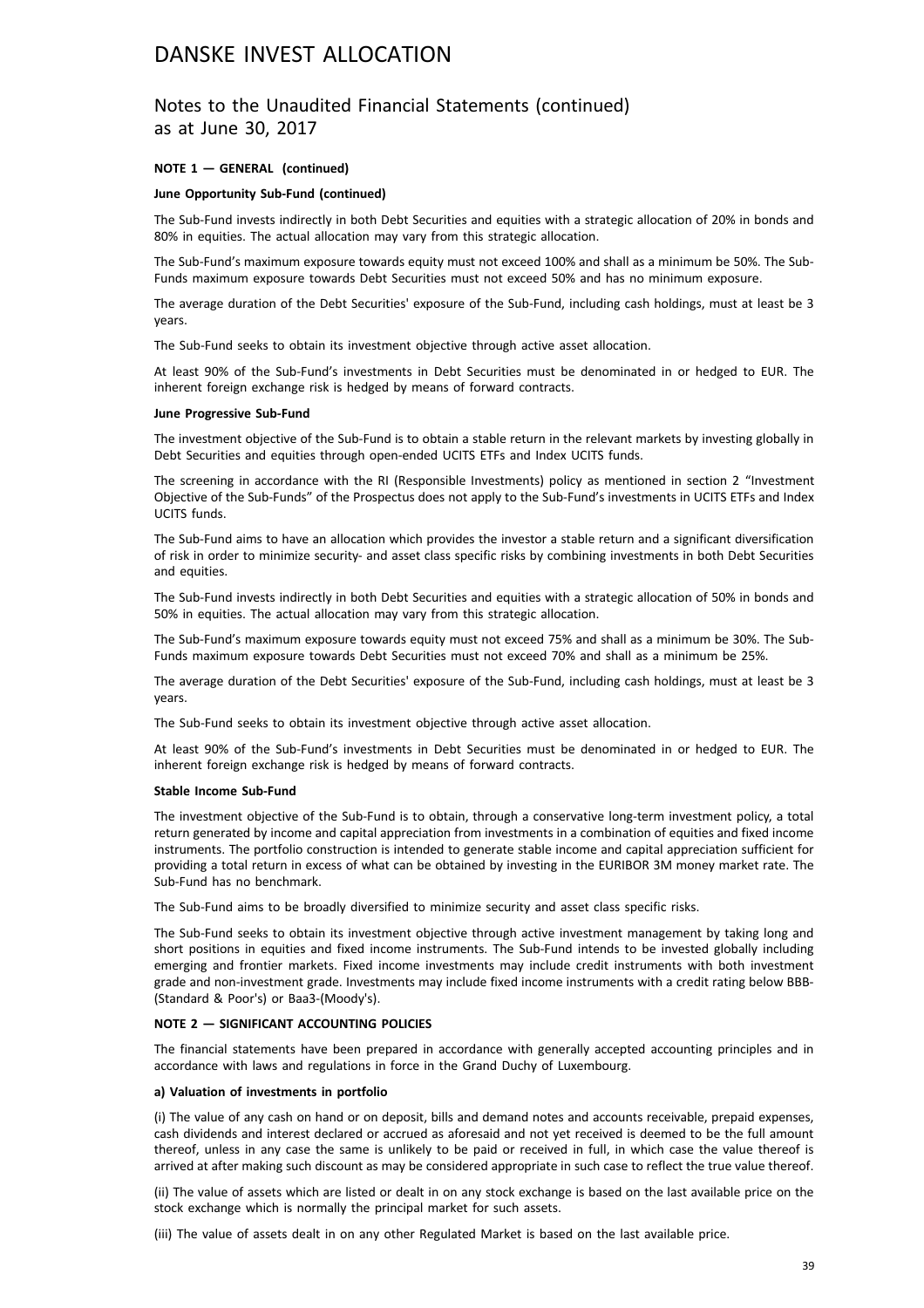**NOTE 1 — GENERAL (continued)**

**June Opportunity Sub-Fund (continued)**

The Sub-Fund invests indirectly in both Debt Securities and equities with a strategic allocation of 20% in bonds and 80% in equities. The actual allocation may vary from this strategic allocation.

The Sub-Fund's maximum exposure towards equity must not exceed 100% and shall as a minimum be 50%. The Sub-Funds maximum exposure towards Debt Securities must not exceed 50% and has no minimum exposure.

The average duration of the Debt Securities' exposure of the Sub-Fund, including cash holdings, must at least be 3 years.

The Sub-Fund seeks to obtain its investment objective through active asset allocation.

At least 90% of the Sub-Fund's investments in Debt Securities must be denominated in or hedged to EUR. The inherent foreign exchange risk is hedged by means of forward contracts.

**June Progressive Sub-Fund**

The investment objective of the Sub-Fund is to obtain a stable return in the relevant markets by investing globally in Debt Securities and equities through open-ended UCITS ETFs and Index UCITS funds.

The screening in accordance with the RI (Responsible Investments) policy as mentioned in section 2 "Investment Objective of the Sub-Funds" of the Prospectus does not apply to the Sub-Fund's investments in UCITS ETFs and Index UCITS funds.

The Sub-Fund aims to have an allocation which provides the investor a stable return and a significant diversification of risk in order to minimize security- and asset class specific risks by combining investments in both Debt Securities and equities.

The Sub-Fund invests indirectly in both Debt Securities and equities with a strategic allocation of 50% in bonds and 50% in equities. The actual allocation may vary from this strategic allocation.

The Sub-Fund's maximum exposure towards equity must not exceed 75% and shall as a minimum be 30%. The Sub-Funds maximum exposure towards Debt Securities must not exceed 70% and shall as a minimum be 25%.

The average duration of the Debt Securities' exposure of the Sub-Fund, including cash holdings, must at least be 3 years.

The Sub-Fund seeks to obtain its investment objective through active asset allocation.

At least 90% of the Sub-Fund's investments in Debt Securities must be denominated in or hedged to EUR. The inherent foreign exchange risk is hedged by means of forward contracts.

**Stable Income Sub-Fund**

The investment objective of the Sub-Fund is to obtain, through a conservative long-term investment policy, a total return generated by income and capital appreciation from investments in a combination of equities and fixed income instruments. The portfolio construction is intended to generate stable income and capital appreciation sufficient for providing a total return in excess of what can be obtained by investing in the EURIBOR 3M money market rate. The Sub-Fund has no benchmark.

The Sub-Fund aims to be broadly diversified to minimize security and asset class specific risks.

The Sub-Fund seeks to obtain its investment objective through active investment management by taking long and short positions in equities and fixed income instruments. The Sub-Fund intends to be invested globally including emerging and frontier markets. Fixed income investments may include credit instruments with both investment grade and non-investment grade. Investments may include fixed income instruments with a credit rating below BBB- (Standard & Poor's) or Baa3-(Moody's).

**NOTE 2 — SIGNIFICANT ACCOUNTING POLICIES**

The financial statements have been prepared in accordance with generally accepted accounting principles and in accordance with laws and regulations in force in the Grand Duchy of Luxembourg.

**a) Valuation of investments in portfolio**

(i) The value of any cash on hand or on deposit, bills and demand notes and accounts receivable, prepaid expenses, cash dividends and interest declared or accrued as aforesaid and not yet received is deemed to be the full amount thereof, unless in any case the same is unlikely to be paid or received in full, in which case the value thereof is arrived at after making such discount as may be considered appropriate in such case to reflect the true value thereof.

(ii) The value of assets which are listed or dealt in on any stock exchange is based on the last available price on the stock exchange which is normally the principal market for such assets.

(iii) The value of assets dealt in on any other Regulated Market is based on the last available price.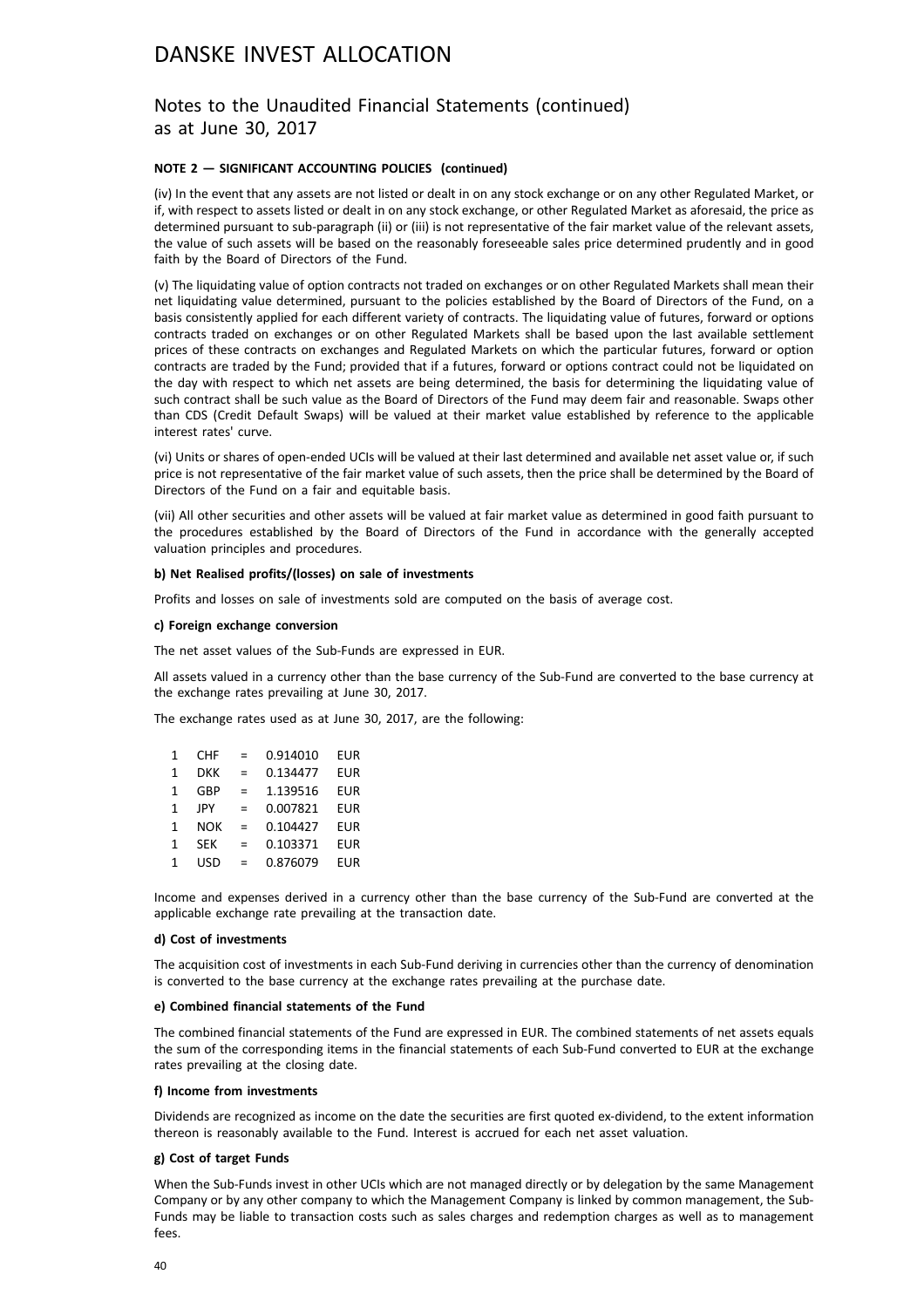# DANSKE INVEST ALLOCATION

## Notes to the Unaudited Financial Statements (continued) as at June 30, 2017

### NOTE 2 — SIGNIFICANT ACCOUNTING POLICIES (continued)

(iv) In the event that any assets are not listed or dealt in on any stock exchange or on any other Regulated Market, or if, with respect to assets listed or dealt in on any stock exchange, or other Regulated Market as aforesaid, the price as determined pursuant to sub-paragraph (ii) or (iii) is not representative of the fair market value of the relevant assets, the value of such assets will be based on the reasonably foreseeable sales price determined prudently and in good faith by the Board of Directors of the Fund.

(v) The liquidating value of option contracts not traded on exchanges or on other Regulated Markets shall mean their net liquidating value determined, pursuant to the policies established by the Board of Directors of the Fund, on a basis consistently applied for each different variety of contracts. The liquidating value of futures, forward or options contracts traded on exchanges or on other Regulated Markets shall be based upon the last available settlement prices of these contracts on exchanges and Regulated Markets on which the particular futures, forward or option contracts are traded by the Fund; provided that if a futures, forward or options contract could not be liquidated on the day with respect to which net assets are being determined, the basis for determining the liquidating value of such contract shall be such value as the Board of Directors of the Fund may deem fair and reasonable. Swaps other than CDS (Credit Default Swaps) will be valued at their market value established by reference to the applicable interest rates' curve.

(vi) Units or shares of open-ended UCIs will be valued at their last determined and available net asset value or, if such price is not representative of the fair market value of such assets, then the price shall be determined by the Board of Directors of the Fund on a fair and equitable basis.

(vii) All other securities and other assets will be valued at fair market value as determined in good faith pursuant to the procedures established by the Board of Directors of the Fund in accordance with the generally accepted valuation principles and procedures.

**b) Net Realised profits/(losses) on sale of investments**

Profits and losses on sale of investments sold are computed on the basis of average cost.

**c) Foreign exchange conversion**

The net asset values of the Sub-Funds are expressed in EUR.

All assets valued in a currency other than the base currency of the Sub-Fund are converted to the base currency at the exchange rates prevailing at June 30, 2017.

The exchange rates used as at June 30, 2017, are the following:

| | | | | |
|---|---|---|---|---|
| 1 | CHF | = | 0.914010 | EUR |
| 1 | DKK | = | 0.134477 | EUR |
| 1 | GBP | = | 1.139516 | EUR |
| 1 | JPY | = | 0.007821 | EUR |
| 1 | NOK | = | 0.104427 | EUR |
| 1 | SEK | = | 0.103371 | EUR |
| 1 | USD | = | 0.876079 | EUR |

Income and expenses derived in a currency other than the base currency of the Sub-Fund are converted at the applicable exchange rate prevailing at the transaction date.

**d) Cost of investments**

The acquisition cost of investments in each Sub-Fund deriving in currencies other than the currency of denomination is converted to the base currency at the exchange rates prevailing at the purchase date.

**e) Combined financial statements of the Fund**

The combined financial statements of the Fund are expressed in EUR. The combined statements of net assets equals the sum of the corresponding items in the financial statements of each Sub-Fund converted to EUR at the exchange rates prevailing at the closing date.

**f) Income from investments**

Dividends are recognized as income on the date the securities are first quoted ex-dividend, to the extent information thereon is reasonably available to the Fund. Interest is accrued for each net asset valuation.

**g) Cost of target Funds**

When the Sub-Funds invest in other UCIs which are not managed directly or by delegation by the same Management Company or by any other company to which the Management Company is linked by common management, the Sub-Funds may be liable to transaction costs such as sales charges and redemption charges as well as to management fees.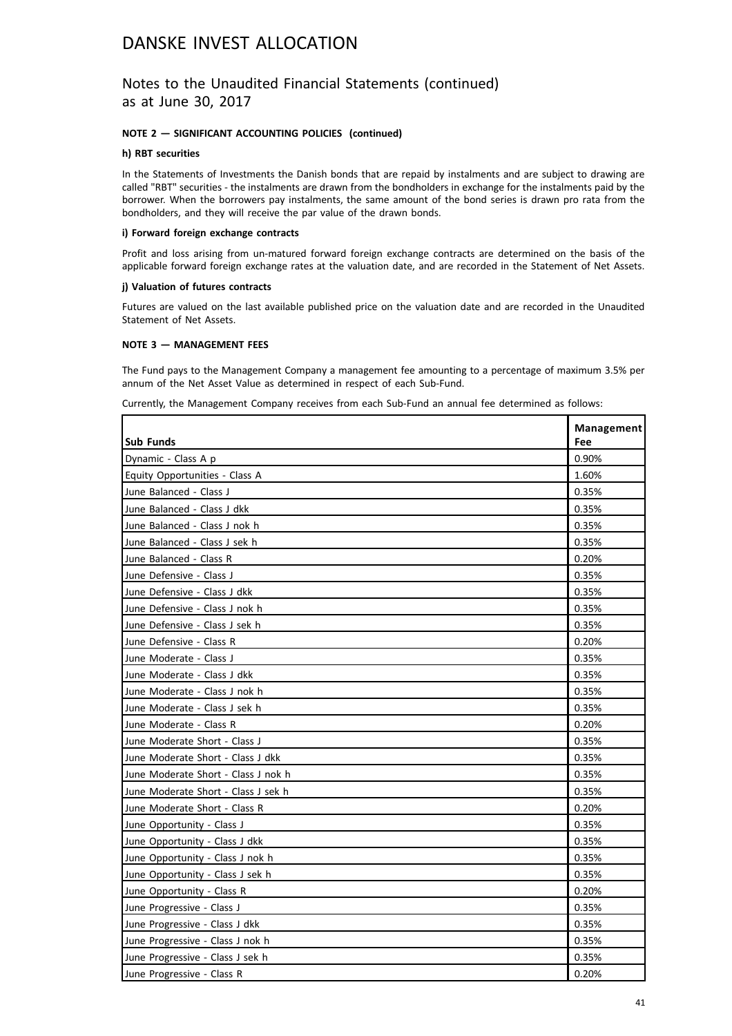# DANSKE INVEST ALLOCATION

## Notes to the Unaudited Financial Statements (continued) as at June 30, 2017

**NOTE 2 — SIGNIFICANT ACCOUNTING POLICIES (continued)**

**h) RBT securities**

In the Statements of Investments the Danish bonds that are repaid by instalments and are subject to drawing are called "RBT" securities - the instalments are drawn from the bondholders in exchange for the instalments paid by the borrower. When the borrowers pay instalments, the same amount of the bond series is drawn pro rata from the bondholders, and they will receive the par value of the drawn bonds.

**i) Forward foreign exchange contracts**

Profit and loss arising from un-matured forward foreign exchange contracts are determined on the basis of the applicable forward foreign exchange rates at the valuation date, and are recorded in the Statement of Net Assets.

**j) Valuation of futures contracts**

Futures are valued on the last available published price on the valuation date and are recorded in the Unaudited Statement of Net Assets.

**NOTE 3 — MANAGEMENT FEES**

The Fund pays to the Management Company a management fee amounting to a percentage of maximum 3.5% per annum of the Net Asset Value as determined in respect of each Sub-Fund.

Currently, the Management Company receives from each Sub-Fund an annual fee determined as follows:

| Sub Funds | Management Fee |
|---|---|
| Dynamic - Class A p | 0.90% |
| Equity Opportunities - Class A | 1.60% |
| June Balanced - Class J | 0.35% |
| June Balanced - Class J dkk | 0.35% |
| June Balanced - Class J nok h | 0.35% |
| June Balanced - Class J sek h | 0.35% |
| June Balanced - Class R | 0.20% |
| June Defensive - Class J | 0.35% |
| June Defensive - Class J dkk | 0.35% |
| June Defensive - Class J nok h | 0.35% |
| June Defensive - Class J sek h | 0.35% |
| June Defensive - Class R | 0.20% |
| June Moderate - Class J | 0.35% |
| June Moderate - Class J dkk | 0.35% |
| June Moderate - Class J nok h | 0.35% |
| June Moderate - Class J sek h | 0.35% |
| June Moderate - Class R | 0.20% |
| June Moderate Short - Class J | 0.35% |
| June Moderate Short - Class J dkk | 0.35% |
| June Moderate Short - Class J nok h | 0.35% |
| June Moderate Short - Class J sek h | 0.35% |
| June Moderate Short - Class R | 0.20% |
| June Opportunity - Class J | 0.35% |
| June Opportunity - Class J dkk | 0.35% |
| June Opportunity - Class J nok h | 0.35% |
| June Opportunity - Class J sek h | 0.35% |
| June Opportunity - Class R | 0.20% |
| June Progressive - Class J | 0.35% |
| June Progressive - Class J dkk | 0.35% |
| June Progressive - Class J nok h | 0.35% |
| June Progressive - Class J sek h | 0.35% |
| June Progressive - Class R | 0.20% |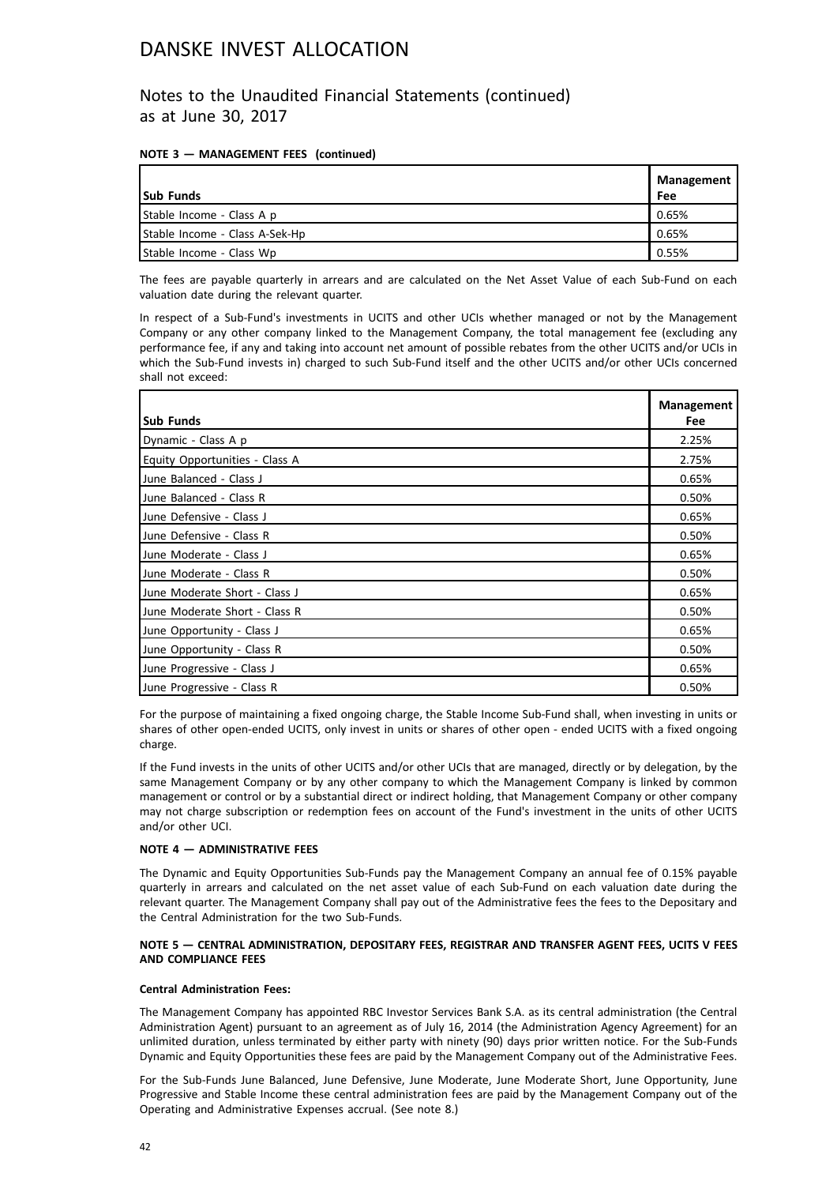# DANSKE INVEST ALLOCATION

## Notes to the Unaudited Financial Statements (continued) as at June 30, 2017

**NOTE 3 — MANAGEMENT FEES (continued)**

| Sub Funds | Management Fee |
|---|---|
| Stable Income - Class A p | 0.65% |
| Stable Income - Class A-Sek-Hp | 0.65% |
| Stable Income - Class Wp | 0.55% |

The fees are payable quarterly in arrears and are calculated on the Net Asset Value of each Sub-Fund on each valuation date during the relevant quarter.

In respect of a Sub-Fund's investments in UCITS and other UCIs whether managed or not by the Management Company or any other company linked to the Management Company, the total management fee (excluding any performance fee, if any and taking into account net amount of possible rebates from the other UCITS and/or UCIs in which the Sub-Fund invests in) charged to such Sub-Fund itself and the other UCITS and/or other UCIs concerned shall not exceed:

| Sub Funds | Management Fee |
|---|---|
| Dynamic - Class A p | 2.25% |
| Equity Opportunities - Class A | 2.75% |
| June Balanced - Class J | 0.65% |
| June Balanced - Class R | 0.50% |
| June Defensive - Class J | 0.65% |
| June Defensive - Class R | 0.50% |
| June Moderate - Class J | 0.65% |
| June Moderate - Class R | 0.50% |
| June Moderate Short - Class J | 0.65% |
| June Moderate Short - Class R | 0.50% |
| June Opportunity - Class J | 0.65% |
| June Opportunity - Class R | 0.50% |
| June Progressive - Class J | 0.65% |
| June Progressive - Class R | 0.50% |

For the purpose of maintaining a fixed ongoing charge, the Stable Income Sub-Fund shall, when investing in units or shares of other open-ended UCITS, only invest in units or shares of other open - ended UCITS with a fixed ongoing charge.

If the Fund invests in the units of other UCITS and/or other UCIs that are managed, directly or by delegation, by the same Management Company or by any other company to which the Management Company is linked by common management or control or by a substantial direct or indirect holding, that Management Company or other company may not charge subscription or redemption fees on account of the Fund's investment in the units of other UCITS and/or other UCI.

**NOTE 4 — ADMINISTRATIVE FEES**

The Dynamic and Equity Opportunities Sub-Funds pay the Management Company an annual fee of 0.15% payable quarterly in arrears and calculated on the net asset value of each Sub-Fund on each valuation date during the relevant quarter. The Management Company shall pay out of the Administrative fees the fees to the Depositary and the Central Administration for the two Sub-Funds.

**NOTE 5 — CENTRAL ADMINISTRATION, DEPOSITARY FEES, REGISTRAR AND TRANSFER AGENT FEES, UCITS V FEES AND COMPLIANCE FEES**

**Central Administration Fees:**

The Management Company has appointed RBC Investor Services Bank S.A. as its central administration (the Central Administration Agent) pursuant to an agreement as of July 16, 2014 (the Administration Agency Agreement) for an unlimited duration, unless terminated by either party with ninety (90) days prior written notice. For the Sub-Funds Dynamic and Equity Opportunities these fees are paid by the Management Company out of the Administrative Fees.

For the Sub-Funds June Balanced, June Defensive, June Moderate, June Moderate Short, June Opportunity, June Progressive and Stable Income these central administration fees are paid by the Management Company out of the Operating and Administrative Expenses accrual. (See note 8.)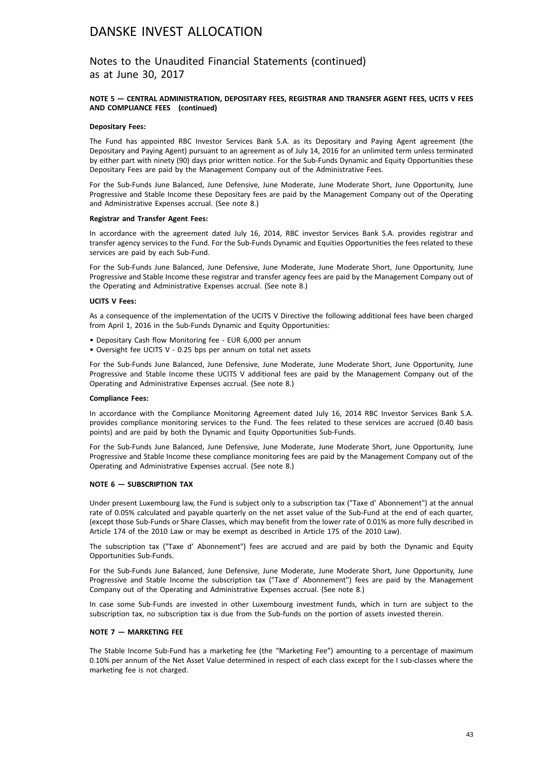# DANSKE INVEST ALLOCATION

## Notes to the Unaudited Financial Statements (continued) as at June 30, 2017

#### NOTE 5 — CENTRAL ADMINISTRATION, DEPOSITARY FEES, REGISTRAR AND TRANSFER AGENT FEES, UCITS V FEES AND COMPLIANCE FEES (continued)

**Depositary Fees:**

The Fund has appointed RBC Investor Services Bank S.A. as its Depositary and Paying Agent agreement (the Depositary and Paying Agent) pursuant to an agreement as of July 14, 2016 for an unlimited term unless terminated by either part with ninety (90) days prior written notice. For the Sub-Funds Dynamic and Equity Opportunities these Depositary Fees are paid by the Management Company out of the Administrative Fees.

For the Sub-Funds June Balanced, June Defensive, June Moderate, June Moderate Short, June Opportunity, June Progressive and Stable Income these Depositary fees are paid by the Management Company out of the Operating and Administrative Expenses accrual. (See note 8.)

**Registrar and Transfer Agent Fees:**

In accordance with the agreement dated July 16, 2014, RBC investor Services Bank S.A. provides registrar and transfer agency services to the Fund. For the Sub-Funds Dynamic and Equities Opportunities the fees related to these services are paid by each Sub-Fund.

For the Sub-Funds June Balanced, June Defensive, June Moderate, June Moderate Short, June Opportunity, June Progressive and Stable Income these registrar and transfer agency fees are paid by the Management Company out of the Operating and Administrative Expenses accrual. (See note 8.)

**UCITS V Fees:**

As a consequence of the implementation of the UCITS V Directive the following additional fees have been charged from April 1, 2016 in the Sub-Funds Dynamic and Equity Opportunities:

- Depositary Cash flow Monitoring fee - EUR 6,000 per annum
- Oversight fee UCITS V - 0.25 bps per annum on total net assets

For the Sub-Funds June Balanced, June Defensive, June Moderate, June Moderate Short, June Opportunity, June Progressive and Stable Income these UCITS V additional fees are paid by the Management Company out of the Operating and Administrative Expenses accrual. (See note 8.)

**Compliance Fees:**

In accordance with the Compliance Monitoring Agreement dated July 16, 2014 RBC Investor Services Bank S.A. provides compliance monitoring services to the Fund. The fees related to these services are accrued (0.40 basis points) and are paid by both the Dynamic and Equity Opportunities Sub-Funds.

For the Sub-Funds June Balanced, June Defensive, June Moderate, June Moderate Short, June Opportunity, June Progressive and Stable Income these compliance monitoring fees are paid by the Management Company out of the Operating and Administrative Expenses accrual. (See note 8.)

#### NOTE 6 — SUBSCRIPTION TAX

Under present Luxembourg law, the Fund is subject only to a subscription tax ("Taxe d' Abonnement") at the annual rate of 0.05% calculated and payable quarterly on the net asset value of the Sub-Fund at the end of each quarter, (except those Sub-Funds or Share Classes, which may benefit from the lower rate of 0.01% as more fully described in Article 174 of the 2010 Law or may be exempt as described in Article 175 of the 2010 Law).

The subscription tax ("Taxe d' Abonnement") fees are accrued and are paid by both the Dynamic and Equity Opportunities Sub-Funds.

For the Sub-Funds June Balanced, June Defensive, June Moderate, June Moderate Short, June Opportunity, June Progressive and Stable Income the subscription tax ("Taxe d' Abonnement") fees are paid by the Management Company out of the Operating and Administrative Expenses accrual. (See note 8.)

In case some Sub-Funds are invested in other Luxembourg investment funds, which in turn are subject to the subscription tax, no subscription tax is due from the Sub-funds on the portion of assets invested therein.

#### NOTE 7 — MARKETING FEE

The Stable Income Sub-Fund has a marketing fee (the "Marketing Fee") amounting to a percentage of maximum 0.10% per annum of the Net Asset Value determined in respect of each class except for the I sub-classes where the marketing fee is not charged.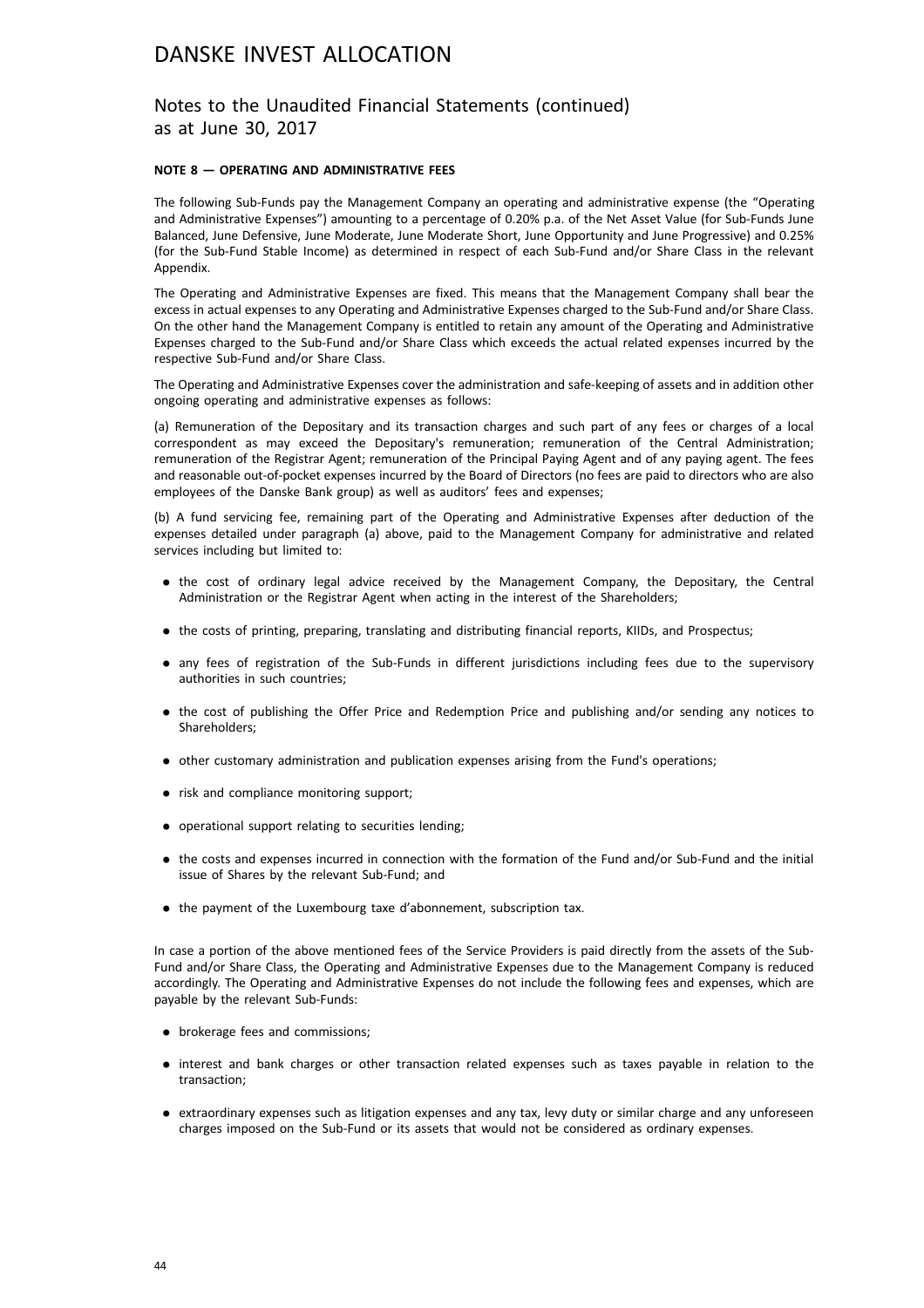# DANSKE INVEST ALLOCATION

## Notes to the Unaudited Financial Statements (continued) as at June 30, 2017

### NOTE 8 — OPERATING AND ADMINISTRATIVE FEES

The following Sub-Funds pay the Management Company an operating and administrative expense (the "Operating and Administrative Expenses") amounting to a percentage of 0.20% p.a. of the Net Asset Value (for Sub-Funds June Balanced, June Defensive, June Moderate, June Moderate Short, June Opportunity and June Progressive) and 0.25% (for the Sub-Fund Stable Income) as determined in respect of each Sub-Fund and/or Share Class in the relevant Appendix.

The Operating and Administrative Expenses are fixed. This means that the Management Company shall bear the excess in actual expenses to any Operating and Administrative Expenses charged to the Sub-Fund and/or Share Class. On the other hand the Management Company is entitled to retain any amount of the Operating and Administrative Expenses charged to the Sub-Fund and/or Share Class which exceeds the actual related expenses incurred by the respective Sub-Fund and/or Share Class.

The Operating and Administrative Expenses cover the administration and safe-keeping of assets and in addition other ongoing operating and administrative expenses as follows:

(a) Remuneration of the Depositary and its transaction charges and such part of any fees or charges of a local correspondent as may exceed the Depositary's remuneration; remuneration of the Central Administration; remuneration of the Registrar Agent; remuneration of the Principal Paying Agent and of any paying agent. The fees and reasonable out-of-pocket expenses incurred by the Board of Directors (no fees are paid to directors who are also employees of the Danske Bank group) as well as auditors' fees and expenses;

(b) A fund servicing fee, remaining part of the Operating and Administrative Expenses after deduction of the expenses detailed under paragraph (a) above, paid to the Management Company for administrative and related services including but limited to:

- the cost of ordinary legal advice received by the Management Company, the Depositary, the Central Administration or the Registrar Agent when acting in the interest of the Shareholders;
- the costs of printing, preparing, translating and distributing financial reports, KIIDs, and Prospectus;
- any fees of registration of the Sub-Funds in different jurisdictions including fees due to the supervisory authorities in such countries;
- the cost of publishing the Offer Price and Redemption Price and publishing and/or sending any notices to Shareholders;
- other customary administration and publication expenses arising from the Fund's operations;
- risk and compliance monitoring support;
- operational support relating to securities lending;
- the costs and expenses incurred in connection with the formation of the Fund and/or Sub-Fund and the initial issue of Shares by the relevant Sub-Fund; and
- the payment of the Luxembourg taxe d'abonnement, subscription tax.

In case a portion of the above mentioned fees of the Service Providers is paid directly from the assets of the Sub-Fund and/or Share Class, the Operating and Administrative Expenses due to the Management Company is reduced accordingly. The Operating and Administrative Expenses do not include the following fees and expenses, which are payable by the relevant Sub-Funds:

- brokerage fees and commissions;
- interest and bank charges or other transaction related expenses such as taxes payable in relation to the transaction;
- extraordinary expenses such as litigation expenses and any tax, levy duty or similar charge and any unforeseen charges imposed on the Sub-Fund or its assets that would not be considered as ordinary expenses.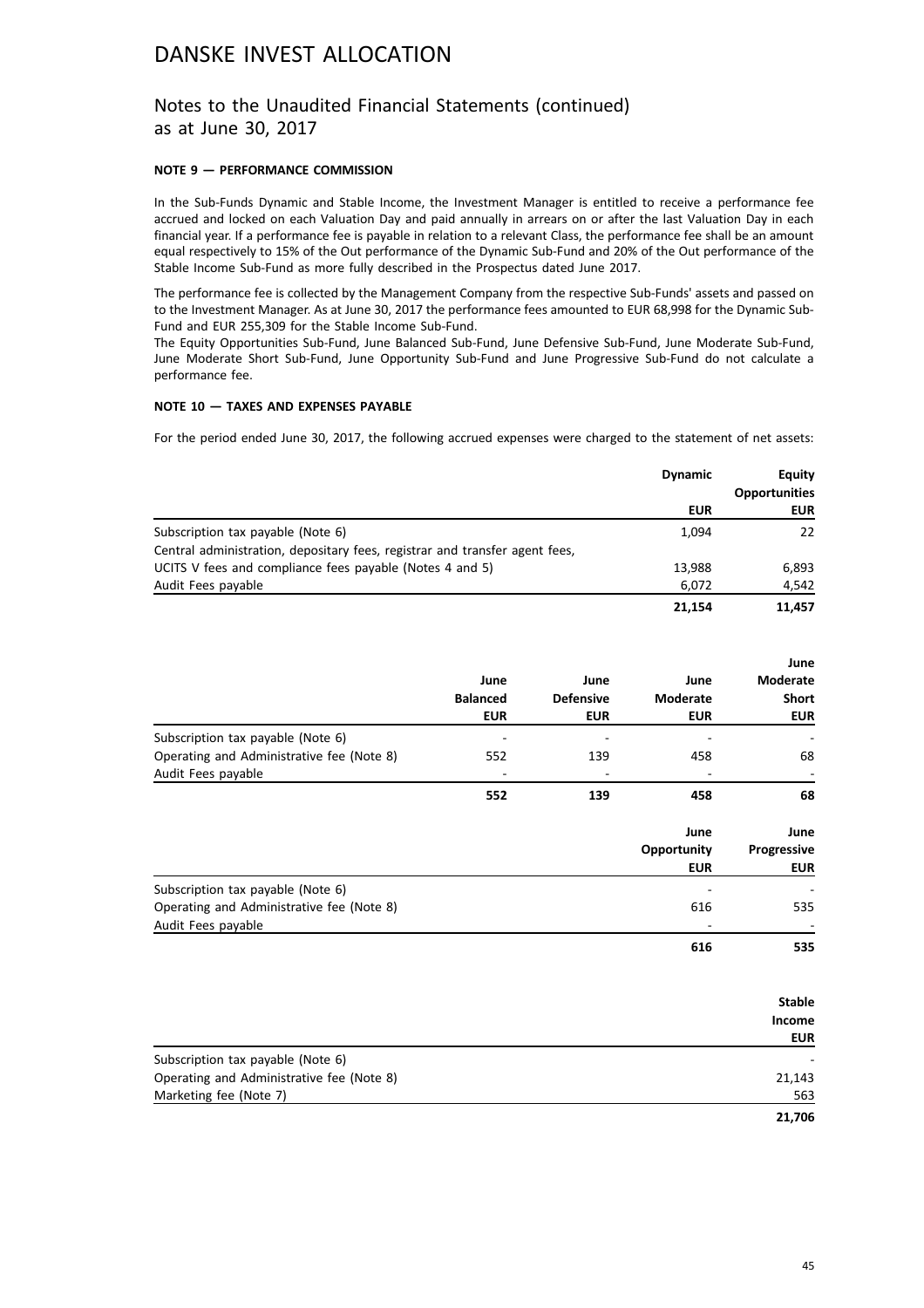# DANSKE INVEST ALLOCATION

## Notes to the Unaudited Financial Statements (continued) as at June 30, 2017

### NOTE 9 — PERFORMANCE COMMISSION

In the Sub-Funds Dynamic and Stable Income, the Investment Manager is entitled to receive a performance fee accrued and locked on each Valuation Day and paid annually in arrears on or after the last Valuation Day in each financial year. If a performance fee is payable in relation to a relevant Class, the performance fee shall be an amount equal respectively to 15% of the Out performance of the Dynamic Sub-Fund and 20% of the Out performance of the Stable Income Sub-Fund as more fully described in the Prospectus dated June 2017.

The performance fee is collected by the Management Company from the respective Sub-Funds' assets and passed on to the Investment Manager. As at June 30, 2017 the performance fees amounted to EUR 68,998 for the Dynamic Sub-Fund and EUR 255,309 for the Stable Income Sub-Fund.

The Equity Opportunities Sub-Fund, June Balanced Sub-Fund, June Defensive Sub-Fund, June Moderate Sub-Fund, June Moderate Short Sub-Fund, June Opportunity Sub-Fund and June Progressive Sub-Fund do not calculate a performance fee.

### NOTE 10 — TAXES AND EXPENSES PAYABLE

For the period ended June 30, 2017, the following accrued expenses were charged to the statement of net assets:

| | Dynamic | Equity Opportunities |
|---|---|---|
| | EUR | EUR |
| Subscription tax payable (Note 6) | 1,094 | 22 |
| Central administration, depositary fees, registrar and transfer agent fees, UCITS V fees and compliance fees payable (Notes 4 and 5) | 13,988 | 6,893 |
| Audit Fees payable | 6,072 | 4,542 |
| | **21,154** | **11,457** |

| | June Balanced | June Defensive | June Moderate | June Moderate Short |
|---|---|---|---|---|
| | EUR | EUR | EUR | EUR |
| Subscription tax payable (Note 6) | - | - | - | - |
| Operating and Administrative fee (Note 8) | 552 | 139 | 458 | 68 |
| Audit Fees payable | - | - | - | - |
| | **552** | **139** | **458** | **68** |

| | June Opportunity | June Progressive |
|---|---|---|
| | EUR | EUR |
| Subscription tax payable (Note 6) | - | - |
| Operating and Administrative fee (Note 8) | 616 | 535 |
| Audit Fees payable | - | - |
| | **616** | **535** |

| | Stable Income |
|---|---|
| | EUR |
| Subscription tax payable (Note 6) | - |
| Operating and Administrative fee (Note 8) | 21,143 |
| Marketing fee (Note 7) | 563 |
| | **21,706** |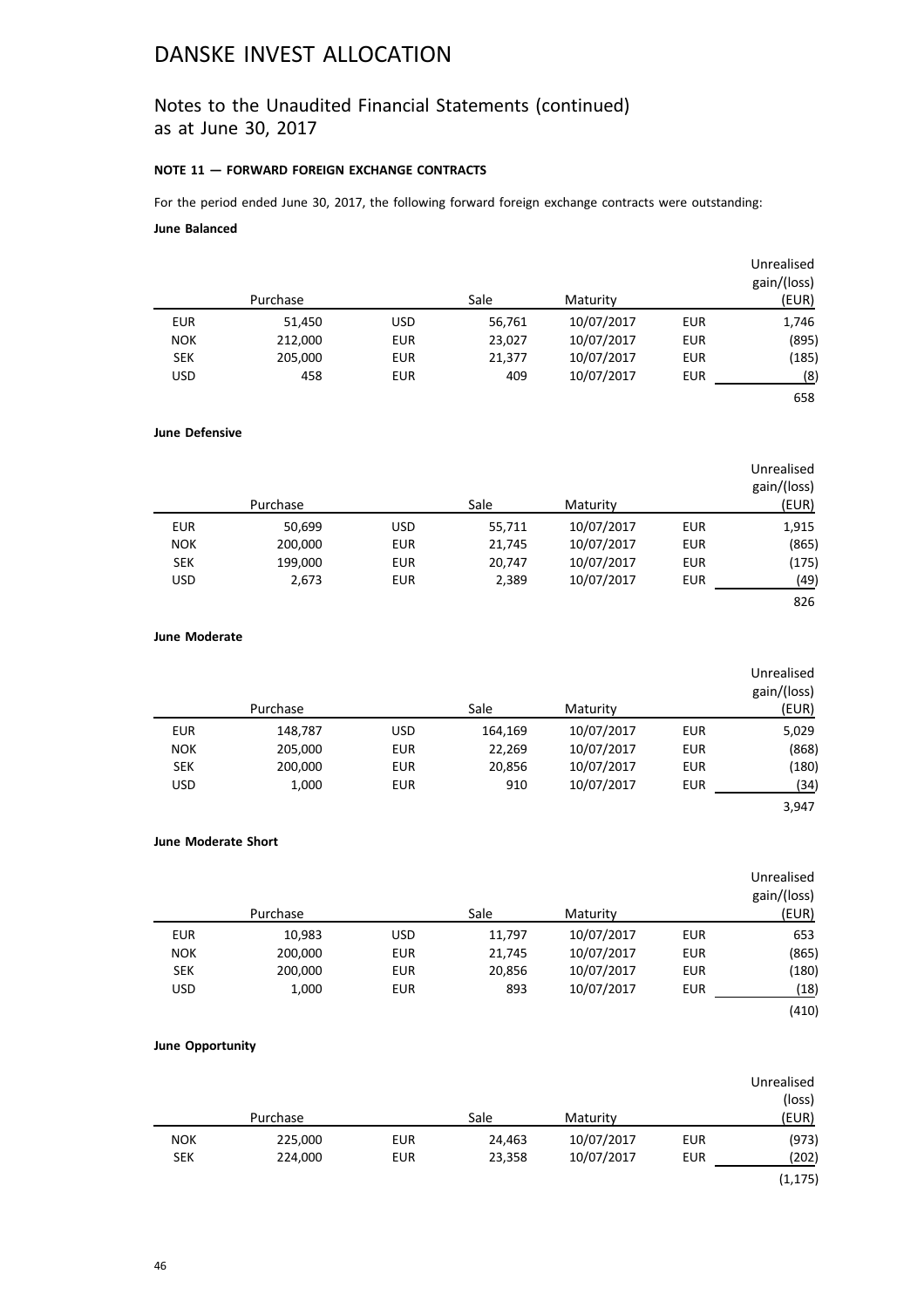# DANSKE INVEST ALLOCATION

## Notes to the Unaudited Financial Statements (continued) as at June 30, 2017

### NOTE 11 — FORWARD FOREIGN EXCHANGE CONTRACTS

For the period ended June 30, 2017, the following forward foreign exchange contracts were outstanding:

**June Balanced**

| | Purchase | | Sale | Maturity | | Unrealised gain/(loss) (EUR) |
|---|---|---|---|---|---|---|
| EUR | 51,450 | USD | 56,761 | 10/07/2017 | EUR | 1,746 |
| NOK | 212,000 | EUR | 23,027 | 10/07/2017 | EUR | (895) |
| SEK | 205,000 | EUR | 21,377 | 10/07/2017 | EUR | (185) |
| USD | 458 | EUR | 409 | 10/07/2017 | EUR | (8) |
| | | | | | | 658 |

**June Defensive**

| | Purchase | | Sale | Maturity | | Unrealised gain/(loss) (EUR) |
|---|---|---|---|---|---|---|
| EUR | 50,699 | USD | 55,711 | 10/07/2017 | EUR | 1,915 |
| NOK | 200,000 | EUR | 21,745 | 10/07/2017 | EUR | (865) |
| SEK | 199,000 | EUR | 20,747 | 10/07/2017 | EUR | (175) |
| USD | 2,673 | EUR | 2,389 | 10/07/2017 | EUR | (49) |
| | | | | | | 826 |

**June Moderate**

| | Purchase | | Sale | Maturity | | Unrealised gain/(loss) (EUR) |
|---|---|---|---|---|---|---|
| EUR | 148,787 | USD | 164,169 | 10/07/2017 | EUR | 5,029 |
| NOK | 205,000 | EUR | 22,269 | 10/07/2017 | EUR | (868) |
| SEK | 200,000 | EUR | 20,856 | 10/07/2017 | EUR | (180) |
| USD | 1,000 | EUR | 910 | 10/07/2017 | EUR | (34) |
| | | | | | | 3,947 |

**June Moderate Short**

| | Purchase | | Sale | Maturity | | Unrealised gain/(loss) (EUR) |
|---|---|---|---|---|---|---|
| EUR | 10,983 | USD | 11,797 | 10/07/2017 | EUR | 653 |
| NOK | 200,000 | EUR | 21,745 | 10/07/2017 | EUR | (865) |
| SEK | 200,000 | EUR | 20,856 | 10/07/2017 | EUR | (180) |
| USD | 1,000 | EUR | 893 | 10/07/2017 | EUR | (18) |
| | | | | | | (410) |

**June Opportunity**

| | Purchase | | Sale | Maturity | | Unrealised (loss) (EUR) |
|---|---|---|---|---|---|---|
| NOK | 225,000 | EUR | 24,463 | 10/07/2017 | EUR | (973) |
| SEK | 224,000 | EUR | 23,358 | 10/07/2017 | EUR | (202) |
| | | | | | | (1,175) |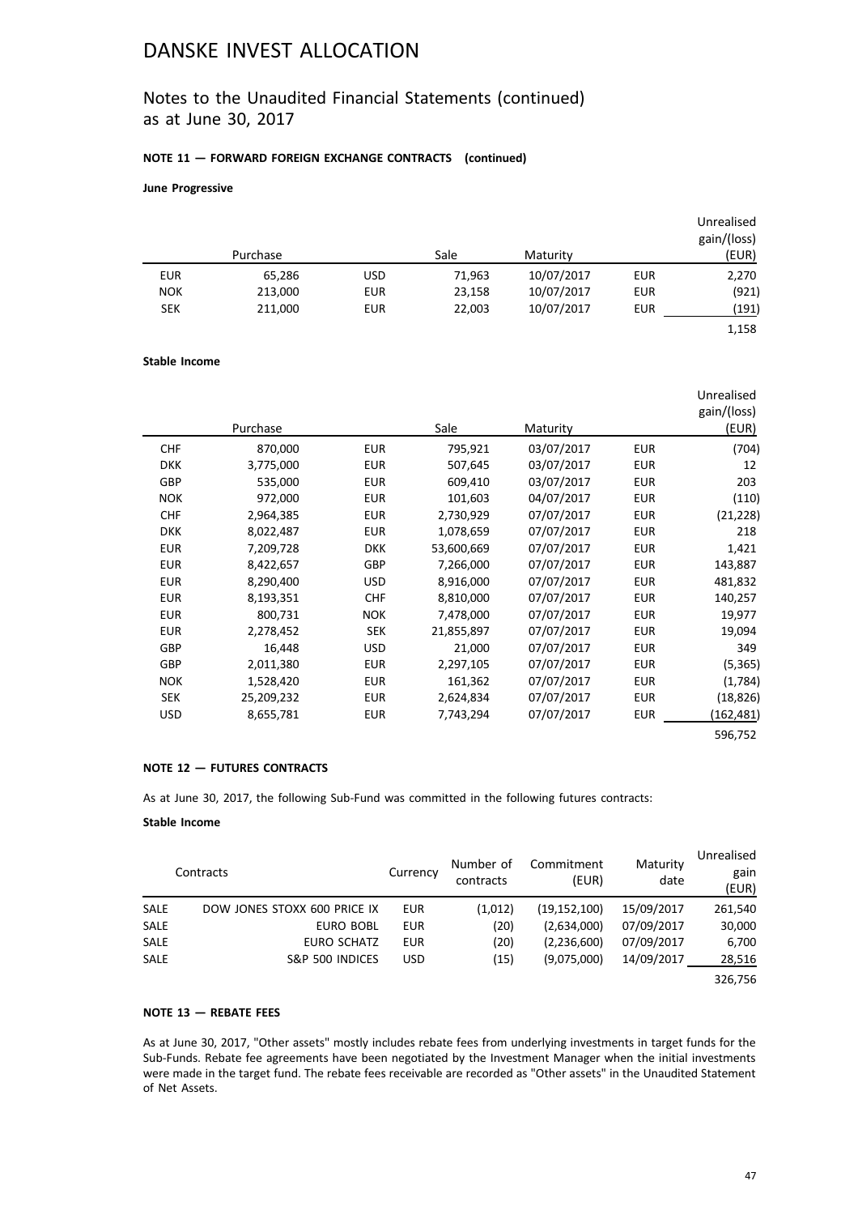# DANSKE INVEST ALLOCATION

## Notes to the Unaudited Financial Statements (continued) as at June 30, 2017

### NOTE 11 — FORWARD FOREIGN EXCHANGE CONTRACTS (continued)

**June Progressive**

| | Purchase | | Sale | Maturity | | Unrealised gain/(loss) (EUR) |
|---|---|---|---|---|---|---|
| EUR | 65,286 | USD | 71,963 | 10/07/2017 | EUR | 2,270 |
| NOK | 213,000 | EUR | 23,158 | 10/07/2017 | EUR | (921) |
| SEK | 211,000 | EUR | 22,003 | 10/07/2017 | EUR | (191) |
| | | | | | | 1,158 |

**Stable Income**

| | Purchase | | Sale | Maturity | | Unrealised gain/(loss) (EUR) |
|---|---|---|---|---|---|---|
| CHF | 870,000 | EUR | 795,921 | 03/07/2017 | EUR | (704) |
| DKK | 3,775,000 | EUR | 507,645 | 03/07/2017 | EUR | 12 |
| GBP | 535,000 | EUR | 609,410 | 03/07/2017 | EUR | 203 |
| NOK | 972,000 | EUR | 101,603 | 04/07/2017 | EUR | (110) |
| CHF | 2,964,385 | EUR | 2,730,929 | 07/07/2017 | EUR | (21,228) |
| DKK | 8,022,487 | EUR | 1,078,659 | 07/07/2017 | EUR | 218 |
| EUR | 7,209,728 | DKK | 53,600,669 | 07/07/2017 | EUR | 1,421 |
| EUR | 8,422,657 | GBP | 7,266,000 | 07/07/2017 | EUR | 143,887 |
| EUR | 8,290,400 | USD | 8,916,000 | 07/07/2017 | EUR | 481,832 |
| EUR | 8,193,351 | CHF | 8,810,000 | 07/07/2017 | EUR | 140,257 |
| EUR | 800,731 | NOK | 7,478,000 | 07/07/2017 | EUR | 19,977 |
| EUR | 2,278,452 | SEK | 21,855,897 | 07/07/2017 | EUR | 19,094 |
| GBP | 16,448 | USD | 21,000 | 07/07/2017 | EUR | 349 |
| GBP | 2,011,380 | EUR | 2,297,105 | 07/07/2017 | EUR | (5,365) |
| NOK | 1,528,420 | EUR | 161,362 | 07/07/2017 | EUR | (1,784) |
| SEK | 25,209,232 | EUR | 2,624,834 | 07/07/2017 | EUR | (18,826) |
| USD | 8,655,781 | EUR | 7,743,294 | 07/07/2017 | EUR | (162,481) |
| | | | | | | 596,752 |

### NOTE 12 — FUTURES CONTRACTS

As at June 30, 2017, the following Sub-Fund was committed in the following futures contracts:

**Stable Income**

| | Contracts | Currency | Number of contracts | Commitment (EUR) | Maturity date | Unrealised gain (EUR) |
|---|---|---|---|---|---|---|
| SALE | DOW JONES STOXX 600 PRICE IX | EUR | (1,012) | (19,152,100) | 15/09/2017 | 261,540 |
| SALE | EURO BOBL | EUR | (20) | (2,634,000) | 07/09/2017 | 30,000 |
| SALE | EURO SCHATZ | EUR | (20) | (2,236,600) | 07/09/2017 | 6,700 |
| SALE | S&P 500 INDICES | USD | (15) | (9,075,000) | 14/09/2017 | 28,516 |
| | | | | | | 326,756 |

### NOTE 13 — REBATE FEES

As at June 30, 2017, "Other assets" mostly includes rebate fees from underlying investments in target funds for the Sub-Funds. Rebate fee agreements have been negotiated by the Investment Manager when the initial investments were made in the target fund. The rebate fees receivable are recorded as "Other assets" in the Unaudited Statement of Net Assets.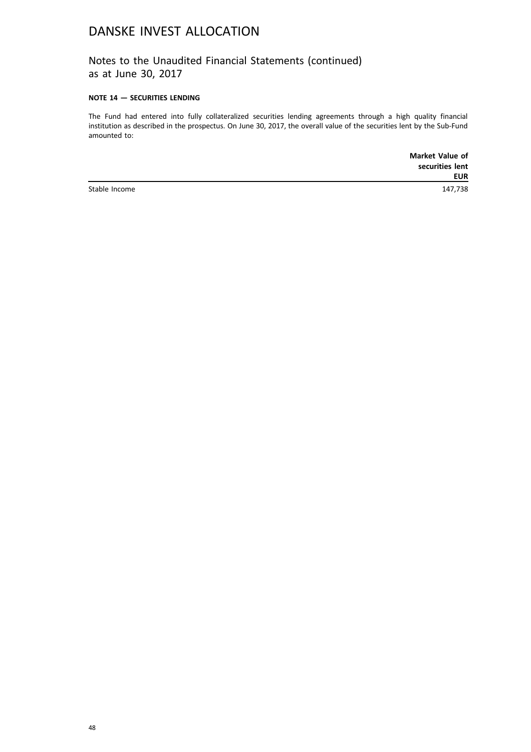# DANSKE INVEST ALLOCATION

## Notes to the Unaudited Financial Statements (continued) as at June 30, 2017

### NOTE 14 — SECURITIES LENDING

The Fund had entered into fully collateralized securities lending agreements through a high quality financial institution as described in the prospectus. On June 30, 2017, the overall value of the securities lent by the Sub-Fund amounted to:

| | Market Value of securities lent EUR |
|---|---|
| Stable Income | 147,738 |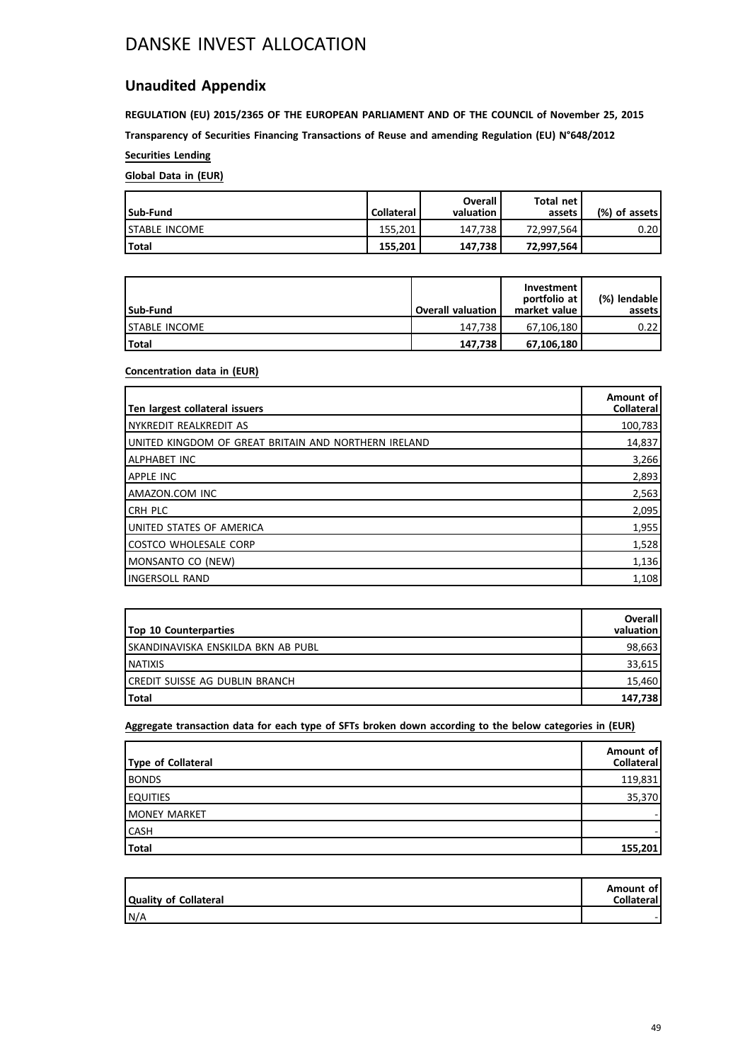# DANSKE INVEST ALLOCATION

## Unaudited Appendix

**REGULATION (EU) 2015/2365 OF THE EUROPEAN PARLIAMENT AND OF THE COUNCIL of November 25, 2015**

**Transparency of Securities Financing Transactions of Reuse and amending Regulation (EU) N°648/2012**

**Securities Lending**

**Global Data in (EUR)**

| Sub-Fund | Collateral | Overall valuation | Total net assets | (%) of assets |
|---|---|---|---|---|
| STABLE INCOME | 155,201 | 147,738 | 72,997,564 | 0.20 |
| **Total** | **155,201** | **147,738** | **72,997,564** | |

| Sub-Fund | Overall valuation | Investment portfolio at market value | (%) lendable assets |
|---|---|---|---|
| STABLE INCOME | 147,738 | 67,106,180 | 0.22 |
| **Total** | **147,738** | **67,106,180** | |

**Concentration data in (EUR)**

| Ten largest collateral issuers | Amount of Collateral |
|---|---|
| NYKREDIT REALKREDIT AS | 100,783 |
| UNITED KINGDOM OF GREAT BRITAIN AND NORTHERN IRELAND | 14,837 |
| ALPHABET INC | 3,266 |
| APPLE INC | 2,893 |
| AMAZON.COM INC | 2,563 |
| CRH PLC | 2,095 |
| UNITED STATES OF AMERICA | 1,955 |
| COSTCO WHOLESALE CORP | 1,528 |
| MONSANTO CO (NEW) | 1,136 |
| INGERSOLL RAND | 1,108 |

| Top 10 Counterparties | Overall valuation |
|---|---|
| SKANDINAVISKA ENSKILDA BKN AB PUBL | 98,663 |
| NATIXIS | 33,615 |
| CREDIT SUISSE AG DUBLIN BRANCH | 15,460 |
| **Total** | **147,738** |

**Aggregate transaction data for each type of SFTs broken down according to the below categories in (EUR)**

| Type of Collateral | Amount of Collateral |
|---|---|
| BONDS | 119,831 |
| EQUITIES | 35,370 |
| MONEY MARKET | - |
| CASH | - |
| **Total** | **155,201** |

| Quality of Collateral | Amount of Collateral |
|---|---|
| N/A | - |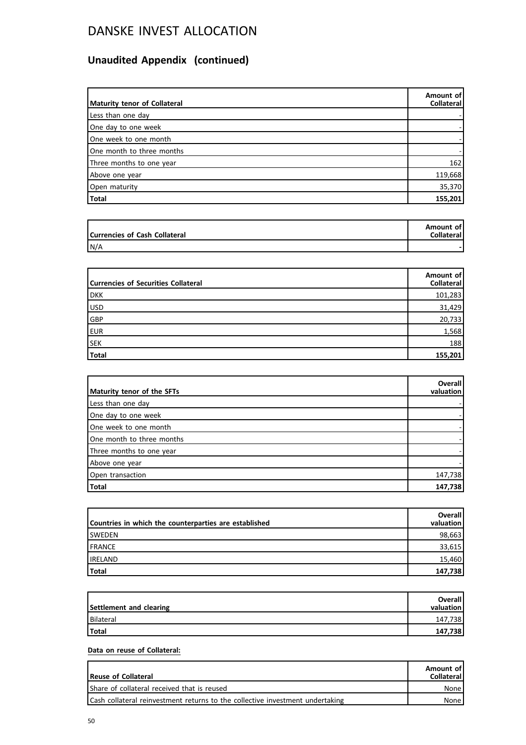# DANSKE INVEST ALLOCATION

## Unaudited Appendix (continued)

| Maturity tenor of Collateral | Amount of Collateral |
|---|---|
| Less than one day | - |
| One day to one week | - |
| One week to one month | - |
| One month to three months | - |
| Three months to one year | 162 |
| Above one year | 119,668 |
| Open maturity | 35,370 |
| **Total** | **155,201** |

| Currencies of Cash Collateral | Amount of Collateral |
|---|---|
| N/A | - |

| Currencies of Securities Collateral | Amount of Collateral |
|---|---|
| DKK | 101,283 |
| USD | 31,429 |
| GBP | 20,733 |
| EUR | 1,568 |
| SEK | 188 |
| **Total** | **155,201** |

| Maturity tenor of the SFTs | Overall valuation |
|---|---|
| Less than one day | - |
| One day to one week | - |
| One week to one month | - |
| One month to three months | - |
| Three months to one year | - |
| Above one year | - |
| Open transaction | 147,738 |
| **Total** | **147,738** |

| Countries in which the counterparties are established | Overall valuation |
|---|---|
| SWEDEN | 98,663 |
| FRANCE | 33,615 |
| IRELAND | 15,460 |
| **Total** | **147,738** |

| Settlement and clearing | Overall valuation |
|---|---|
| Bilateral | 147,738 |
| **Total** | **147,738** |

**Data on reuse of Collateral:**

| Reuse of Collateral | Amount of Collateral |
|---|---|
| Share of collateral received that is reused | None |
| Cash collateral reinvestment returns to the collective investment undertaking | None |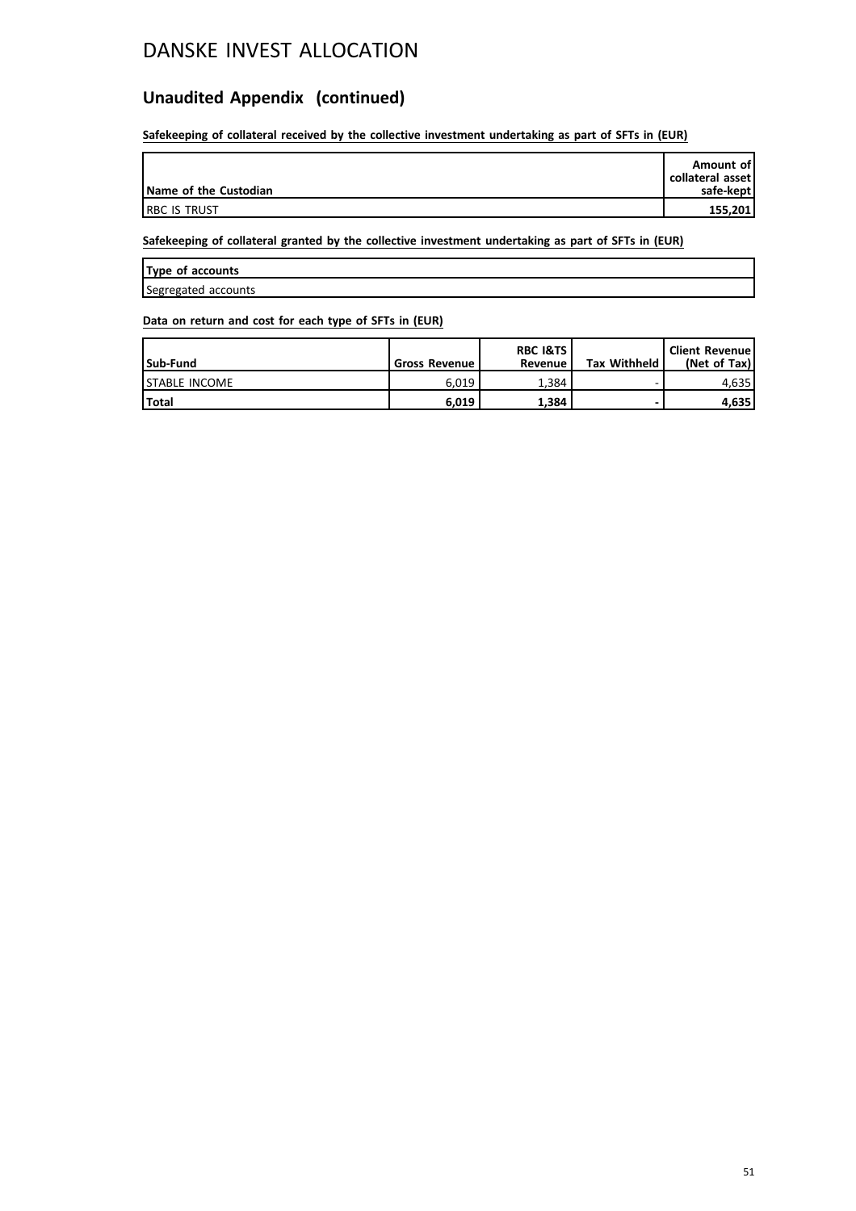# DANSKE INVEST ALLOCATION

## Unaudited Appendix (continued)

**Safekeeping of collateral received by the collective investment undertaking as part of SFTs in (EUR)**

| Name of the Custodian | Amount of collateral asset safe-kept |
|---|---:|
| RBC IS TRUST | **155,201** |

**Safekeeping of collateral granted by the collective investment undertaking as part of SFTs in (EUR)**

| Type of accounts |
|---|
| Segregated accounts |

**Data on return and cost for each type of SFTs in (EUR)**

| Sub-Fund | Gross Revenue | RBC I&TS Revenue | Tax Withheld | Client Revenue (Net of Tax) |
|---|---:|---:|---:|---:|
| STABLE INCOME | 6,019 | 1,384 | - | 4,635 |
| **Total** | **6,019** | **1,384** | **-** | **4,635** |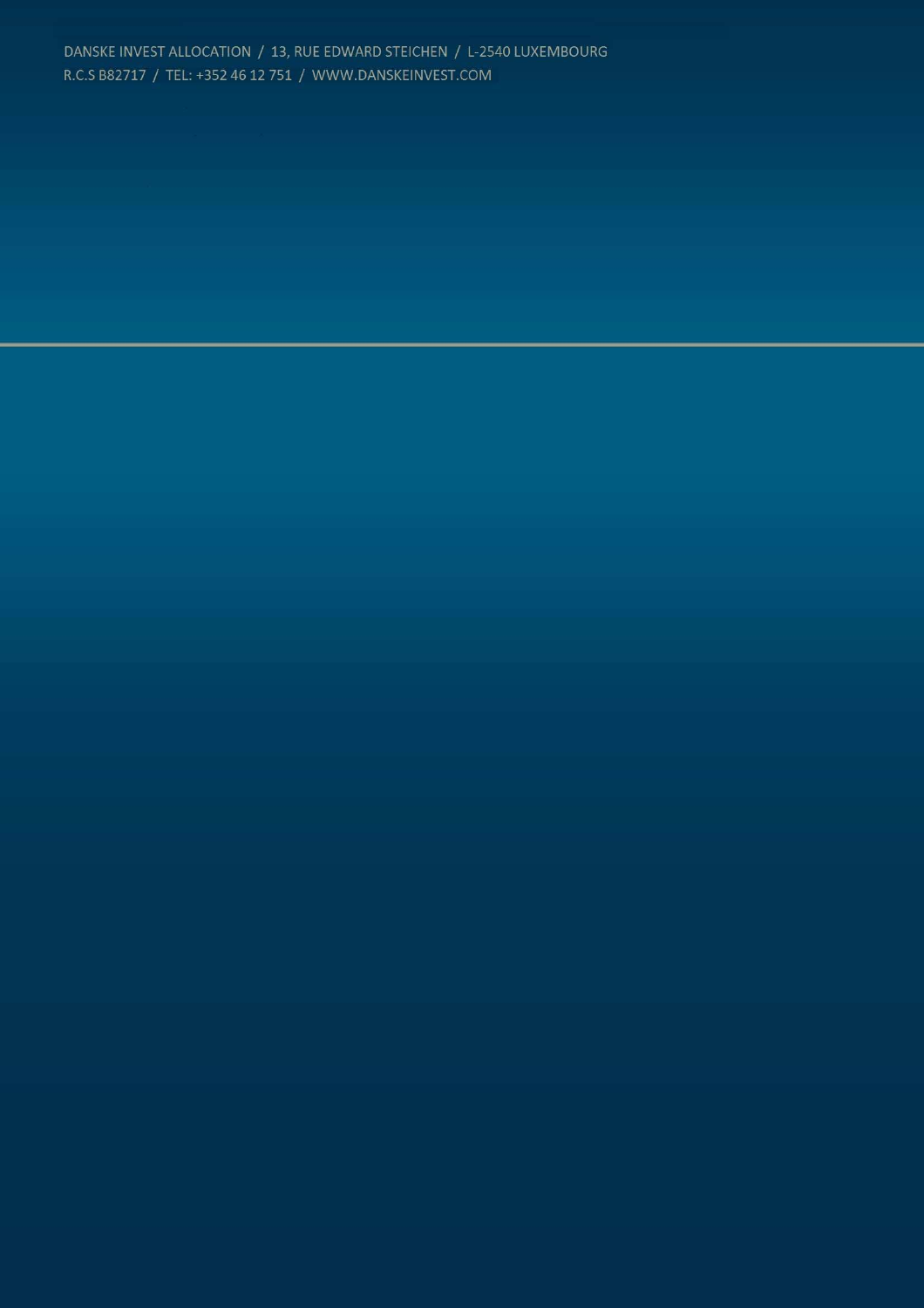DANSKE INVEST ALLOCATION / 13, RUE EDWARD STEICHEN / L-2540 LUXEMBOURG
R.C.S B82717 / TEL: +352 46 12 751 / WWW.DANSKEINVEST.COM